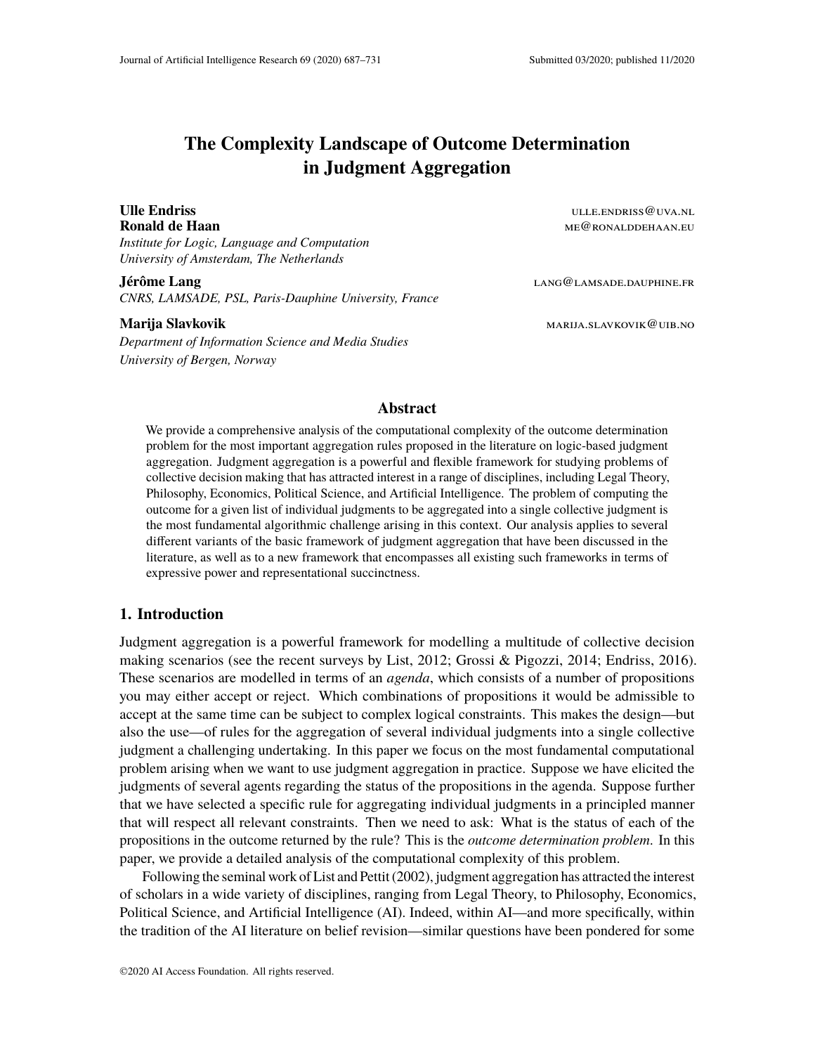# The Complexity Landscape of Outcome Determination in Judgment Aggregation

**Ulle Endriss** ULLE.ENDRISS@UVA.NL
**Ronald de Haan** ME@RONALDDEHAAN.EU
*Institute for Logic, Language and Computation*
*University of Amsterdam, The Netherlands*

**Jérôme Lang** LANG@LAMSADE.DAUPHINE.FR
*CNRS, LAMSADE, PSL, Paris-Dauphine University, France*

**Marija Slavkovik** MARIJA.SLAVKOVIK@UIB.NO
*Department of Information Science and Media Studies*
*University of Bergen, Norway*

## Abstract

We provide a comprehensive analysis of the computational complexity of the outcome determination problem for the most important aggregation rules proposed in the literature on logic-based judgment aggregation. Judgment aggregation is a powerful and flexible framework for studying problems of collective decision making that has attracted interest in a range of disciplines, including Legal Theory, Philosophy, Economics, Political Science, and Artificial Intelligence. The problem of computing the outcome for a given list of individual judgments to be aggregated into a single collective judgment is the most fundamental algorithmic challenge arising in this context. Our analysis applies to several different variants of the basic framework of judgment aggregation that have been discussed in the literature, as well as to a new framework that encompasses all existing such frameworks in terms of expressive power and representational succinctness.

## 1. Introduction

Judgment aggregation is a powerful framework for modelling a multitude of collective decision making scenarios (see the recent surveys by List, 2012; Grossi & Pigozzi, 2014; Endriss, 2016). These scenarios are modelled in terms of an *agenda*, which consists of a number of propositions you may either accept or reject. Which combinations of propositions it would be admissible to accept at the same time can be subject to complex logical constraints. This makes the design—but also the use—of rules for the aggregation of several individual judgments into a single collective judgment a challenging undertaking. In this paper we focus on the most fundamental computational problem arising when we want to use judgment aggregation in practice. Suppose we have elicited the judgments of several agents regarding the status of the propositions in the agenda. Suppose further that we have selected a specific rule for aggregating individual judgments in a principled manner that will respect all relevant constraints. Then we need to ask: What is the status of each of the propositions in the outcome returned by the rule? This is the *outcome determination problem*. In this paper, we provide a detailed analysis of the computational complexity of this problem.

Following the seminal work of List and Pettit (2002), judgment aggregation has attracted the interest of scholars in a wide variety of disciplines, ranging from Legal Theory, to Philosophy, Economics, Political Science, and Artificial Intelligence (AI). Indeed, within AI—and more specifically, within the tradition of the AI literature on belief revision—similar questions have been pondered for some

©2020 AI Access Foundation. All rights reserved.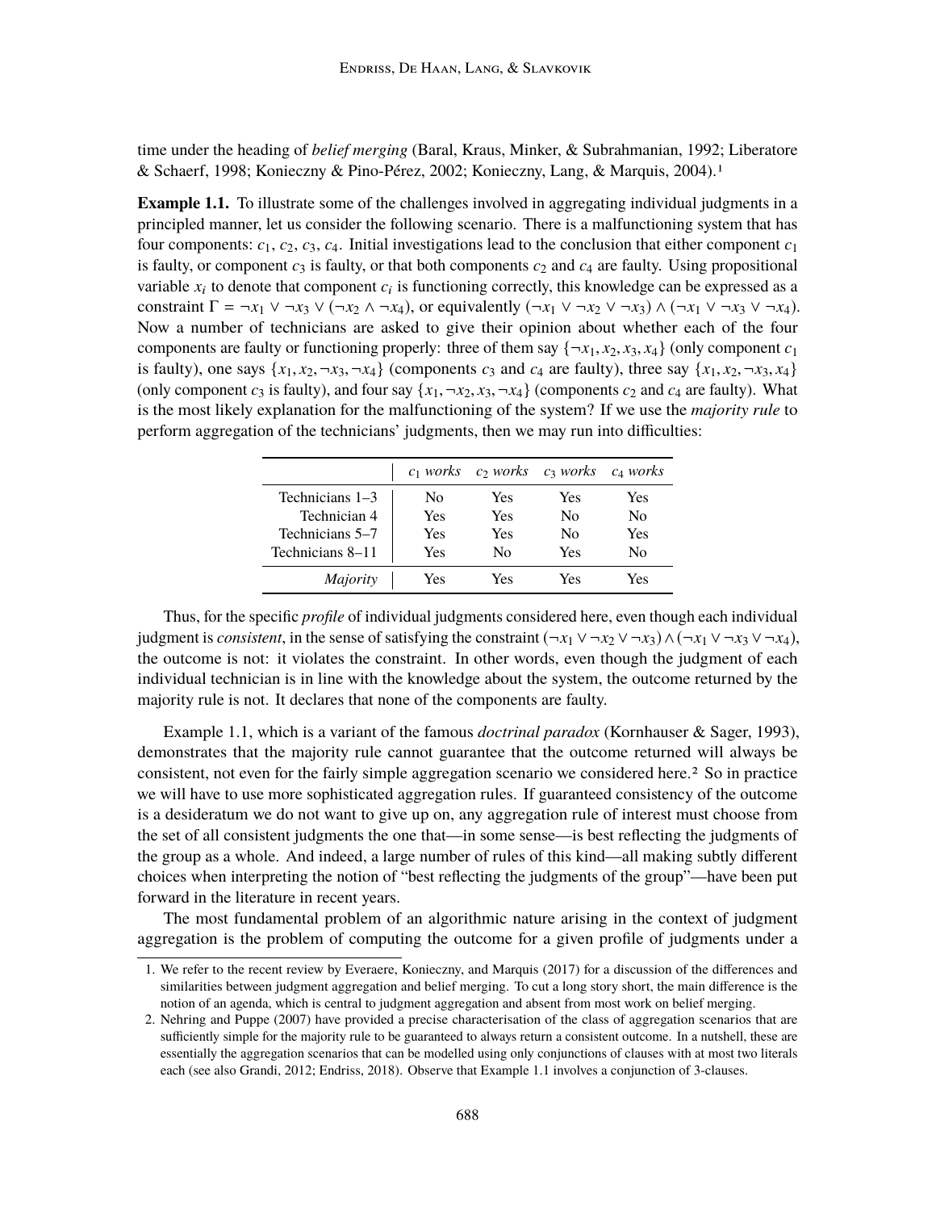time under the heading of *belief merging* (Baral, Kraus, Minker, & Subrahmanian, 1992; Liberatore & Schaerf, 1998; Konieczny & Pino-Pérez, 2002; Konieczny, Lang, & Marquis, 2004).[1]

**Example 1.1.** To illustrate some of the challenges involved in aggregating individual judgments in a principled manner, let us consider the following scenario. There is a malfunctioning system that has four components: $c_1$, $c_2$, $c_3$, $c_4$. Initial investigations lead to the conclusion that either component $c_1$ is faulty, or component $c_3$ is faulty, or that both components $c_2$ and $c_4$ are faulty. Using propositional variable $x_i$ to denote that component $c_i$ is functioning correctly, this knowledge can be expressed as a constraint $\Gamma = \neg x_1 \vee \neg x_3 \vee (\neg x_2 \wedge \neg x_4)$, or equivalently $(\neg x_1 \vee \neg x_2 \vee \neg x_3) \wedge (\neg x_1 \vee \neg x_3 \vee \neg x_4)$. Now a number of technicians are asked to give their opinion about whether each of the four components are faulty or functioning properly: three of them say $\{\neg x_1, x_2, x_3, x_4\}$ (only component $c_1$ is faulty), one says $\{x_1, x_2, \neg x_3, \neg x_4\}$ (components $c_3$ and $c_4$ are faulty), three say $\{x_1, x_2, \neg x_3, x_4\}$ (only component $c_3$ is faulty), and four say $\{x_1, \neg x_2, x_3, \neg x_4\}$ (components $c_2$ and $c_4$ are faulty). What is the most likely explanation for the malfunctioning of the system? If we use the *majority rule* to perform aggregation of the technicians' judgments, then we may run into difficulties:

| | $c_1$ *works* | $c_2$ *works* | $c_3$ *works* | $c_4$ *works* |
|---|---|---|---|---|
| Technicians 1–3 | No | Yes | Yes | Yes |
| Technician 4 | Yes | Yes | No | No |
| Technicians 5–7 | Yes | Yes | No | Yes |
| Technicians 8–11 | Yes | No | Yes | No |
| *Majority* | Yes | Yes | Yes | Yes |

Thus, for the specific *profile* of individual judgments considered here, even though each individual judgment is *consistent*, in the sense of satisfying the constraint $(\neg x_1 \vee \neg x_2 \vee \neg x_3) \wedge (\neg x_1 \vee \neg x_3 \vee \neg x_4)$, the outcome is not: it violates the constraint. In other words, even though the judgment of each individual technician is in line with the knowledge about the system, the outcome returned by the majority rule is not. It declares that none of the components are faulty.

Example 1.1, which is a variant of the famous *doctrinal paradox* (Kornhauser & Sager, 1993), demonstrates that the majority rule cannot guarantee that the outcome returned will always be consistent, not even for the fairly simple aggregation scenario we considered here.[2] So in practice we will have to use more sophisticated aggregation rules. If guaranteed consistency of the outcome is a desideratum we do not want to give up on, any aggregation rule of interest must choose from the set of all consistent judgments the one that—in some sense—is best reflecting the judgments of the group as a whole. And indeed, a large number of rules of this kind—all making subtly different choices when interpreting the notion of "best reflecting the judgments of the group"—have been put forward in the literature in recent years.

The most fundamental problem of an algorithmic nature arising in the context of judgment aggregation is the problem of computing the outcome for a given profile of judgments under a

1. We refer to the recent review by Everaere, Konieczny, and Marquis (2017) for a discussion of the differences and similarities between judgment aggregation and belief merging. To cut a long story short, the main difference is the notion of an agenda, which is central to judgment aggregation and absent from most work on belief merging.

2. Nehring and Puppe (2007) have provided a precise characterisation of the class of aggregation scenarios that are sufficiently simple for the majority rule to be guaranteed to always return a consistent outcome. In a nutshell, these are essentially the aggregation scenarios that can be modelled using only conjunctions of clauses with at most two literals each (see also Grandi, 2012; Endriss, 2018). Observe that Example 1.1 involves a conjunction of 3-clauses.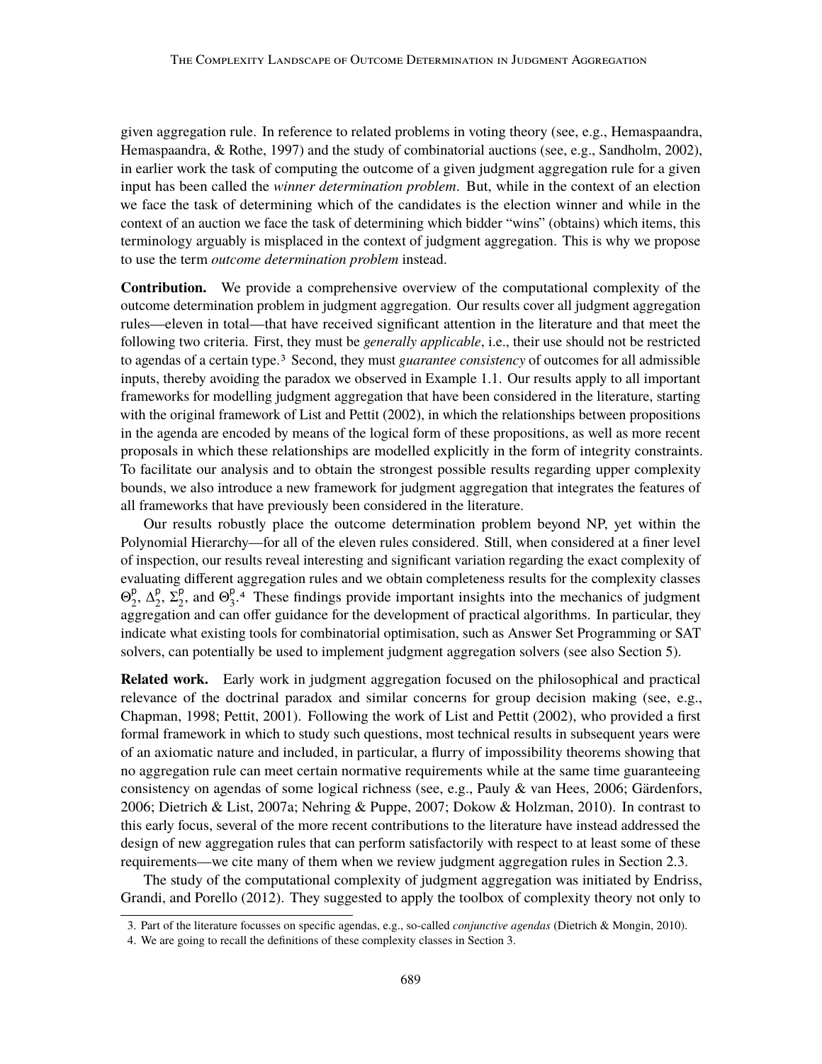given aggregation rule. In reference to related problems in voting theory (see, e.g., Hemaspaandra, Hemaspaandra, & Rothe, 1997) and the study of combinatorial auctions (see, e.g., Sandholm, 2002), in earlier work the task of computing the outcome of a given judgment aggregation rule for a given input has been called the *winner determination problem*. But, while in the context of an election we face the task of determining which of the candidates is the election winner and while in the context of an auction we face the task of determining which bidder "wins" (obtains) which items, this terminology arguably is misplaced in the context of judgment aggregation. This is why we propose to use the term *outcome determination problem* instead.

**Contribution.** We provide a comprehensive overview of the computational complexity of the outcome determination problem in judgment aggregation. Our results cover all judgment aggregation rules—eleven in total—that have received significant attention in the literature and that meet the following two criteria. First, they must be *generally applicable*, i.e., their use should not be restricted to agendas of a certain type.[3] Second, they must *guarantee consistency* of outcomes for all admissible inputs, thereby avoiding the paradox we observed in Example 1.1. Our results apply to all important frameworks for modelling judgment aggregation that have been considered in the literature, starting with the original framework of List and Pettit (2002), in which the relationships between propositions in the agenda are encoded by means of the logical form of these propositions, as well as more recent proposals in which these relationships are modelled explicitly in the form of integrity constraints. To facilitate our analysis and to obtain the strongest possible results regarding upper complexity bounds, we also introduce a new framework for judgment aggregation that integrates the features of all frameworks that have previously been considered in the literature.

Our results robustly place the outcome determination problem beyond NP, yet within the Polynomial Hierarchy—for all of the eleven rules considered. Still, when considered at a finer level of inspection, our results reveal interesting and significant variation regarding the exact complexity of evaluating different aggregation rules and we obtain completeness results for the complexity classes $\Theta_2^\mathsf{p}$, $\Delta_2^\mathsf{p}$, $\Sigma_2^\mathsf{p}$, and $\Theta_3^\mathsf{p}$.[4] These findings provide important insights into the mechanics of judgment aggregation and can offer guidance for the development of practical algorithms. In particular, they indicate what existing tools for combinatorial optimisation, such as Answer Set Programming or SAT solvers, can potentially be used to implement judgment aggregation solvers (see also Section 5).

**Related work.** Early work in judgment aggregation focused on the philosophical and practical relevance of the doctrinal paradox and similar concerns for group decision making (see, e.g., Chapman, 1998; Pettit, 2001). Following the work of List and Pettit (2002), who provided a first formal framework in which to study such questions, most technical results in subsequent years were of an axiomatic nature and included, in particular, a flurry of impossibility theorems showing that no aggregation rule can meet certain normative requirements while at the same time guaranteeing consistency on agendas of some logical richness (see, e.g., Pauly & van Hees, 2006; Gärdenfors, 2006; Dietrich & List, 2007a; Nehring & Puppe, 2007; Dokow & Holzman, 2010). In contrast to this early focus, several of the more recent contributions to the literature have instead addressed the design of new aggregation rules that can perform satisfactorily with respect to at least some of these requirements—we cite many of them when we review judgment aggregation rules in Section 2.3.

The study of the computational complexity of judgment aggregation was initiated by Endriss, Grandi, and Porello (2012). They suggested to apply the toolbox of complexity theory not only to

3. Part of the literature focusses on specific agendas, e.g., so-called *conjunctive agendas* (Dietrich & Mongin, 2010).

4. We are going to recall the definitions of these complexity classes in Section 3.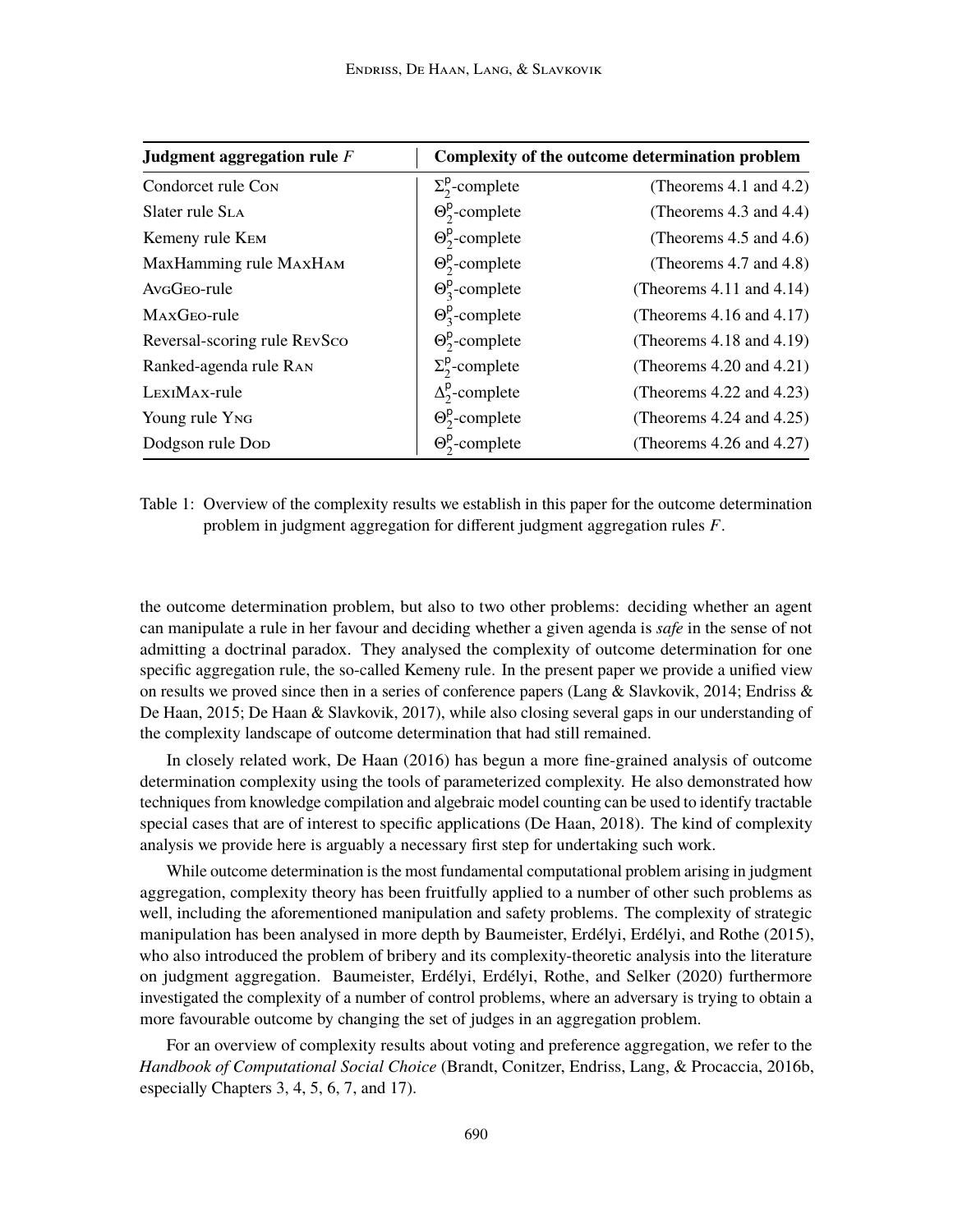| Judgment aggregation rule $F$ | Complexity of the outcome determination problem | |
|---|---|---|
| Condorcet rule Con | $\Sigma_2^p$-complete | (Theorems 4.1 and 4.2) |
| Slater rule Sla | $\Theta_2^p$-complete | (Theorems 4.3 and 4.4) |
| Kemeny rule Kem | $\Theta_2^p$-complete | (Theorems 4.5 and 4.6) |
| MaxHamming rule MaxHam | $\Theta_2^p$-complete | (Theorems 4.7 and 4.8) |
| AvgGeo-rule | $\Theta_3^p$-complete | (Theorems 4.11 and 4.14) |
| MaxGeo-rule | $\Theta_3^p$-complete | (Theorems 4.16 and 4.17) |
| Reversal-scoring rule RevSco | $\Theta_2^p$-complete | (Theorems 4.18 and 4.19) |
| Ranked-agenda rule Ran | $\Sigma_2^p$-complete | (Theorems 4.20 and 4.21) |
| LexiMax-rule | $\Delta_2^p$-complete | (Theorems 4.22 and 4.23) |
| Young rule Yng | $\Theta_2^p$-complete | (Theorems 4.24 and 4.25) |
| Dodgson rule Dod | $\Theta_2^p$-complete | (Theorems 4.26 and 4.27) |

Table 1: Overview of the complexity results we establish in this paper for the outcome determination problem in judgment aggregation for different judgment aggregation rules $F$.

the outcome determination problem, but also to two other problems: deciding whether an agent can manipulate a rule in her favour and deciding whether a given agenda is *safe* in the sense of not admitting a doctrinal paradox. They analysed the complexity of outcome determination for one specific aggregation rule, the so-called Kemeny rule. In the present paper we provide a unified view on results we proved since then in a series of conference papers (Lang & Slavkovik, 2014; Endriss & De Haan, 2015; De Haan & Slavkovik, 2017), while also closing several gaps in our understanding of the complexity landscape of outcome determination that had still remained.

In closely related work, De Haan (2016) has begun a more fine-grained analysis of outcome determination complexity using the tools of parameterized complexity. He also demonstrated how techniques from knowledge compilation and algebraic model counting can be used to identify tractable special cases that are of interest to specific applications (De Haan, 2018). The kind of complexity analysis we provide here is arguably a necessary first step for undertaking such work.

While outcome determination is the most fundamental computational problem arising in judgment aggregation, complexity theory has been fruitfully applied to a number of other such problems as well, including the aforementioned manipulation and safety problems. The complexity of strategic manipulation has been analysed in more depth by Baumeister, Erdélyi, Erdélyi, and Rothe (2015), who also introduced the problem of bribery and its complexity-theoretic analysis into the literature on judgment aggregation. Baumeister, Erdélyi, Erdélyi, Rothe, and Selker (2020) furthermore investigated the complexity of a number of control problems, where an adversary is trying to obtain a more favourable outcome by changing the set of judges in an aggregation problem.

For an overview of complexity results about voting and preference aggregation, we refer to the *Handbook of Computational Social Choice* (Brandt, Conitzer, Endriss, Lang, & Procaccia, 2016b, especially Chapters 3, 4, 5, 6, 7, and 17).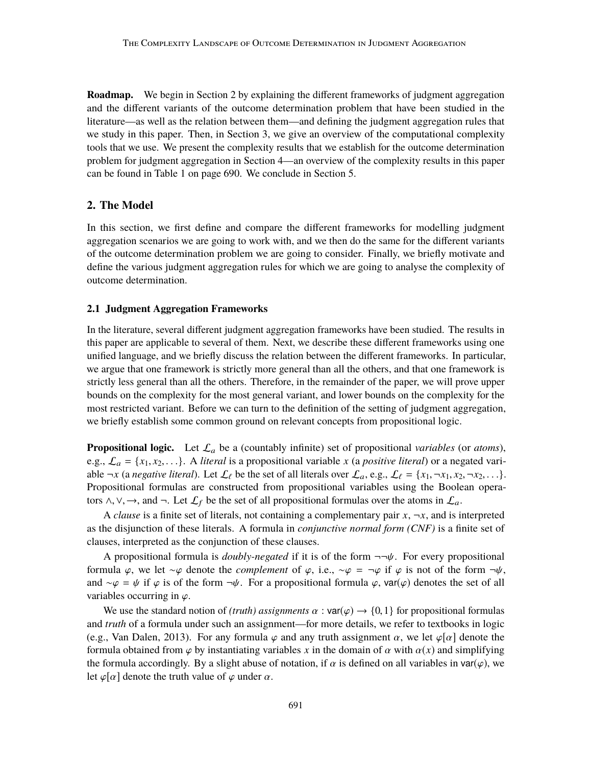**Roadmap.** We begin in Section 2 by explaining the different frameworks of judgment aggregation and the different variants of the outcome determination problem that have been studied in the literature—as well as the relation between them—and defining the judgment aggregation rules that we study in this paper. Then, in Section 3, we give an overview of the computational complexity tools that we use. We present the complexity results that we establish for the outcome determination problem for judgment aggregation in Section 4—an overview of the complexity results in this paper can be found in Table 1 on page 690. We conclude in Section 5.

## 2. The Model

In this section, we first define and compare the different frameworks for modelling judgment aggregation scenarios we are going to work with, and we then do the same for the different variants of the outcome determination problem we are going to consider. Finally, we briefly motivate and define the various judgment aggregation rules for which we are going to analyse the complexity of outcome determination.

### 2.1 Judgment Aggregation Frameworks

In the literature, several different judgment aggregation frameworks have been studied. The results in this paper are applicable to several of them. Next, we describe these different frameworks using one unified language, and we briefly discuss the relation between the different frameworks. In particular, we argue that one framework is strictly more general than all the others, and that one framework is strictly less general than all the others. Therefore, in the remainder of the paper, we will prove upper bounds on the complexity for the most general variant, and lower bounds on the complexity for the most restricted variant. Before we can turn to the definition of the setting of judgment aggregation, we briefly establish some common ground on relevant concepts from propositional logic.

**Propositional logic.** Let $\mathcal{L}_a$ be a (countably infinite) set of propositional *variables* (or *atoms*), e.g., $\mathcal{L}_a = \{x_1, x_2, \dots\}$. A *literal* is a propositional variable $x$ (a *positive literal*) or a negated variable $\neg x$ (a *negative literal*). Let $\mathcal{L}_\ell$ be the set of all literals over $\mathcal{L}_a$, e.g., $\mathcal{L}_\ell = \{x_1, \neg x_1, x_2, \neg x_2, \dots\}$. Propositional formulas are constructed from propositional variables using the Boolean operators $\wedge, \vee, \rightarrow$, and $\neg$. Let $\mathcal{L}_f$ be the set of all propositional formulas over the atoms in $\mathcal{L}_a$.

A *clause* is a finite set of literals, not containing a complementary pair $x$, $\neg x$, and is interpreted as the disjunction of these literals. A formula in *conjunctive normal form (CNF)* is a finite set of clauses, interpreted as the conjunction of these clauses.

A propositional formula is *doubly-negated* if it is of the form $\neg\neg\psi$. For every propositional formula $\varphi$, we let $\sim\varphi$ denote the *complement* of $\varphi$, i.e., $\sim\varphi = \neg\varphi$ if $\varphi$ is not of the form $\neg\psi$, and $\sim\varphi = \psi$ if $\varphi$ is of the form $\neg\psi$. For a propositional formula $\varphi$, $\mathsf{var}(\varphi)$ denotes the set of all variables occurring in $\varphi$.

We use the standard notion of *(truth) assignments* $\alpha : \mathsf{var}(\varphi) \rightarrow \{0, 1\}$ for propositional formulas and *truth* of a formula under such an assignment—for more details, we refer to textbooks in logic (e.g., Van Dalen, 2013). For any formula $\varphi$ and any truth assignment $\alpha$, we let $\varphi[\alpha]$ denote the formula obtained from $\varphi$ by instantiating variables $x$ in the domain of $\alpha$ with $\alpha(x)$ and simplifying the formula accordingly. By a slight abuse of notation, if $\alpha$ is defined on all variables in $\mathsf{var}(\varphi)$, we let $\varphi[\alpha]$ denote the truth value of $\varphi$ under $\alpha$.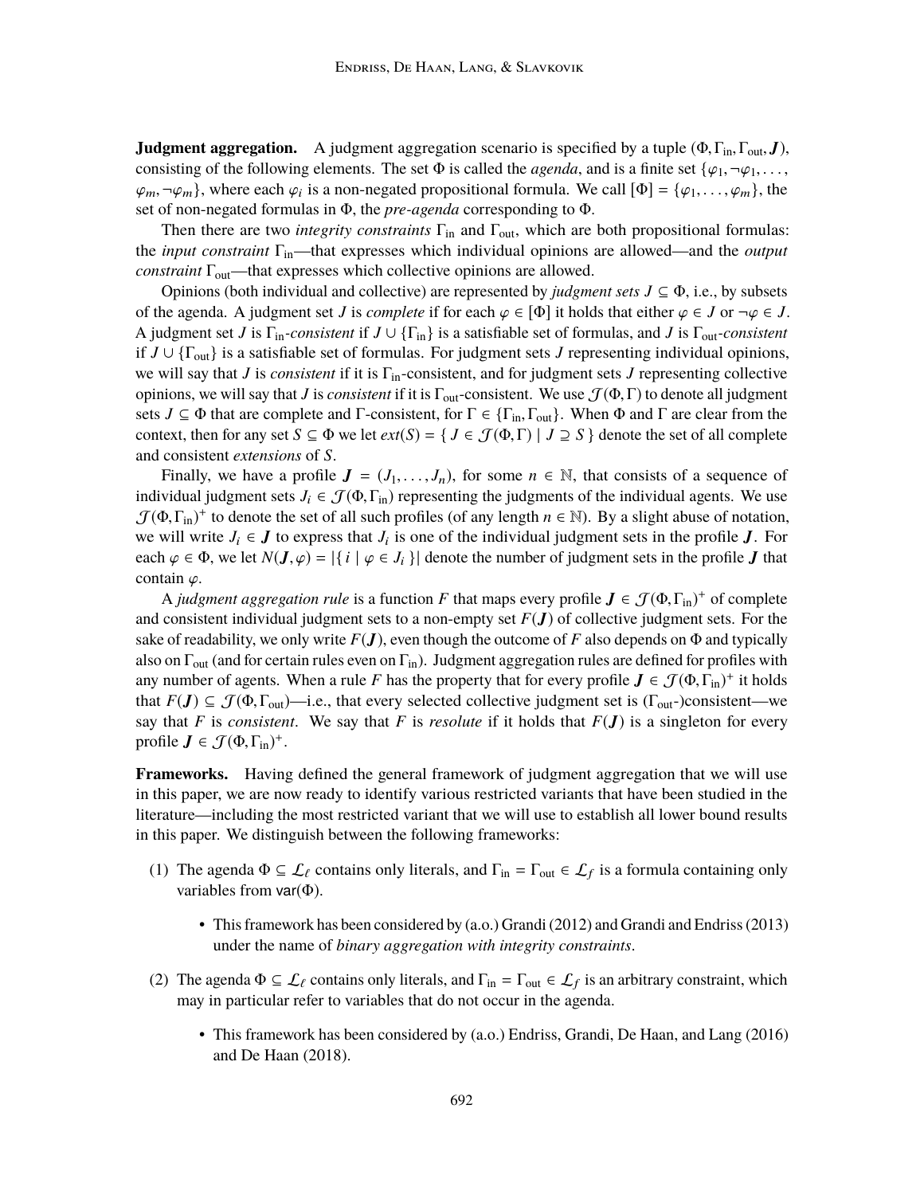**Judgment aggregation.** A judgment aggregation scenario is specified by a tuple $(\Phi, \Gamma_{\text{in}}, \Gamma_{\text{out}}, \boldsymbol{J})$, consisting of the following elements. The set $\Phi$ is called the *agenda*, and is a finite set $\{\varphi_1, \neg\varphi_1, \ldots, \varphi_m, \neg\varphi_m\}$, where each $\varphi_i$ is a non-negated propositional formula. We call $[\Phi] = \{\varphi_1, \ldots, \varphi_m\}$, the set of non-negated formulas in $\Phi$, the *pre-agenda* corresponding to $\Phi$.

Then there are two *integrity constraints* $\Gamma_{\text{in}}$ and $\Gamma_{\text{out}}$, which are both propositional formulas: the *input constraint* $\Gamma_{\text{in}}$—that expresses which individual opinions are allowed—and the *output constraint* $\Gamma_{\text{out}}$—that expresses which collective opinions are allowed.

Opinions (both individual and collective) are represented by *judgment sets* $J \subseteq \Phi$, i.e., by subsets of the agenda. A judgment set $J$ is *complete* if for each $\varphi \in [\Phi]$ it holds that either $\varphi \in J$ or $\neg\varphi \in J$. A judgment set $J$ is $\Gamma_{\text{in}}$*-consistent* if $J \cup \{\Gamma_{\text{in}}\}$ is a satisfiable set of formulas, and $J$ is $\Gamma_{\text{out}}$*-consistent* if $J \cup \{\Gamma_{\text{out}}\}$ is a satisfiable set of formulas. For judgment sets $J$ representing individual opinions, we will say that $J$ is *consistent* if it is $\Gamma_{\text{in}}$-consistent, and for judgment sets $J$ representing collective opinions, we will say that $J$ is *consistent* if it is $\Gamma_{\text{out}}$-consistent. We use $\mathcal{J}(\Phi, \Gamma)$ to denote all judgment sets $J \subseteq \Phi$ that are complete and $\Gamma$-consistent, for $\Gamma \in \{\Gamma_{\text{in}}, \Gamma_{\text{out}}\}$. When $\Phi$ and $\Gamma$ are clear from the context, then for any set $S \subseteq \Phi$ we let $ext(S) = \{ J \in \mathcal{J}(\Phi, \Gamma) \mid J \supseteq S \}$ denote the set of all complete and consistent *extensions* of $S$.

Finally, we have a profile $\boldsymbol{J} = (J_1, \ldots, J_n)$, for some $n \in \mathbb{N}$, that consists of a sequence of individual judgment sets $J_i \in \mathcal{J}(\Phi, \Gamma_{\text{in}})$ representing the judgments of the individual agents. We use $\mathcal{J}(\Phi, \Gamma_{\text{in}})^+$ to denote the set of all such profiles (of any length $n \in \mathbb{N}$). By a slight abuse of notation, we will write $J_i \in \boldsymbol{J}$ to express that $J_i$ is one of the individual judgment sets in the profile $\boldsymbol{J}$. For each $\varphi \in \Phi$, we let $N(\boldsymbol{J}, \varphi) = |\{ i \mid \varphi \in J_i \}|$ denote the number of judgment sets in the profile $\boldsymbol{J}$ that contain $\varphi$.

A *judgment aggregation rule* is a function $F$ that maps every profile $\boldsymbol{J} \in \mathcal{J}(\Phi, \Gamma_{\text{in}})^+$ of complete and consistent individual judgment sets to a non-empty set $F(\boldsymbol{J})$ of collective judgment sets. For the sake of readability, we only write $F(\boldsymbol{J})$, even though the outcome of $F$ also depends on $\Phi$ and typically also on $\Gamma_{\text{out}}$ (and for certain rules even on $\Gamma_{\text{in}}$). Judgment aggregation rules are defined for profiles with any number of agents. When a rule $F$ has the property that for every profile $\boldsymbol{J} \in \mathcal{J}(\Phi, \Gamma_{\text{in}})^+$ it holds that $F(\boldsymbol{J}) \subseteq \mathcal{J}(\Phi, \Gamma_{\text{out}})$—i.e., that every selected collective judgment set is ($\Gamma_{\text{out}}$-)consistent—we say that $F$ is *consistent*. We say that $F$ is *resolute* if it holds that $F(\boldsymbol{J})$ is a singleton for every profile $\boldsymbol{J} \in \mathcal{J}(\Phi, \Gamma_{\text{in}})^+$.

**Frameworks.** Having defined the general framework of judgment aggregation that we will use in this paper, we are now ready to identify various restricted variants that have been studied in the literature—including the most restricted variant that we will use to establish all lower bound results in this paper. We distinguish between the following frameworks:

(1) The agenda $\Phi \subseteq \mathcal{L}_\ell$ contains only literals, and $\Gamma_{\text{in}} = \Gamma_{\text{out}} \in \mathcal{L}_f$ is a formula containing only variables from $\text{var}(\Phi)$.

- This framework has been considered by (a.o.) Grandi (2012) and Grandi and Endriss (2013) under the name of *binary aggregation with integrity constraints*.

(2) The agenda $\Phi \subseteq \mathcal{L}_\ell$ contains only literals, and $\Gamma_{\text{in}} = \Gamma_{\text{out}} \in \mathcal{L}_f$ is an arbitrary constraint, which may in particular refer to variables that do not occur in the agenda.

- This framework has been considered by (a.o.) Endriss, Grandi, De Haan, and Lang (2016) and De Haan (2018).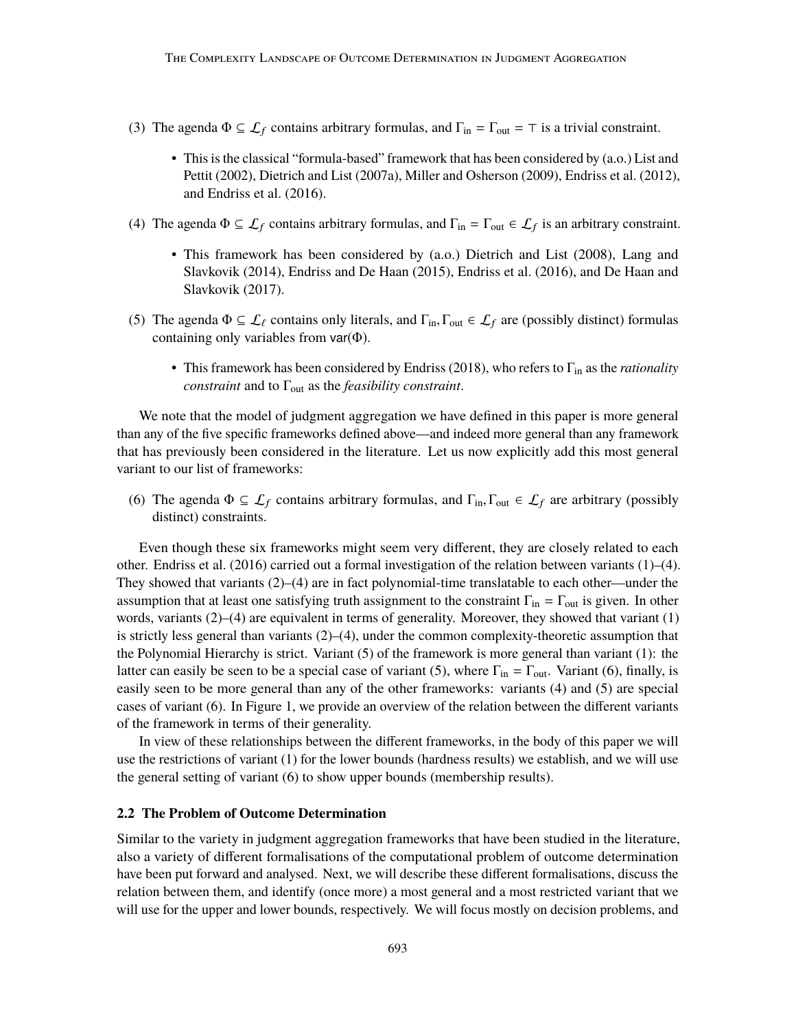(3) The agenda $\Phi \subseteq \mathcal{L}_f$ contains arbitrary formulas, and $\Gamma_{\text{in}} = \Gamma_{\text{out}} = \top$ is a trivial constraint.

- This is the classical "formula-based" framework that has been considered by (a.o.) List and Pettit (2002), Dietrich and List (2007a), Miller and Osherson (2009), Endriss et al. (2012), and Endriss et al. (2016).

(4) The agenda $\Phi \subseteq \mathcal{L}_f$ contains arbitrary formulas, and $\Gamma_{\text{in}} = \Gamma_{\text{out}} \in \mathcal{L}_f$ is an arbitrary constraint.

- This framework has been considered by (a.o.) Dietrich and List (2008), Lang and Slavkovik (2014), Endriss and De Haan (2015), Endriss et al. (2016), and De Haan and Slavkovik (2017).

(5) The agenda $\Phi \subseteq \mathcal{L}_\ell$ contains only literals, and $\Gamma_{\text{in}}, \Gamma_{\text{out}} \in \mathcal{L}_f$ are (possibly distinct) formulas containing only variables from $\mathsf{var}(\Phi)$.

- This framework has been considered by Endriss (2018), who refers to $\Gamma_{\text{in}}$ as the *rationality constraint* and to $\Gamma_{\text{out}}$ as the *feasibility constraint*.

We note that the model of judgment aggregation we have defined in this paper is more general than any of the five specific frameworks defined above—and indeed more general than any framework that has previously been considered in the literature. Let us now explicitly add this most general variant to our list of frameworks:

(6) The agenda $\Phi \subseteq \mathcal{L}_f$ contains arbitrary formulas, and $\Gamma_{\text{in}}, \Gamma_{\text{out}} \in \mathcal{L}_f$ are arbitrary (possibly distinct) constraints.

Even though these six frameworks might seem very different, they are closely related to each other. Endriss et al. (2016) carried out a formal investigation of the relation between variants (1)–(4). They showed that variants (2)–(4) are in fact polynomial-time translatable to each other—under the assumption that at least one satisfying truth assignment to the constraint $\Gamma_{\text{in}} = \Gamma_{\text{out}}$ is given. In other words, variants (2)–(4) are equivalent in terms of generality. Moreover, they showed that variant (1) is strictly less general than variants (2)–(4), under the common complexity-theoretic assumption that the Polynomial Hierarchy is strict. Variant (5) of the framework is more general than variant (1): the latter can easily be seen to be a special case of variant (5), where $\Gamma_{\text{in}} = \Gamma_{\text{out}}$. Variant (6), finally, is easily seen to be more general than any of the other frameworks: variants (4) and (5) are special cases of variant (6). In Figure 1, we provide an overview of the relation between the different variants of the framework in terms of their generality.

In view of these relationships between the different frameworks, in the body of this paper we will use the restrictions of variant (1) for the lower bounds (hardness results) we establish, and we will use the general setting of variant (6) to show upper bounds (membership results).

### 2.2 The Problem of Outcome Determination

Similar to the variety in judgment aggregation frameworks that have been studied in the literature, also a variety of different formalisations of the computational problem of outcome determination have been put forward and analysed. Next, we will describe these different formalisations, discuss the relation between them, and identify (once more) a most general and a most restricted variant that we will use for the upper and lower bounds, respectively. We will focus mostly on decision problems, and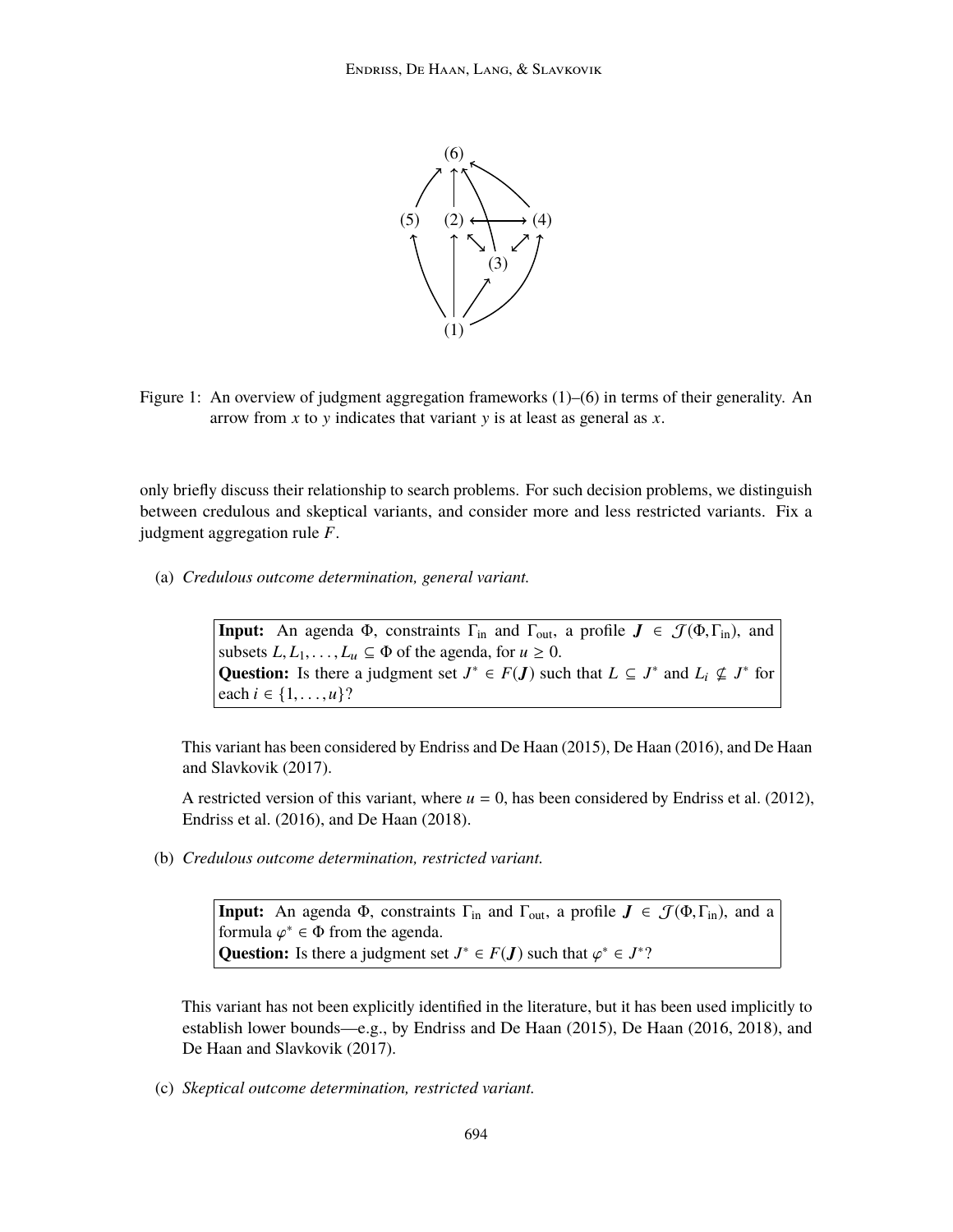(6)

(5)

(2)

(4)

(3)

(1)

Figure 1: An overview of judgment aggregation frameworks (1)–(6) in terms of their generality. An arrow from $x$ to $y$ indicates that variant $y$ is at least as general as $x$.

only briefly discuss their relationship to search problems. For such decision problems, we distinguish between credulous and skeptical variants, and consider more and less restricted variants. Fix a judgment aggregation rule $F$.

(a) *Credulous outcome determination, general variant.*

> **Input:** An agenda $\Phi$, constraints $\Gamma_{\text{in}}$ and $\Gamma_{\text{out}}$, a profile $\boldsymbol{J} \in \mathcal{J}(\Phi, \Gamma_{\text{in}})$, and subsets $L, L_1, \dots, L_u \subseteq \Phi$ of the agenda, for $u \geq 0$.
> **Question:** Is there a judgment set $J^* \in F(\boldsymbol{J})$ such that $L \subseteq J^*$ and $L_i \nsubseteq J^*$ for each $i \in \{1, \dots, u\}$?

This variant has been considered by Endriss and De Haan (2015), De Haan (2016), and De Haan and Slavkovik (2017).

A restricted version of this variant, where $u = 0$, has been considered by Endriss et al. (2012), Endriss et al. (2016), and De Haan (2018).

(b) *Credulous outcome determination, restricted variant.*

> **Input:** An agenda $\Phi$, constraints $\Gamma_{\text{in}}$ and $\Gamma_{\text{out}}$, a profile $\boldsymbol{J} \in \mathcal{J}(\Phi, \Gamma_{\text{in}})$, and a formula $\varphi^* \in \Phi$ from the agenda.
> **Question:** Is there a judgment set $J^* \in F(\boldsymbol{J})$ such that $\varphi^* \in J^*$?

This variant has not been explicitly identified in the literature, but it has been used implicitly to establish lower bounds—e.g., by Endriss and De Haan (2015), De Haan (2016, 2018), and De Haan and Slavkovik (2017).

(c) *Skeptical outcome determination, restricted variant.*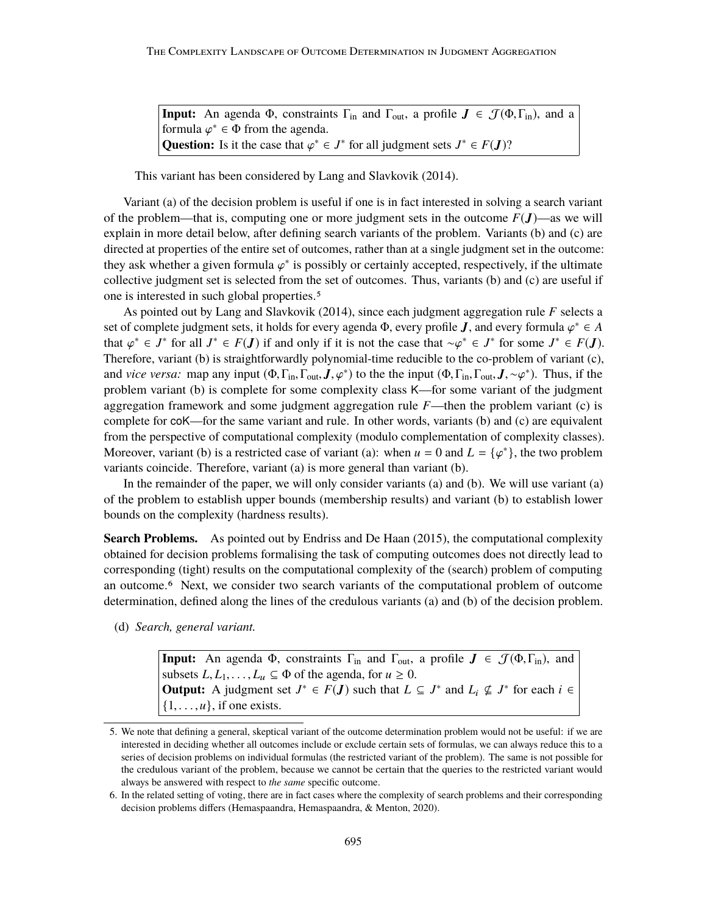**Input:** An agenda $\Phi$, constraints $\Gamma_{\text{in}}$ and $\Gamma_{\text{out}}$, a profile $\boldsymbol{J} \in \mathcal{J}(\Phi, \Gamma_{\text{in}})$, and a formula $\varphi^* \in \Phi$ from the agenda.
**Question:** Is it the case that $\varphi^* \in J^*$ for all judgment sets $J^* \in F(\boldsymbol{J})$?

This variant has been considered by Lang and Slavkovik (2014).

Variant (a) of the decision problem is useful if one is in fact interested in solving a search variant of the problem—that is, computing one or more judgment sets in the outcome $F(\boldsymbol{J})$—as we will explain in more detail below, after defining search variants of the problem. Variants (b) and (c) are directed at properties of the entire set of outcomes, rather than at a single judgment set in the outcome: they ask whether a given formula $\varphi^*$ is possibly or certainly accepted, respectively, if the ultimate collective judgment set is selected from the set of outcomes. Thus, variants (b) and (c) are useful if one is interested in such global properties.[5]

As pointed out by Lang and Slavkovik (2014), since each judgment aggregation rule $F$ selects a set of complete judgment sets, it holds for every agenda $\Phi$, every profile $\boldsymbol{J}$, and every formula $\varphi^* \in A$ that $\varphi^* \in J^*$ for all $J^* \in F(\boldsymbol{J})$ if and only if it is not the case that $\sim\varphi^* \in J^*$ for some $J^* \in F(\boldsymbol{J})$. Therefore, variant (b) is straightforwardly polynomial-time reducible to the co-problem of variant (c), and *vice versa:* map any input $(\Phi, \Gamma_{\text{in}}, \Gamma_{\text{out}}, \boldsymbol{J}, \varphi^*)$ to the the input $(\Phi, \Gamma_{\text{in}}, \Gamma_{\text{out}}, \boldsymbol{J}, \sim\varphi^*)$. Thus, if the problem variant (b) is complete for some complexity class $\mathsf{K}$—for some variant of the judgment aggregation framework and some judgment aggregation rule $F$—then the problem variant (c) is complete for $\mathsf{coK}$—for the same variant and rule. In other words, variants (b) and (c) are equivalent from the perspective of computational complexity (modulo complementation of complexity classes). Moreover, variant (b) is a restricted case of variant (a): when $u = 0$ and $L = \{\varphi^*\}$, the two problem variants coincide. Therefore, variant (a) is more general than variant (b).

In the remainder of the paper, we will only consider variants (a) and (b). We will use variant (a) of the problem to establish upper bounds (membership results) and variant (b) to establish lower bounds on the complexity (hardness results).

**Search Problems.** As pointed out by Endriss and De Haan (2015), the computational complexity obtained for decision problems formalising the task of computing outcomes does not directly lead to corresponding (tight) results on the computational complexity of the (search) problem of computing an outcome.[6] Next, we consider two search variants of the computational problem of outcome determination, defined along the lines of the credulous variants (a) and (b) of the decision problem.

(d) *Search, general variant.*

**Input:** An agenda $\Phi$, constraints $\Gamma_{\text{in}}$ and $\Gamma_{\text{out}}$, a profile $\boldsymbol{J} \in \mathcal{J}(\Phi, \Gamma_{\text{in}})$, and subsets $L, L_1, \dots, L_u \subseteq \Phi$ of the agenda, for $u \geq 0$.
**Output:** A judgment set $J^* \in F(\boldsymbol{J})$ such that $L \subseteq J^*$ and $L_i \nsubseteq J^*$ for each $i \in \{1, \dots, u\}$, if one exists.

5. We note that defining a general, skeptical variant of the outcome determination problem would not be useful: if we are interested in deciding whether all outcomes include or exclude certain sets of formulas, we can always reduce this to a series of decision problems on individual formulas (the restricted variant of the problem). The same is not possible for the credulous variant of the problem, because we cannot be certain that the queries to the restricted variant would always be answered with respect to *the same* specific outcome.

6. In the related setting of voting, there are in fact cases where the complexity of search problems and their corresponding decision problems differs (Hemaspaandra, Hemaspaandra, & Menton, 2020).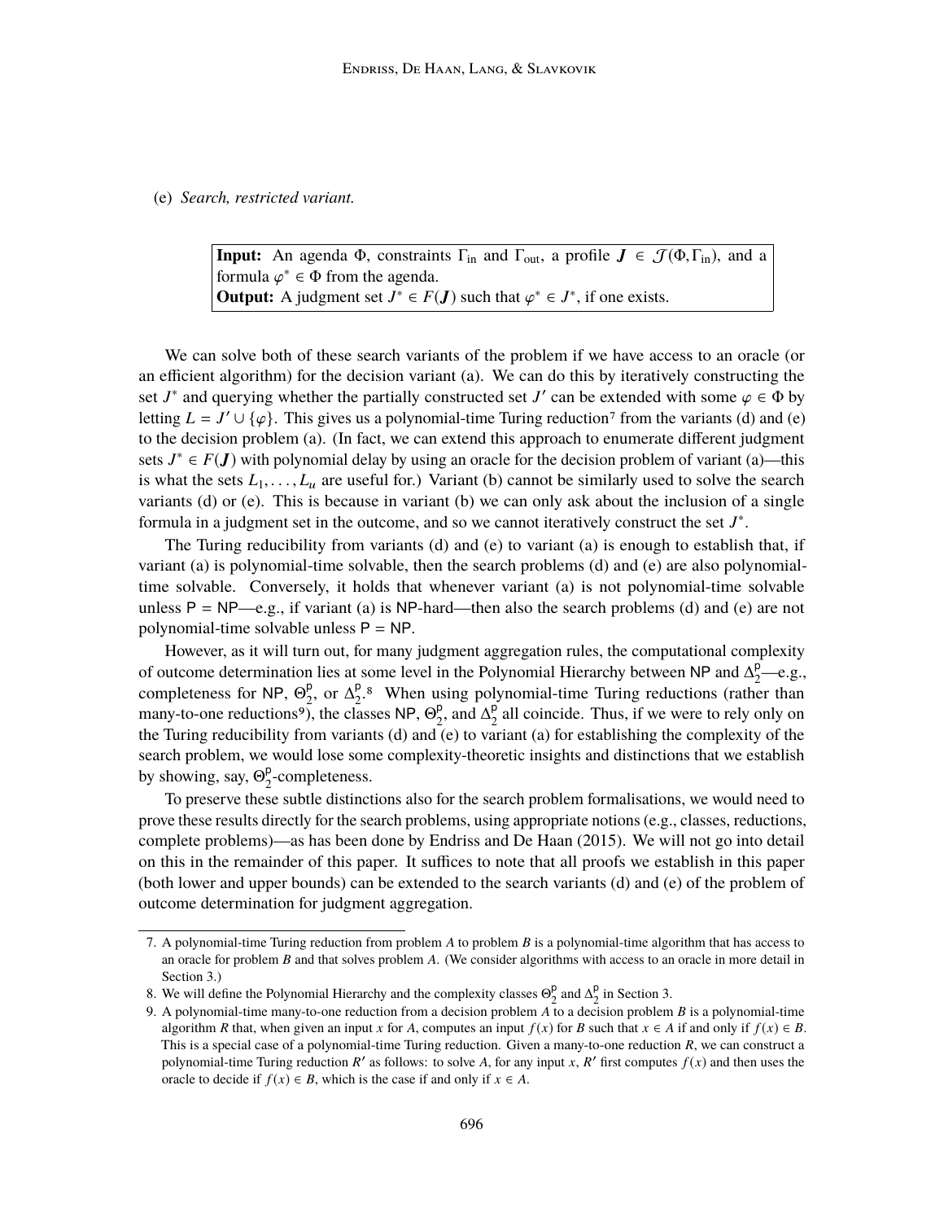(e) *Search, restricted variant.*

**Input:** An agenda $\Phi$, constraints $\Gamma_{\text{in}}$ and $\Gamma_{\text{out}}$, a profile $\boldsymbol{J} \in \mathcal{J}(\Phi, \Gamma_{\text{in}})$, and a formula $\varphi^* \in \Phi$ from the agenda.
**Output:** A judgment set $J^* \in F(\boldsymbol{J})$ such that $\varphi^* \in J^*$, if one exists.

We can solve both of these search variants of the problem if we have access to an oracle (or an efficient algorithm) for the decision variant (a). We can do this by iteratively constructing the set $J^*$ and querying whether the partially constructed set $J'$ can be extended with some $\varphi \in \Phi$ by letting $L = J' \cup \{\varphi\}$. This gives us a polynomial-time Turing reduction[7] from the variants (d) and (e) to the decision problem (a). (In fact, we can extend this approach to enumerate different judgment sets $J^* \in F(\boldsymbol{J})$ with polynomial delay by using an oracle for the decision problem of variant (a)—this is what the sets $L_1, \dots, L_u$ are useful for.) Variant (b) cannot be similarly used to solve the search variants (d) or (e). This is because in variant (b) we can only ask about the inclusion of a single formula in a judgment set in the outcome, and so we cannot iteratively construct the set $J^*$.

The Turing reducibility from variants (d) and (e) to variant (a) is enough to establish that, if variant (a) is polynomial-time solvable, then the search problems (d) and (e) are also polynomial-time solvable. Conversely, it holds that whenever variant (a) is not polynomial-time solvable unless $\mathsf{P} = \mathsf{NP}$—e.g., if variant (a) is $\mathsf{NP}$-hard—then also the search problems (d) and (e) are not polynomial-time solvable unless $\mathsf{P} = \mathsf{NP}$.

However, as it will turn out, for many judgment aggregation rules, the computational complexity of outcome determination lies at some level in the Polynomial Hierarchy between $\mathsf{NP}$ and $\Delta_2^{\mathsf{p}}$—e.g., completeness for $\mathsf{NP}$, $\Theta_2^{\mathsf{p}}$, or $\Delta_2^{\mathsf{p}}$.[8] When using polynomial-time Turing reductions (rather than many-to-one reductions[9]), the classes $\mathsf{NP}$, $\Theta_2^{\mathsf{p}}$, and $\Delta_2^{\mathsf{p}}$ all coincide. Thus, if we were to rely only on the Turing reducibility from variants (d) and (e) to variant (a) for establishing the complexity of the search problem, we would lose some complexity-theoretic insights and distinctions that we establish by showing, say, $\Theta_2^{\mathsf{p}}$-completeness.

To preserve these subtle distinctions also for the search problem formalisations, we would need to prove these results directly for the search problems, using appropriate notions (e.g., classes, reductions, complete problems)—as has been done by Endriss and De Haan (2015). We will not go into detail on this in the remainder of this paper. It suffices to note that all proofs we establish in this paper (both lower and upper bounds) can be extended to the search variants (d) and (e) of the problem of outcome determination for judgment aggregation.

7. A polynomial-time Turing reduction from problem $A$ to problem $B$ is a polynomial-time algorithm that has access to an oracle for problem $B$ and that solves problem $A$. (We consider algorithms with access to an oracle in more detail in Section 3.)

8. We will define the Polynomial Hierarchy and the complexity classes $\Theta_2^{\mathsf{p}}$ and $\Delta_2^{\mathsf{p}}$ in Section 3.

9. A polynomial-time many-to-one reduction from a decision problem $A$ to a decision problem $B$ is a polynomial-time algorithm $R$ that, when given an input $x$ for $A$, computes an input $f(x)$ for $B$ such that $x \in A$ if and only if $f(x) \in B$. This is a special case of a polynomial-time Turing reduction. Given a many-to-one reduction $R$, we can construct a polynomial-time Turing reduction $R'$ as follows: to solve $A$, for any input $x$, $R'$ first computes $f(x)$ and then uses the oracle to decide if $f(x) \in B$, which is the case if and only if $x \in A$.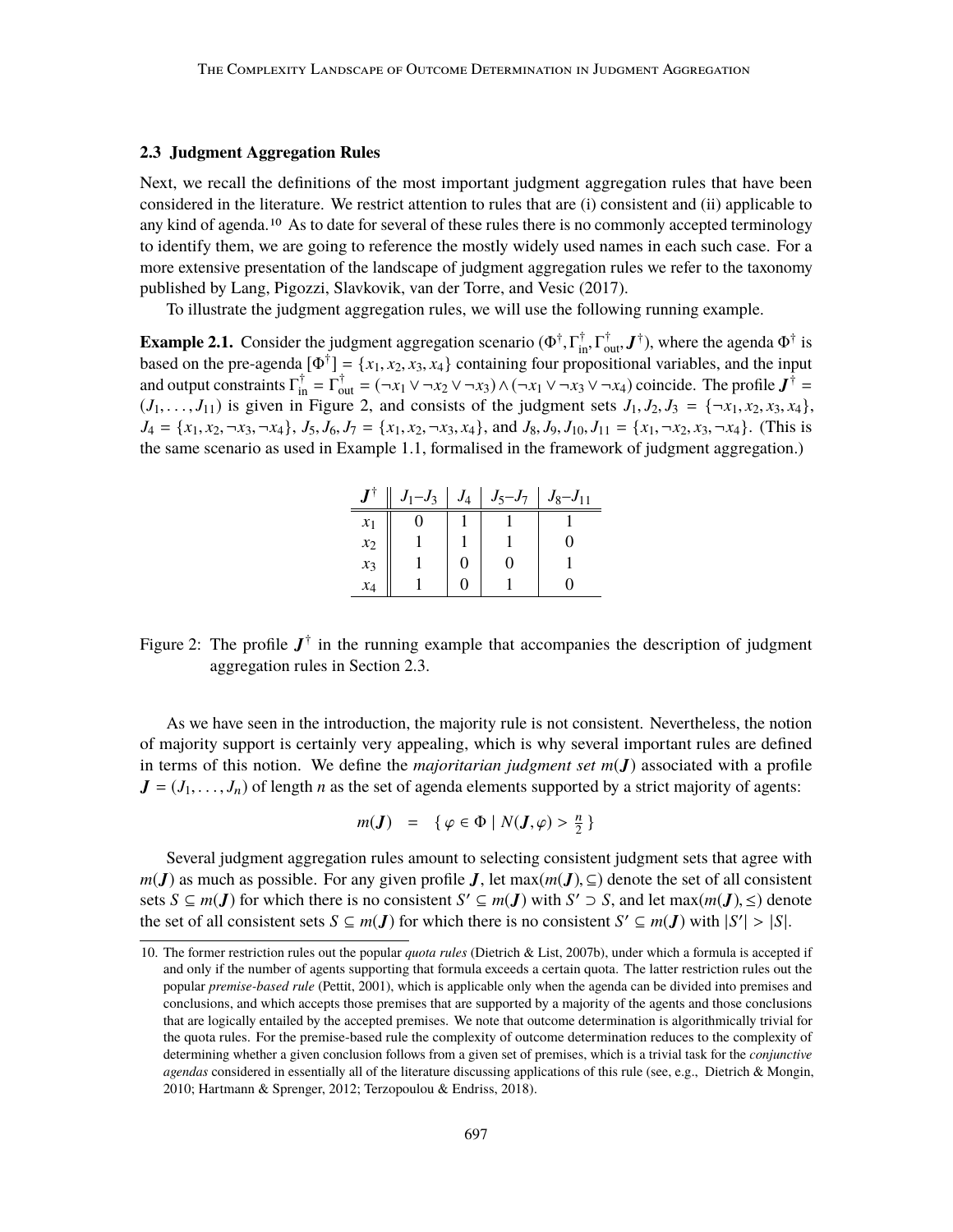### 2.3 Judgment Aggregation Rules

Next, we recall the definitions of the most important judgment aggregation rules that have been considered in the literature. We restrict attention to rules that are (i) consistent and (ii) applicable to any kind of agenda.[10] As to date for several of these rules there is no commonly accepted terminology to identify them, we are going to reference the mostly widely used names in each such case. For a more extensive presentation of the landscape of judgment aggregation rules we refer to the taxonomy published by Lang, Pigozzi, Slavkovik, van der Torre, and Vesic (2017).

To illustrate the judgment aggregation rules, we will use the following running example.

**Example 2.1.** Consider the judgment aggregation scenario $(\Phi^\dagger, \Gamma^\dagger_{\text{in}}, \Gamma^\dagger_{\text{out}}, \boldsymbol{J}^\dagger)$, where the agenda $\Phi^\dagger$ is based on the pre-agenda $[\Phi^\dagger] = \{x_1, x_2, x_3, x_4\}$ containing four propositional variables, and the input and output constraints $\Gamma^\dagger_{\text{in}} = \Gamma^\dagger_{\text{out}} = (\neg x_1 \vee \neg x_2 \vee \neg x_3) \wedge (\neg x_1 \vee \neg x_3 \vee \neg x_4)$ coincide. The profile $\boldsymbol{J}^\dagger = (J_1, \dots, J_{11})$ is given in Figure 2, and consists of the judgment sets $J_1, J_2, J_3 = \{\neg x_1, x_2, x_3, x_4\}$, $J_4 = \{x_1, x_2, \neg x_3, \neg x_4\}$, $J_5, J_6, J_7 = \{x_1, x_2, \neg x_3, x_4\}$, and $J_8, J_9, J_{10}, J_{11} = \{x_1, \neg x_2, x_3, \neg x_4\}$. (This is the same scenario as used in Example 1.1, formalised in the framework of judgment aggregation.)

| $\boldsymbol{J}^\dagger$ | $J_1$–$J_3$ | $J_4$ | $J_5$–$J_7$ | $J_8$–$J_{11}$ |
|---|---|---|---|---|
| $x_1$ | 0 | 1 | 1 | 1 |
| $x_2$ | 1 | 1 | 1 | 0 |
| $x_3$ | 1 | 0 | 0 | 1 |
| $x_4$ | 1 | 0 | 1 | 0 |

Figure 2: The profile $\boldsymbol{J}^\dagger$ in the running example that accompanies the description of judgment aggregation rules in Section 2.3.

As we have seen in the introduction, the majority rule is not consistent. Nevertheless, the notion of majority support is certainly very appealing, which is why several important rules are defined in terms of this notion. We define the *majoritarian judgment set* $m(\boldsymbol{J})$ associated with a profile $\boldsymbol{J} = (J_1, \dots, J_n)$ of length $n$ as the set of agenda elements supported by a strict majority of agents:

$$m(\boldsymbol{J}) \quad = \quad \{\, \varphi \in \Phi \mid N(\boldsymbol{J}, \varphi) > \tfrac{n}{2} \,\}$$

Several judgment aggregation rules amount to selecting consistent judgment sets that agree with $m(\boldsymbol{J})$ as much as possible. For any given profile $\boldsymbol{J}$, let $\max(m(\boldsymbol{J}), \subseteq)$ denote the set of all consistent sets $S \subseteq m(\boldsymbol{J})$ for which there is no consistent $S' \subseteq m(\boldsymbol{J})$ with $S' \supset S$, and let $\max(m(\boldsymbol{J}), \leq)$ denote the set of all consistent sets $S \subseteq m(\boldsymbol{J})$ for which there is no consistent $S' \subseteq m(\boldsymbol{J})$ with $|S'| > |S|$.

10. The former restriction rules out the popular *quota rules* (Dietrich & List, 2007b), under which a formula is accepted if and only if the number of agents supporting that formula exceeds a certain quota. The latter restriction rules out the popular *premise-based rule* (Pettit, 2001), which is applicable only when the agenda can be divided into premises and conclusions, and which accepts those premises that are supported by a majority of the agents and those conclusions that are logically entailed by the accepted premises. We note that outcome determination is algorithmically trivial for the quota rules. For the premise-based rule the complexity of outcome determination reduces to the complexity of determining whether a given conclusion follows from a given set of premises, which is a trivial task for the *conjunctive agendas* considered in essentially all of the literature discussing applications of this rule (see, e.g., Dietrich & Mongin, 2010; Hartmann & Sprenger, 2012; Terzopoulou & Endriss, 2018).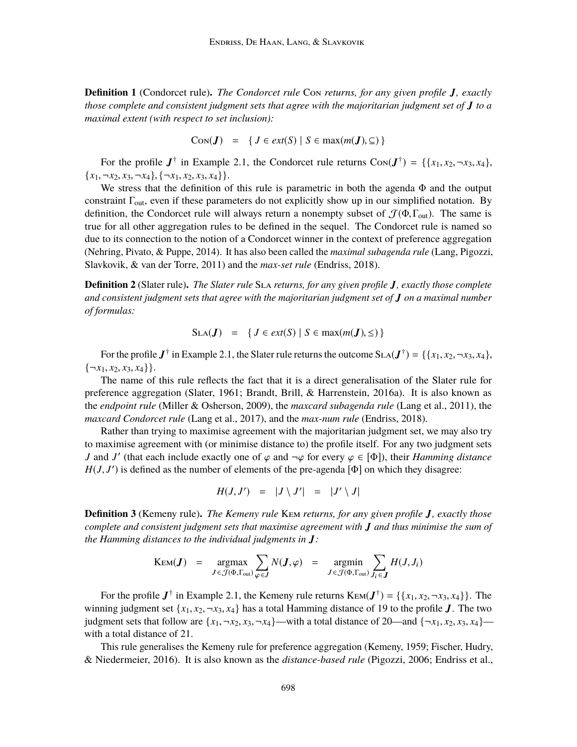**Definition 1** (Condorcet rule)**.** *The Condorcet rule* Con *returns, for any given profile* $\boldsymbol{J}$*, exactly those complete and consistent judgment sets that agree with the majoritarian judgment set of* $\boldsymbol{J}$ *to a maximal extent (with respect to set inclusion):*

$$\textsc{Con}(\boldsymbol{J}) \quad = \quad \{\, J \in ext(S) \mid S \in \max(m(\boldsymbol{J}), \subseteq) \,\}$$

For the profile $\boldsymbol{J}^\dagger$ in Example 2.1, the Condorcet rule returns $\textsc{Con}(\boldsymbol{J}^\dagger) = \{\{x_1, x_2, \neg x_3, x_4\}, \{x_1, \neg x_2, x_3, \neg x_4\}, \{\neg x_1, x_2, x_3, x_4\}\}$.

We stress that the definition of this rule is parametric in both the agenda $\Phi$ and the output constraint $\Gamma_{\text{out}}$, even if these parameters do not explicitly show up in our simplified notation. By definition, the Condorcet rule will always return a nonempty subset of $\mathcal{J}(\Phi, \Gamma_{\text{out}})$. The same is true for all other aggregation rules to be defined in the sequel. The Condorcet rule is named so due to its connection to the notion of a Condorcet winner in the context of preference aggregation (Nehring, Pivato, & Puppe, 2014). It has also been called the *maximal subagenda rule* (Lang, Pigozzi, Slavkovik, & van der Torre, 2011) and the *max-set rule* (Endriss, 2018).

**Definition 2** (Slater rule)**.** *The Slater rule* Sla *returns, for any given profile* $\boldsymbol{J}$*, exactly those complete and consistent judgment sets that agree with the majoritarian judgment set of* $\boldsymbol{J}$ *on a maximal number of formulas:*

$$\textsc{Sla}(\boldsymbol{J}) \quad = \quad \{\, J \in ext(S) \mid S \in \max(m(\boldsymbol{J}), \leq) \,\}$$

For the profile $\boldsymbol{J}^\dagger$ in Example 2.1, the Slater rule returns the outcome $\textsc{Sla}(\boldsymbol{J}^\dagger) = \{\{x_1, x_2, \neg x_3, x_4\}, \{\neg x_1, x_2, x_3, x_4\}\}$.

The name of this rule reflects the fact that it is a direct generalisation of the Slater rule for preference aggregation (Slater, 1961; Brandt, Brill, & Harrenstein, 2016a). It is also known as the *endpoint rule* (Miller & Osherson, 2009), the *maxcard subagenda rule* (Lang et al., 2011), the *maxcard Condorcet rule* (Lang et al., 2017), and the *max-num rule* (Endriss, 2018).

Rather than trying to maximise agreement with the majoritarian judgment set, we may also try to maximise agreement with (or minimise distance to) the profile itself. For any two judgment sets $J$ and $J'$ (that each include exactly one of $\varphi$ and $\neg\varphi$ for every $\varphi \in [\Phi]$), their *Hamming distance* $H(J, J')$ is defined as the number of elements of the pre-agenda $[\Phi]$ on which they disagree:

$$H(J, J') \quad = \quad |J \setminus J'| \quad = \quad |J' \setminus J|$$

**Definition 3** (Kemeny rule)**.** *The Kemeny rule* Kem *returns, for any given profile* $\boldsymbol{J}$*, exactly those complete and consistent judgment sets that maximise agreement with* $\boldsymbol{J}$ *and thus minimise the sum of the Hamming distances to the individual judgments in* $\boldsymbol{J}$*:*

$$\textsc{Kem}(\boldsymbol{J}) \quad = \quad \underset{J \in \mathcal{J}(\Phi, \Gamma_{\text{out}})}{\operatorname{argmax}} \sum_{\varphi \in J} N(\boldsymbol{J}, \varphi) \quad = \quad \underset{J \in \mathcal{J}(\Phi, \Gamma_{\text{out}})}{\operatorname{argmin}} \sum_{J_i \in \boldsymbol{J}} H(J, J_i)$$

For the profile $\boldsymbol{J}^\dagger$ in Example 2.1, the Kemeny rule returns $\textsc{Kem}(\boldsymbol{J}^\dagger) = \{\{x_1, x_2, \neg x_3, x_4\}\}$. The winning judgment set $\{x_1, x_2, \neg x_3, x_4\}$ has a total Hamming distance of 19 to the profile $\boldsymbol{J}$. The two judgment sets that follow are $\{x_1, \neg x_2, x_3, \neg x_4\}$—with a total distance of 20—and $\{\neg x_1, x_2, x_3, x_4\}$—with a total distance of 21.

This rule generalises the Kemeny rule for preference aggregation (Kemeny, 1959; Fischer, Hudry, & Niedermeier, 2016). It is also known as the *distance-based rule* (Pigozzi, 2006; Endriss et al.,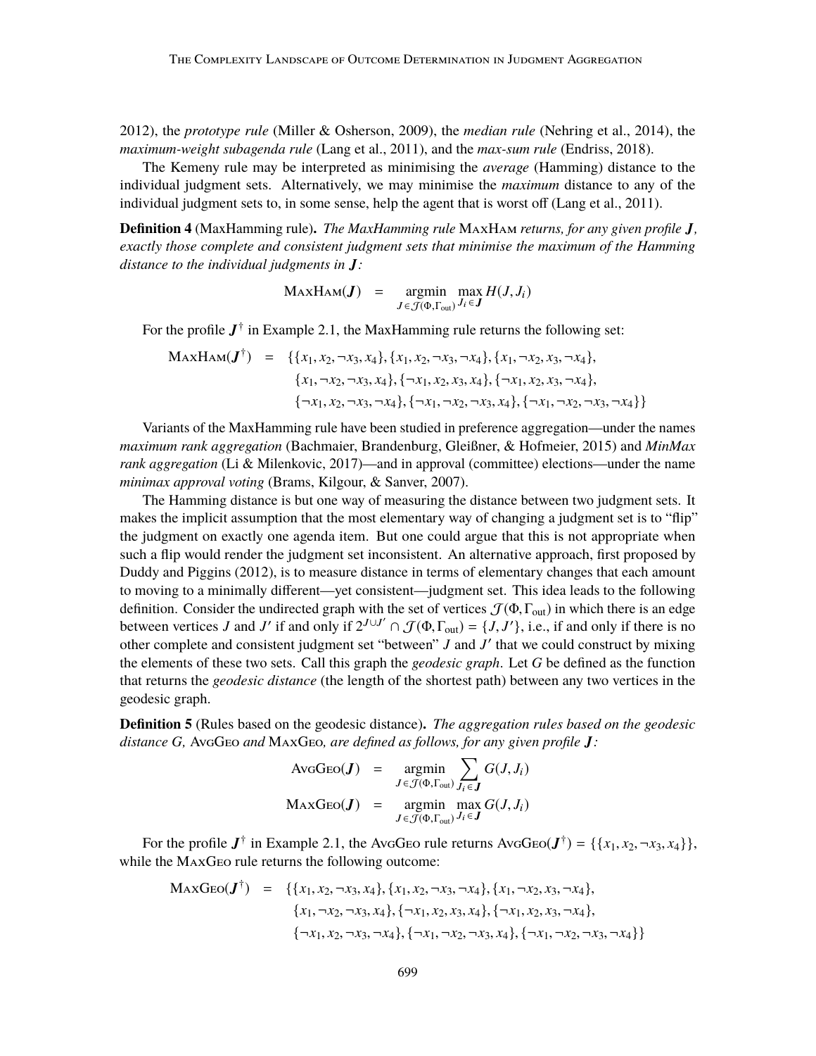2012), the *prototype rule* (Miller & Osherson, 2009), the *median rule* (Nehring et al., 2014), the *maximum-weight subagenda rule* (Lang et al., 2011), and the *max-sum rule* (Endriss, 2018).

The Kemeny rule may be interpreted as minimising the *average* (Hamming) distance to the individual judgment sets. Alternatively, we may minimise the *maximum* distance to any of the individual judgment sets to, in some sense, help the agent that is worst off (Lang et al., 2011).

**Definition 4** (MaxHamming rule)**.** *The MaxHamming rule* $\textsc{MaxHam}$ *returns, for any given profile* $\boldsymbol{J}$*, exactly those complete and consistent judgment sets that minimise the maximum of the Hamming distance to the individual judgments in* $\boldsymbol{J}$*:*

$$\textsc{MaxHam}(\boldsymbol{J}) \quad = \quad \operatorname*{argmin}_{J \in \mathcal{J}(\Phi,\Gamma_{\text{out}})} \max_{J_i \in \boldsymbol{J}} H(J, J_i)$$

For the profile $\boldsymbol{J}^\dagger$ in Example 2.1, the MaxHamming rule returns the following set:

$$\begin{aligned}\textsc{MaxHam}(\boldsymbol{J}^\dagger) \quad = \quad & \{\{x_1, x_2, \neg x_3, x_4\}, \{x_1, x_2, \neg x_3, \neg x_4\}, \{x_1, \neg x_2, x_3, \neg x_4\}, \\ & \{x_1, \neg x_2, \neg x_3, x_4\}, \{\neg x_1, x_2, x_3, x_4\}, \{\neg x_1, x_2, x_3, \neg x_4\}, \\ & \{\neg x_1, x_2, \neg x_3, \neg x_4\}, \{\neg x_1, \neg x_2, \neg x_3, x_4\}, \{\neg x_1, \neg x_2, \neg x_3, \neg x_4\}\}\end{aligned}$$

Variants of the MaxHamming rule have been studied in preference aggregation—under the names *maximum rank aggregation* (Bachmaier, Brandenburg, Gleißner, & Hofmeier, 2015) and *MinMax rank aggregation* (Li & Milenkovic, 2017)—and in approval (committee) elections—under the name *minimax approval voting* (Brams, Kilgour, & Sanver, 2007).

The Hamming distance is but one way of measuring the distance between two judgment sets. It makes the implicit assumption that the most elementary way of changing a judgment set is to "flip" the judgment on exactly one agenda item. But one could argue that this is not appropriate when such a flip would render the judgment set inconsistent. An alternative approach, first proposed by Duddy and Piggins (2012), is to measure distance in terms of elementary changes that each amount to moving to a minimally different—yet consistent—judgment set. This idea leads to the following definition. Consider the undirected graph with the set of vertices $\mathcal{J}(\Phi, \Gamma_{\text{out}})$ in which there is an edge between vertices $J$ and $J'$ if and only if $2^{J \cup J'} \cap \mathcal{J}(\Phi, \Gamma_{\text{out}}) = \{J, J'\}$, i.e., if and only if there is no other complete and consistent judgment set "between" $J$ and $J'$ that we could construct by mixing the elements of these two sets. Call this graph the *geodesic graph*. Let $G$ be defined as the function that returns the *geodesic distance* (the length of the shortest path) between any two vertices in the geodesic graph.

**Definition 5** (Rules based on the geodesic distance)**.** *The aggregation rules based on the geodesic distance* $G$*,* $\textsc{AvgGeo}$ *and* $\textsc{MaxGeo}$*, are defined as follows, for any given profile* $\boldsymbol{J}$*:*

$$\begin{aligned}\textsc{AvgGeo}(\boldsymbol{J}) \quad &= \quad \operatorname*{argmin}_{J \in \mathcal{J}(\Phi,\Gamma_{\text{out}})} \sum_{J_i \in \boldsymbol{J}} G(J, J_i) \\ \textsc{MaxGeo}(\boldsymbol{J}) \quad &= \quad \operatorname*{argmin}_{J \in \mathcal{J}(\Phi,\Gamma_{\text{out}})} \max_{J_i \in \boldsymbol{J}} G(J, J_i)\end{aligned}$$

For the profile $\boldsymbol{J}^\dagger$ in Example 2.1, the $\textsc{AvgGeo}$ rule returns $\textsc{AvgGeo}(\boldsymbol{J}^\dagger) = \{\{x_1, x_2, \neg x_3, x_4\}\}$, while the $\textsc{MaxGeo}$ rule returns the following outcome:

$$\begin{aligned}\textsc{MaxGeo}(\boldsymbol{J}^\dagger) \quad = \quad & \{\{x_1, x_2, \neg x_3, x_4\}, \{x_1, x_2, \neg x_3, \neg x_4\}, \{x_1, \neg x_2, x_3, \neg x_4\}, \\ & \{x_1, \neg x_2, \neg x_3, x_4\}, \{\neg x_1, x_2, x_3, x_4\}, \{\neg x_1, x_2, x_3, \neg x_4\}, \\ & \{\neg x_1, x_2, \neg x_3, \neg x_4\}, \{\neg x_1, \neg x_2, \neg x_3, x_4\}, \{\neg x_1, \neg x_2, \neg x_3, \neg x_4\}\}\end{aligned}$$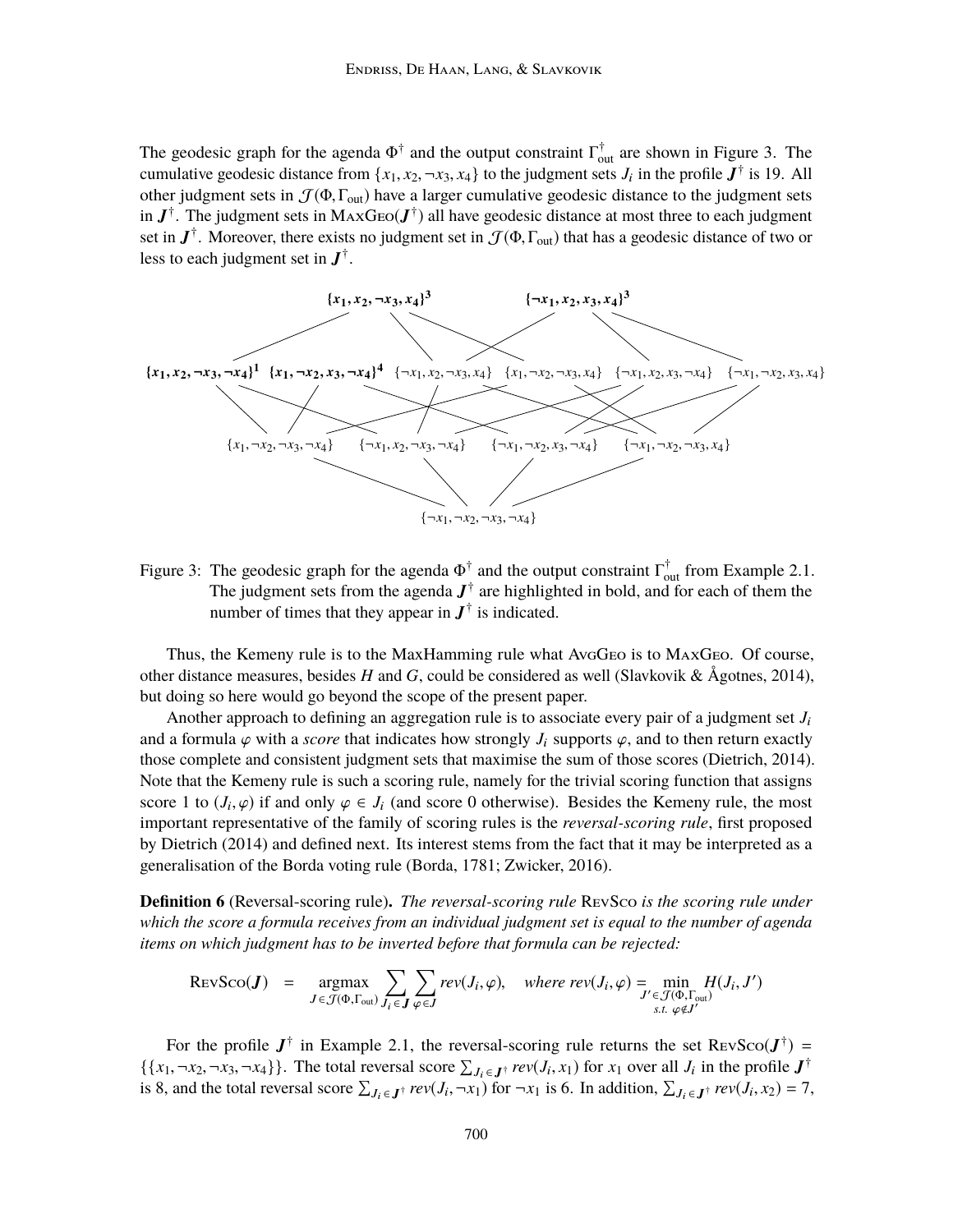The geodesic graph for the agenda $\Phi^\dagger$ and the output constraint $\Gamma^\dagger_{\text{out}}$ are shown in Figure 3. The cumulative geodesic distance from $\{x_1, x_2, \neg x_3, x_4\}$ to the judgment sets $J_i$ in the profile $\boldsymbol{J}^\dagger$ is 19. All other judgment sets in $\mathcal{J}(\Phi, \Gamma_{\text{out}})$ have a larger cumulative geodesic distance to the judgment sets in $\boldsymbol{J}^\dagger$. The judgment sets in $\text{MaxGeo}(\boldsymbol{J}^\dagger)$ all have geodesic distance at most three to each judgment set in $\boldsymbol{J}^\dagger$. Moreover, there exists no judgment set in $\mathcal{J}(\Phi, \Gamma_{\text{out}})$ that has a geodesic distance of two or less to each judgment set in $\boldsymbol{J}^\dagger$.

$\{x_1, x_2, \neg x_3, x_4\}^3$

$\{\neg x_1, x_2, x_3, x_4\}^3$

$\{x_1, x_2, \neg x_3, \neg x_4\}^1$ $\{x_1, \neg x_2, x_3, \neg x_4\}^4$ $\{\neg x_1, x_2, \neg x_3, x_4\}$ $\{x_1, \neg x_2, \neg x_3, x_4\}$ $\{\neg x_1, x_2, x_3, \neg x_4\}$ $\{\neg x_1, \neg x_2, x_3, x_4\}$

$\{x_1, \neg x_2, \neg x_3, \neg x_4\}$ $\{\neg x_1, x_2, \neg x_3, \neg x_4\}$ $\{\neg x_1, \neg x_2, x_3, \neg x_4\}$ $\{\neg x_1, \neg x_2, \neg x_3, x_4\}$

$\{\neg x_1, \neg x_2, \neg x_3, \neg x_4\}$

Figure 3: The geodesic graph for the agenda $\Phi^\dagger$ and the output constraint $\Gamma^\dagger_{\text{out}}$ from Example 2.1. The judgment sets from the agenda $\boldsymbol{J}^\dagger$ are highlighted in bold, and for each of them the number of times that they appear in $\boldsymbol{J}^\dagger$ is indicated.

Thus, the Kemeny rule is to the MaxHamming rule what AvgGeo is to MaxGeo. Of course, other distance measures, besides $H$ and $G$, could be considered as well (Slavkovik & Ågotnes, 2014), but doing so here would go beyond the scope of the present paper.

Another approach to defining an aggregation rule is to associate every pair of a judgment set $J_i$ and a formula $\varphi$ with a *score* that indicates how strongly $J_i$ supports $\varphi$, and to then return exactly those complete and consistent judgment sets that maximise the sum of those scores (Dietrich, 2014). Note that the Kemeny rule is such a scoring rule, namely for the trivial scoring function that assigns score 1 to $(J_i, \varphi)$ if and only $\varphi \in J_i$ (and score 0 otherwise). Besides the Kemeny rule, the most important representative of the family of scoring rules is the *reversal-scoring rule*, first proposed by Dietrich (2014) and defined next. Its interest stems from the fact that it may be interpreted as a generalisation of the Borda voting rule (Borda, 1781; Zwicker, 2016).

**Definition 6** (Reversal-scoring rule). *The reversal-scoring rule* RevSco *is the scoring rule under which the score a formula receives from an individual judgment set is equal to the number of agenda items on which judgment has to be inverted before that formula can be rejected:*

$$\text{RevSco}(\boldsymbol{J}) \;=\; \underset{J \in \mathcal{J}(\Phi, \Gamma_{\text{out}})}{\text{argmax}} \sum_{J_i \in \boldsymbol{J}} \sum_{\varphi \in J} rev(J_i, \varphi), \quad \textit{where } rev(J_i, \varphi) = \min_{\substack{J' \in \mathcal{J}(\Phi, \Gamma_{\text{out}}) \\ s.t.\ \varphi \notin J'}} H(J_i, J')$$

For the profile $\boldsymbol{J}^\dagger$ in Example 2.1, the reversal-scoring rule returns the set $\text{RevSco}(\boldsymbol{J}^\dagger) = \{\{x_1, \neg x_2, \neg x_3, \neg x_4\}\}$. The total reversal score $\sum_{J_i \in \boldsymbol{J}^\dagger} rev(J_i, x_1)$ for $x_1$ over all $J_i$ in the profile $\boldsymbol{J}^\dagger$ is 8, and the total reversal score $\sum_{J_i \in \boldsymbol{J}^\dagger} rev(J_i, \neg x_1)$ for $\neg x_1$ is 6. In addition, $\sum_{J_i \in \boldsymbol{J}^\dagger} rev(J_i, x_2) = 7$,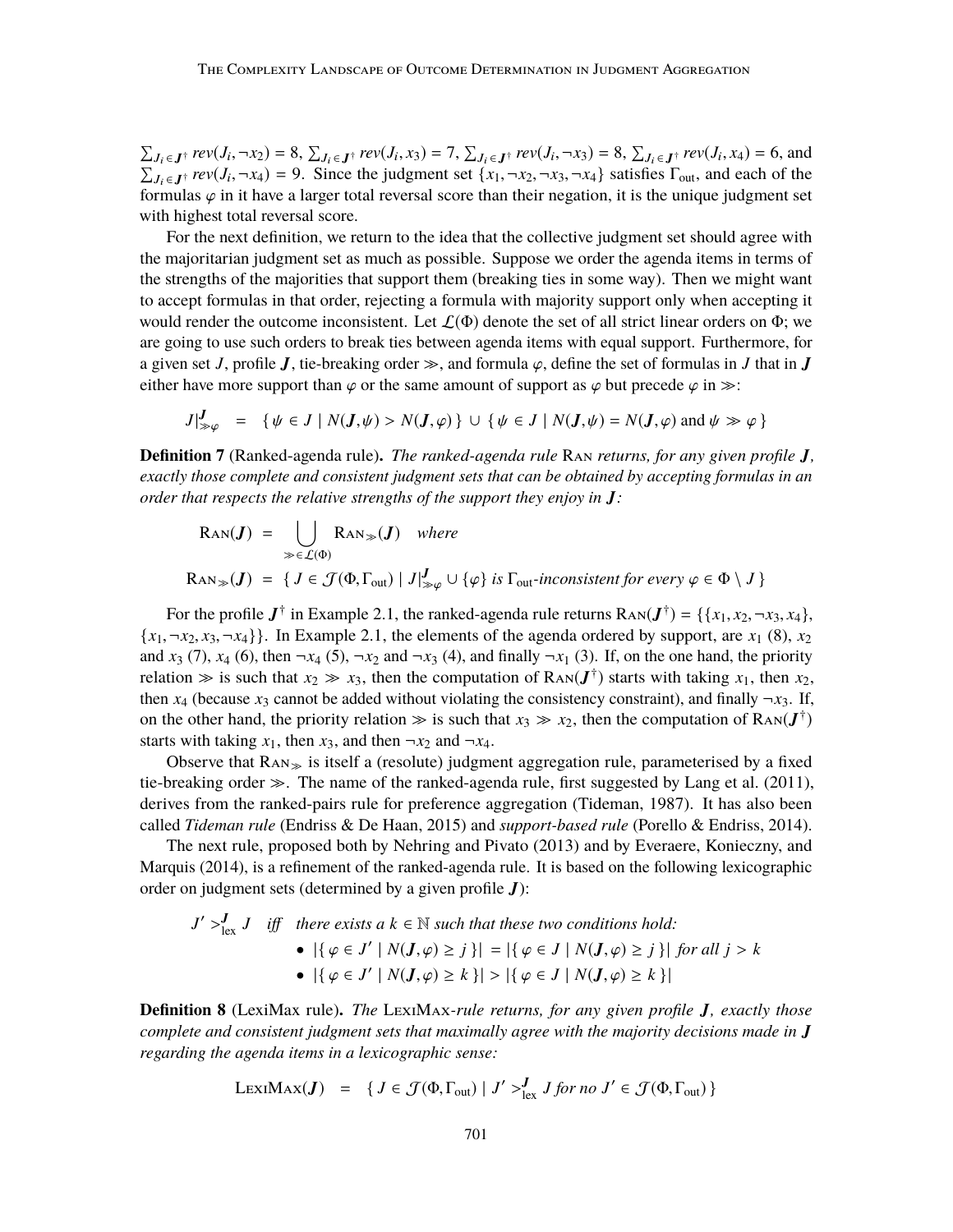$\sum_{J_i \in \boldsymbol{J}^\dagger} rev(J_i, \neg x_2) = 8$, $\sum_{J_i \in \boldsymbol{J}^\dagger} rev(J_i, x_3) = 7$, $\sum_{J_i \in \boldsymbol{J}^\dagger} rev(J_i, \neg x_3) = 8$, $\sum_{J_i \in \boldsymbol{J}^\dagger} rev(J_i, x_4) = 6$, and $\sum_{J_i \in \boldsymbol{J}^\dagger} rev(J_i, \neg x_4) = 9$. Since the judgment set $\{x_1, \neg x_2, \neg x_3, \neg x_4\}$ satisfies $\Gamma_{\text{out}}$, and each of the formulas $\varphi$ in it have a larger total reversal score than their negation, it is the unique judgment set with highest total reversal score.

For the next definition, we return to the idea that the collective judgment set should agree with the majoritarian judgment set as much as possible. Suppose we order the agenda items in terms of the strengths of the majorities that support them (breaking ties in some way). Then we might want to accept formulas in that order, rejecting a formula with majority support only when accepting it would render the outcome inconsistent. Let $\mathcal{L}(\Phi)$ denote the set of all strict linear orders on $\Phi$; we are going to use such orders to break ties between agenda items with equal support. Furthermore, for a given set $J$, profile $\boldsymbol{J}$, tie-breaking order $\gg$, and formula $\varphi$, define the set of formulas in $J$ that in $\boldsymbol{J}$ either have more support than $\varphi$ or the same amount of support as $\varphi$ but precede $\varphi$ in $\gg$:

$$J|^{\boldsymbol{J}}_{\gg\varphi} \quad = \quad \{\, \psi \in J \mid N(\boldsymbol{J}, \psi) > N(\boldsymbol{J}, \varphi) \,\} \,\cup\, \{\, \psi \in J \mid N(\boldsymbol{J}, \psi) = N(\boldsymbol{J}, \varphi) \text{ and } \psi \gg \varphi \,\}$$

**Definition 7** (Ranked-agenda rule)**.** *The ranked-agenda rule* Ran *returns, for any given profile $\boldsymbol{J}$, exactly those complete and consistent judgment sets that can be obtained by accepting formulas in an order that respects the relative strengths of the support they enjoy in $\boldsymbol{J}$:*

$$\begin{aligned}
\textsc{Ran}(\boldsymbol{J}) &= \bigcup_{\gg \in \mathcal{L}(\Phi)} \textsc{Ran}_{\gg}(\boldsymbol{J}) \quad \textit{where} \\
\textsc{Ran}_{\gg}(\boldsymbol{J}) &= \{\, J \in \mathcal{J}(\Phi, \Gamma_{\text{out}}) \mid J|^{\boldsymbol{J}}_{\gg\varphi} \cup \{\varphi\} \textit{ is } \Gamma_{\text{out}}\textit{-inconsistent for every } \varphi \in \Phi \setminus J \,\}
\end{aligned}$$

For the profile $\boldsymbol{J}^\dagger$ in Example 2.1, the ranked-agenda rule returns $\textsc{Ran}(\boldsymbol{J}^\dagger) = \{\{x_1, x_2, \neg x_3, x_4\}, \{x_1, \neg x_2, x_3, \neg x_4\}\}$. In Example 2.1, the elements of the agenda ordered by support, are $x_1$ (8), $x_2$ and $x_3$ (7), $x_4$ (6), then $\neg x_4$ (5), $\neg x_2$ and $\neg x_3$ (4), and finally $\neg x_1$ (3). If, on the one hand, the priority relation $\gg$ is such that $x_2 \gg x_3$, then the computation of $\textsc{Ran}(\boldsymbol{J}^\dagger)$ starts with taking $x_1$, then $x_2$, then $x_4$ (because $x_3$ cannot be added without violating the consistency constraint), and finally $\neg x_3$. If, on the other hand, the priority relation $\gg$ is such that $x_3 \gg x_2$, then the computation of $\textsc{Ran}(\boldsymbol{J}^\dagger)$ starts with taking $x_1$, then $x_3$, and then $\neg x_2$ and $\neg x_4$.

Observe that $\textsc{Ran}_{\gg}$ is itself a (resolute) judgment aggregation rule, parameterised by a fixed tie-breaking order $\gg$. The name of the ranked-agenda rule, first suggested by Lang et al. (2011), derives from the ranked-pairs rule for preference aggregation (Tideman, 1987). It has also been called *Tideman rule* (Endriss & De Haan, 2015) and *support-based rule* (Porello & Endriss, 2014).

The next rule, proposed both by Nehring and Pivato (2013) and by Everaere, Konieczny, and Marquis (2014), is a refinement of the ranked-agenda rule. It is based on the following lexicographic order on judgment sets (determined by a given profile $\boldsymbol{J}$):

$$\begin{aligned}
J' >^{\boldsymbol{J}}_{\text{lex}} J \quad \textit{iff} \quad & \textit{there exists a } k \in \mathbb{N} \textit{ such that these two conditions hold:} \\
& \bullet\ |\{\, \varphi \in J' \mid N(\boldsymbol{J}, \varphi) \geq j \,\}| = |\{\, \varphi \in J \mid N(\boldsymbol{J}, \varphi) \geq j \,\}| \textit{ for all } j > k \\
& \bullet\ |\{\, \varphi \in J' \mid N(\boldsymbol{J}, \varphi) \geq k \,\}| > |\{\, \varphi \in J \mid N(\boldsymbol{J}, \varphi) \geq k \,\}|
\end{aligned}$$

**Definition 8** (LexiMax rule)**.** *The* LexiMax*-rule returns, for any given profile $\boldsymbol{J}$, exactly those complete and consistent judgment sets that maximally agree with the majority decisions made in $\boldsymbol{J}$ regarding the agenda items in a lexicographic sense:*

$$\textsc{LexiMax}(\boldsymbol{J}) \quad = \quad \{\, J \in \mathcal{J}(\Phi, \Gamma_{\text{out}}) \mid J' >^{\boldsymbol{J}}_{\text{lex}} J \textit{ for no } J' \in \mathcal{J}(\Phi, \Gamma_{\text{out}}) \,\}$$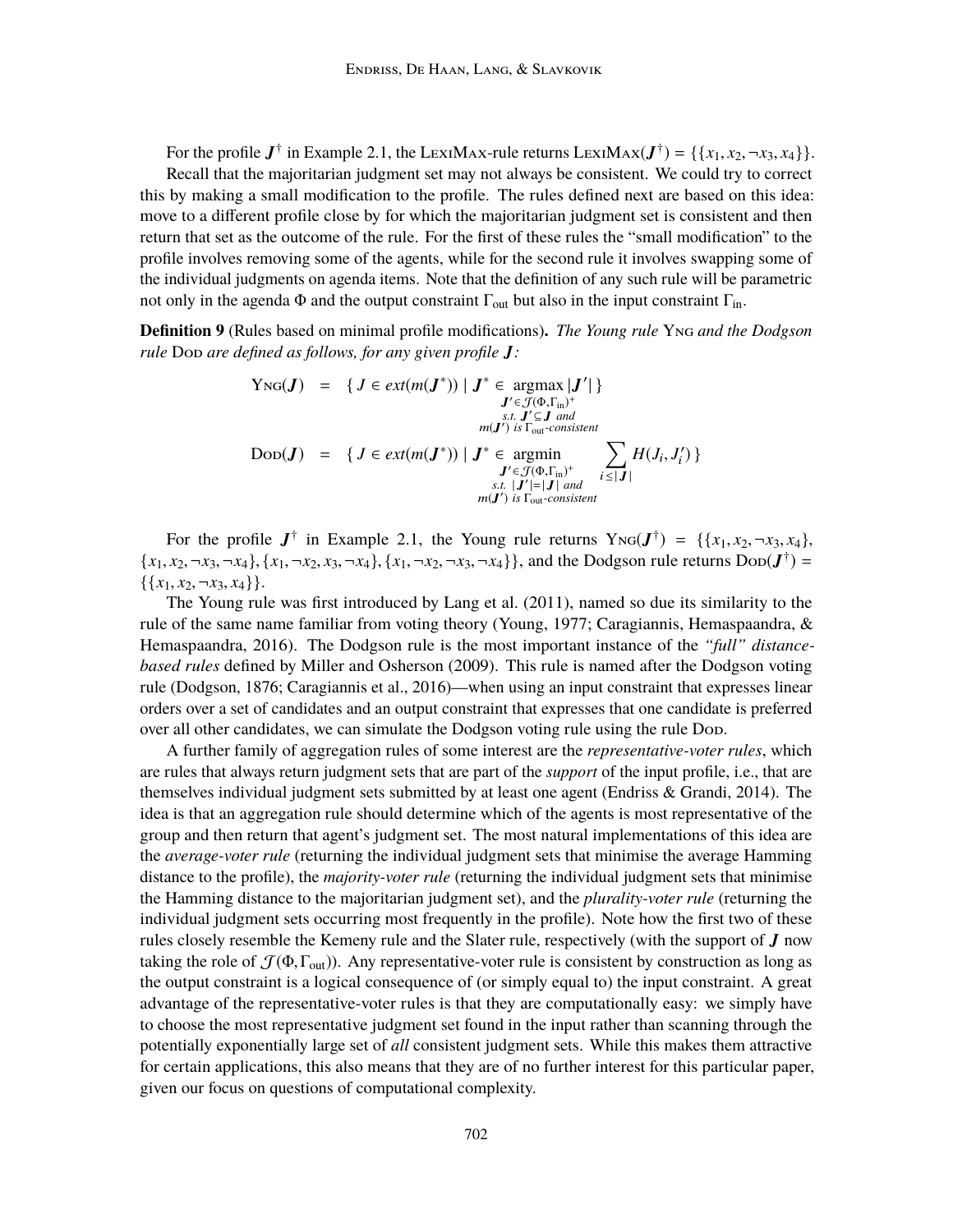For the profile $\boldsymbol{J}^\dagger$ in Example 2.1, the LexiMax-rule returns $\text{LexiMax}(\boldsymbol{J}^\dagger) = \{\{x_1, x_2, \neg x_3, x_4\}\}$.

Recall that the majoritarian judgment set may not always be consistent. We could try to correct this by making a small modification to the profile. The rules defined next are based on this idea: move to a different profile close by for which the majoritarian judgment set is consistent and then return that set as the outcome of the rule. For the first of these rules the "small modification" to the profile involves removing some of the agents, while for the second rule it involves swapping some of the individual judgments on agenda items. Note that the definition of any such rule will be parametric not only in the agenda $\Phi$ and the output constraint $\Gamma_{\text{out}}$ but also in the input constraint $\Gamma_{\text{in}}$.

**Definition 9** (Rules based on minimal profile modifications)**.** *The Young rule* Yng *and the Dodgson rule* Dod *are defined as follows, for any given profile $\boldsymbol{J}$:*

$$\begin{aligned}
\text{Yng}(\boldsymbol{J}) &= \{\, J \in ext(m(\boldsymbol{J}^*)) \mid \boldsymbol{J}^* \in \underset{\substack{\boldsymbol{J}' \in \mathcal{J}(\Phi,\Gamma_{\text{in}})^+ \\ s.t.\ \boldsymbol{J}' \subseteq \boldsymbol{J} \text{ and} \\ m(\boldsymbol{J}') \text{ is } \Gamma_{\text{out}}\text{-consistent}}}{\operatorname{argmax}} |\boldsymbol{J}'| \,\} \\
\text{Dod}(\boldsymbol{J}) &= \{\, J \in ext(m(\boldsymbol{J}^*)) \mid \boldsymbol{J}^* \in \underset{\substack{\boldsymbol{J}' \in \mathcal{J}(\Phi,\Gamma_{\text{in}})^+ \\ s.t.\ |\boldsymbol{J}'| = |\boldsymbol{J}| \text{ and} \\ m(\boldsymbol{J}') \text{ is } \Gamma_{\text{out}}\text{-consistent}}}{\operatorname{argmin}} \sum_{i \leq |\boldsymbol{J}|} H(J_i, J_i') \,\}
\end{aligned}$$

For the profile $\boldsymbol{J}^\dagger$ in Example 2.1, the Young rule returns $\text{Yng}(\boldsymbol{J}^\dagger) = \{\{x_1, x_2, \neg x_3, x_4\}, \{x_1, x_2, \neg x_3, \neg x_4\}, \{x_1, \neg x_2, x_3, \neg x_4\}, \{x_1, \neg x_2, \neg x_3, \neg x_4\}\}$, and the Dodgson rule returns $\text{Dod}(\boldsymbol{J}^\dagger) = \{\{x_1, x_2, \neg x_3, x_4\}\}$.

The Young rule was first introduced by Lang et al. (2011), named so due its similarity to the rule of the same name familiar from voting theory (Young, 1977; Caragiannis, Hemaspaandra, & Hemaspaandra, 2016). The Dodgson rule is the most important instance of the *"full" distance-based rules* defined by Miller and Osherson (2009). This rule is named after the Dodgson voting rule (Dodgson, 1876; Caragiannis et al., 2016)—when using an input constraint that expresses linear orders over a set of candidates and an output constraint that expresses that one candidate is preferred over all other candidates, we can simulate the Dodgson voting rule using the rule Dod.

A further family of aggregation rules of some interest are the *representative-voter rules*, which are rules that always return judgment sets that are part of the *support* of the input profile, i.e., that are themselves individual judgment sets submitted by at least one agent (Endriss & Grandi, 2014). The idea is that an aggregation rule should determine which of the agents is most representative of the group and then return that agent's judgment set. The most natural implementations of this idea are the *average-voter rule* (returning the individual judgment sets that minimise the average Hamming distance to the profile), the *majority-voter rule* (returning the individual judgment sets that minimise the Hamming distance to the majoritarian judgment set), and the *plurality-voter rule* (returning the individual judgment sets occurring most frequently in the profile). Note how the first two of these rules closely resemble the Kemeny rule and the Slater rule, respectively (with the support of $\boldsymbol{J}$ now taking the role of $\mathcal{J}(\Phi, \Gamma_{\text{out}})$). Any representative-voter rule is consistent by construction as long as the output constraint is a logical consequence of (or simply equal to) the input constraint. A great advantage of the representative-voter rules is that they are computationally easy: we simply have to choose the most representative judgment set found in the input rather than scanning through the potentially exponentially large set of *all* consistent judgment sets. While this makes them attractive for certain applications, this also means that they are of no further interest for this particular paper, given our focus on questions of computational complexity.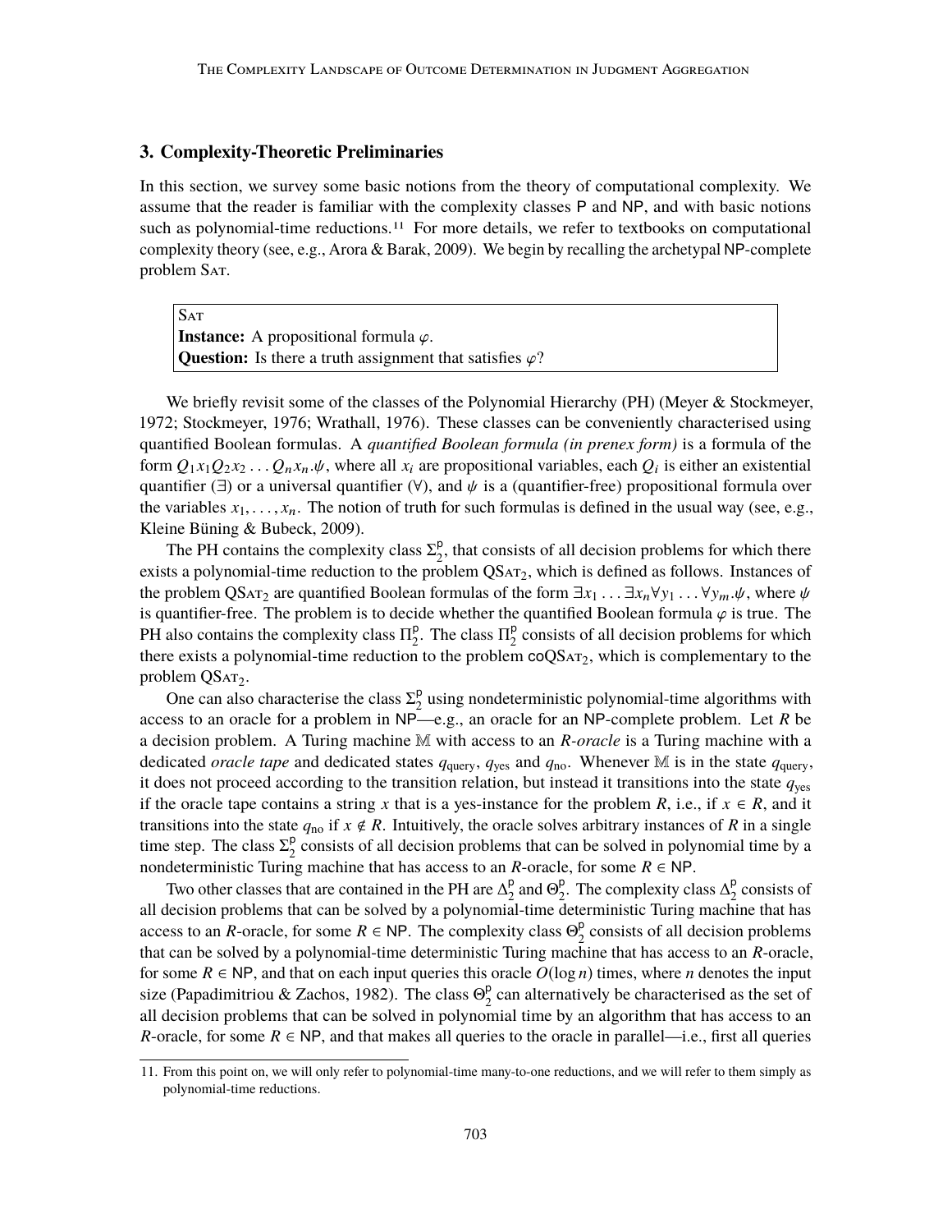## 3. Complexity-Theoretic Preliminaries

In this section, we survey some basic notions from the theory of computational complexity. We assume that the reader is familiar with the complexity classes P and NP, and with basic notions such as polynomial-time reductions.[11] For more details, we refer to textbooks on computational complexity theory (see, e.g., Arora & Barak, 2009). We begin by recalling the archetypal NP-complete problem SAT.

> SAT
> **Instance:** A propositional formula $\varphi$.
> **Question:** Is there a truth assignment that satisfies $\varphi$?

We briefly revisit some of the classes of the Polynomial Hierarchy (PH) (Meyer & Stockmeyer, 1972; Stockmeyer, 1976; Wrathall, 1976). These classes can be conveniently characterised using quantified Boolean formulas. A *quantified Boolean formula (in prenex form)* is a formula of the form $Q_1 x_1 Q_2 x_2 \dots Q_n x_n . \psi$, where all $x_i$ are propositional variables, each $Q_i$ is either an existential quantifier ($\exists$) or a universal quantifier ($\forall$), and $\psi$ is a (quantifier-free) propositional formula over the variables $x_1, \dots, x_n$. The notion of truth for such formulas is defined in the usual way (see, e.g., Kleine Büning & Bubeck, 2009).

The PH contains the complexity class $\Sigma_2^{\mathsf{p}}$, that consists of all decision problems for which there exists a polynomial-time reduction to the problem $\text{QSAT}_2$, which is defined as follows. Instances of the problem $\text{QSAT}_2$ are quantified Boolean formulas of the form $\exists x_1 \dots \exists x_n \forall y_1 \dots \forall y_m . \psi$, where $\psi$ is quantifier-free. The problem is to decide whether the quantified Boolean formula $\varphi$ is true. The PH also contains the complexity class $\Pi_2^{\mathsf{p}}$. The class $\Pi_2^{\mathsf{p}}$ consists of all decision problems for which there exists a polynomial-time reduction to the problem $\text{coQSAT}_2$, which is complementary to the problem $\text{QSAT}_2$.

One can also characterise the class $\Sigma_2^{\mathsf{p}}$ using nondeterministic polynomial-time algorithms with access to an oracle for a problem in NP—e.g., an oracle for an NP-complete problem. Let $R$ be a decision problem. A Turing machine $\mathbb{M}$ with access to an *$R$-oracle* is a Turing machine with a dedicated *oracle tape* and dedicated states $q_{\text{query}}$, $q_{\text{yes}}$ and $q_{\text{no}}$. Whenever $\mathbb{M}$ is in the state $q_{\text{query}}$, it does not proceed according to the transition relation, but instead it transitions into the state $q_{\text{yes}}$ if the oracle tape contains a string $x$ that is a yes-instance for the problem $R$, i.e., if $x \in R$, and it transitions into the state $q_{\text{no}}$ if $x \notin R$. Intuitively, the oracle solves arbitrary instances of $R$ in a single time step. The class $\Sigma_2^{\mathsf{p}}$ consists of all decision problems that can be solved in polynomial time by a nondeterministic Turing machine that has access to an $R$-oracle, for some $R \in \mathsf{NP}$.

Two other classes that are contained in the PH are $\Delta_2^{\mathsf{p}}$ and $\Theta_2^{\mathsf{p}}$. The complexity class $\Delta_2^{\mathsf{p}}$ consists of all decision problems that can be solved by a polynomial-time deterministic Turing machine that has access to an $R$-oracle, for some $R \in \mathsf{NP}$. The complexity class $\Theta_2^{\mathsf{p}}$ consists of all decision problems that can be solved by a polynomial-time deterministic Turing machine that has access to an $R$-oracle, for some $R \in \mathsf{NP}$, and that on each input queries this oracle $O(\log n)$ times, where $n$ denotes the input size (Papadimitriou & Zachos, 1982). The class $\Theta_2^{\mathsf{p}}$ can alternatively be characterised as the set of all decision problems that can be solved in polynomial time by an algorithm that has access to an $R$-oracle, for some $R \in \mathsf{NP}$, and that makes all queries to the oracle in parallel—i.e., first all queries

[11] From this point on, we will only refer to polynomial-time many-to-one reductions, and we will refer to them simply as polynomial-time reductions.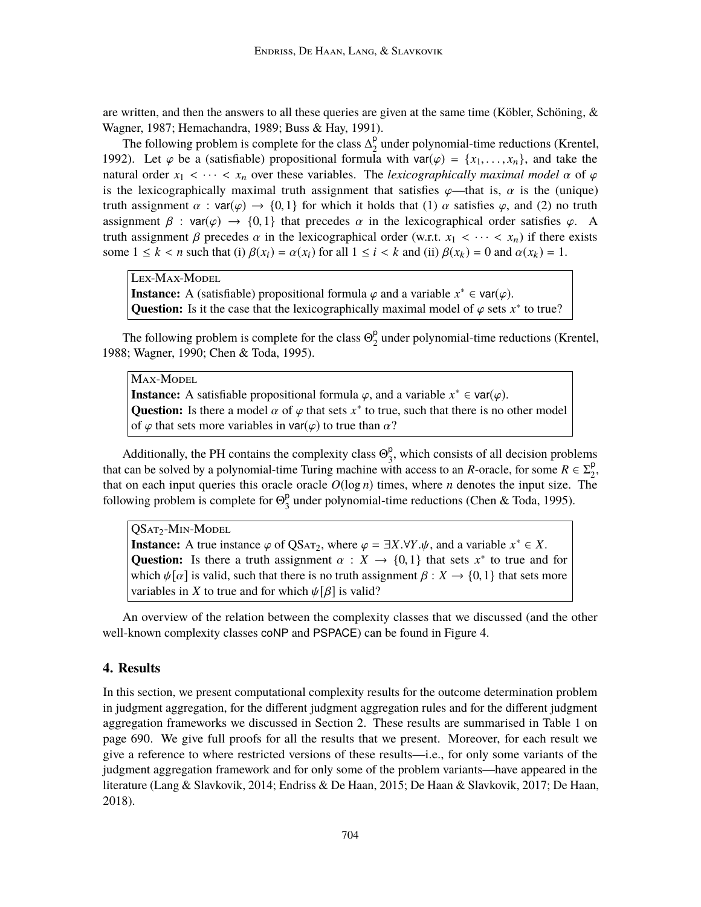are written, and then the answers to all these queries are given at the same time (Köbler, Schöning, & Wagner, 1987; Hemachandra, 1989; Buss & Hay, 1991).

The following problem is complete for the class $\Delta_2^{\mathsf{p}}$ under polynomial-time reductions (Krentel, 1992). Let $\varphi$ be a (satisfiable) propositional formula with $\mathsf{var}(\varphi) = \{x_1, \dots, x_n\}$, and take the natural order $x_1 < \dots < x_n$ over these variables. The *lexicographically maximal model* $\alpha$ of $\varphi$ is the lexicographically maximal truth assignment that satisfies $\varphi$—that is, $\alpha$ is the (unique) truth assignment $\alpha : \mathsf{var}(\varphi) \to \{0, 1\}$ for which it holds that (1) $\alpha$ satisfies $\varphi$, and (2) no truth assignment $\beta : \mathsf{var}(\varphi) \to \{0, 1\}$ that precedes $\alpha$ in the lexicographical order satisfies $\varphi$. A truth assignment $\beta$ precedes $\alpha$ in the lexicographical order (w.r.t. $x_1 < \dots < x_n$) if there exists some $1 \leq k < n$ such that (i) $\beta(x_i) = \alpha(x_i)$ for all $1 \leq i < k$ and (ii) $\beta(x_k) = 0$ and $\alpha(x_k) = 1$.

> Lex-Max-Model
> **Instance:** A (satisfiable) propositional formula $\varphi$ and a variable $x^* \in \mathsf{var}(\varphi)$.
> **Question:** Is it the case that the lexicographically maximal model of $\varphi$ sets $x^*$ to true?

The following problem is complete for the class $\Theta_2^{\mathsf{p}}$ under polynomial-time reductions (Krentel, 1988; Wagner, 1990; Chen & Toda, 1995).

> Max-Model
> **Instance:** A satisfiable propositional formula $\varphi$, and a variable $x^* \in \mathsf{var}(\varphi)$.
> **Question:** Is there a model $\alpha$ of $\varphi$ that sets $x^*$ to true, such that there is no other model of $\varphi$ that sets more variables in $\mathsf{var}(\varphi)$ to true than $\alpha$?

Additionally, the PH contains the complexity class $\Theta_3^{\mathsf{p}}$, which consists of all decision problems that can be solved by a polynomial-time Turing machine with access to an $R$-oracle, for some $R \in \Sigma_2^{\mathsf{p}}$, that on each input queries this oracle oracle $O(\log n)$ times, where $n$ denotes the input size. The following problem is complete for $\Theta_3^{\mathsf{p}}$ under polynomial-time reductions (Chen & Toda, 1995).

> QSat$_2$-Min-Model
> **Instance:** A true instance $\varphi$ of QSat$_2$, where $\varphi = \exists X.\forall Y.\psi$, and a variable $x^* \in X$.
> **Question:** Is there a truth assignment $\alpha : X \to \{0, 1\}$ that sets $x^*$ to true and for which $\psi[\alpha]$ is valid, such that there is no truth assignment $\beta : X \to \{0, 1\}$ that sets more variables in $X$ to true and for which $\psi[\beta]$ is valid?

An overview of the relation between the complexity classes that we discussed (and the other well-known complexity classes coNP and PSPACE) can be found in Figure 4.

## 4. Results

In this section, we present computational complexity results for the outcome determination problem in judgment aggregation, for the different judgment aggregation rules and for the different judgment aggregation frameworks we discussed in Section 2. These results are summarised in Table 1 on page 690. We give full proofs for all the results that we present. Moreover, for each result we give a reference to where restricted versions of these results—i.e., for only some variants of the judgment aggregation framework and for only some of the problem variants—have appeared in the literature (Lang & Slavkovik, 2014; Endriss & De Haan, 2015; De Haan & Slavkovik, 2017; De Haan, 2018).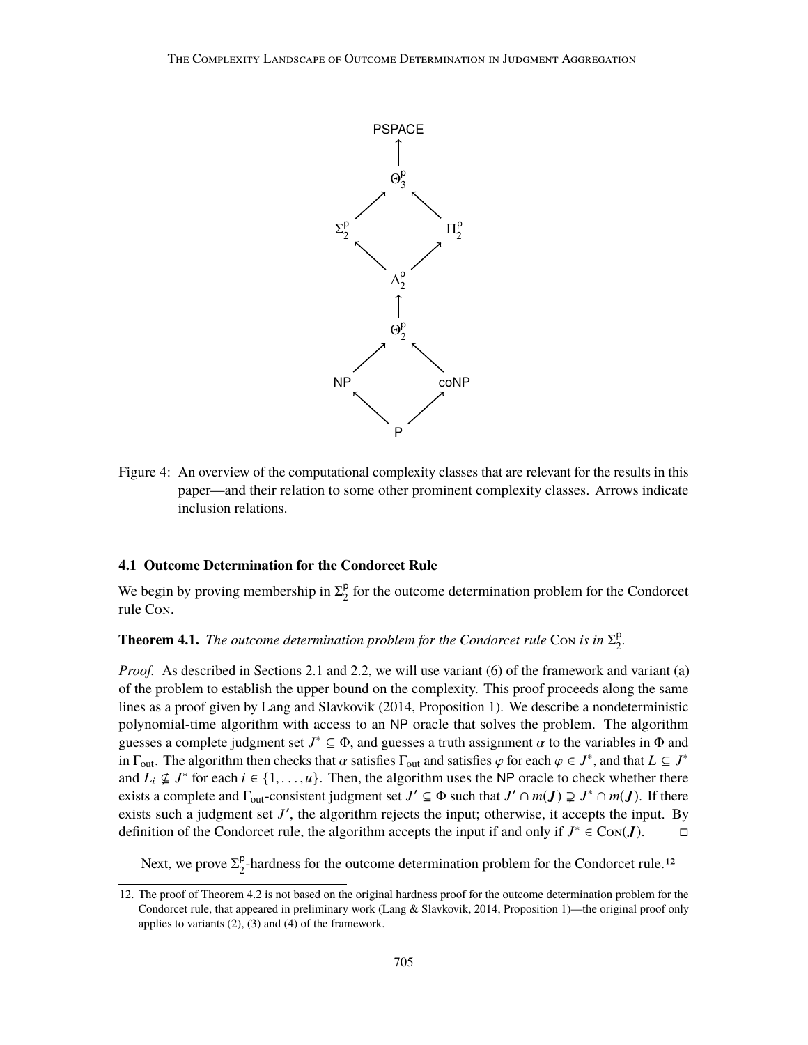PSPACE

$\Theta_3^p$

$\Sigma_2^p$

$\Pi_2^p$

$\Delta_2^p$

$\Theta_2^p$

NP

coNP

P

Figure 4: An overview of the computational complexity classes that are relevant for the results in this paper—and their relation to some other prominent complexity classes. Arrows indicate inclusion relations.

### 4.1 Outcome Determination for the Condorcet Rule

We begin by proving membership in $\Sigma_2^p$ for the outcome determination problem for the Condorcet rule Con.

**Theorem 4.1.** *The outcome determination problem for the Condorcet rule* Con *is in* $\Sigma_2^p$.

*Proof.* As described in Sections 2.1 and 2.2, we will use variant (6) of the framework and variant (a) of the problem to establish the upper bound on the complexity. This proof proceeds along the same lines as a proof given by Lang and Slavkovik (2014, Proposition 1). We describe a nondeterministic polynomial-time algorithm with access to an NP oracle that solves the problem. The algorithm guesses a complete judgment set $J^* \subseteq \Phi$, and guesses a truth assignment $\alpha$ to the variables in $\Phi$ and in $\Gamma_{\text{out}}$. The algorithm then checks that $\alpha$ satisfies $\Gamma_{\text{out}}$ and satisfies $\varphi$ for each $\varphi \in J^*$, and that $L \subseteq J^*$ and $L_i \not\subseteq J^*$ for each $i \in \{1, \dots, u\}$. Then, the algorithm uses the NP oracle to check whether there exists a complete and $\Gamma_{\text{out}}$-consistent judgment set $J' \subseteq \Phi$ such that $J' \cap m(\boldsymbol{J}) \supsetneq J^* \cap m(\boldsymbol{J})$. If there exists such a judgment set $J'$, the algorithm rejects the input; otherwise, it accepts the input. By definition of the Condorcet rule, the algorithm accepts the input if and only if $J^* \in \text{Con}(\boldsymbol{J})$. □

Next, we prove $\Sigma_2^p$-hardness for the outcome determination problem for the Condorcet rule.[12]

12. The proof of Theorem 4.2 is not based on the original hardness proof for the outcome determination problem for the Condorcet rule, that appeared in preliminary work (Lang & Slavkovik, 2014, Proposition 1)—the original proof only applies to variants (2), (3) and (4) of the framework.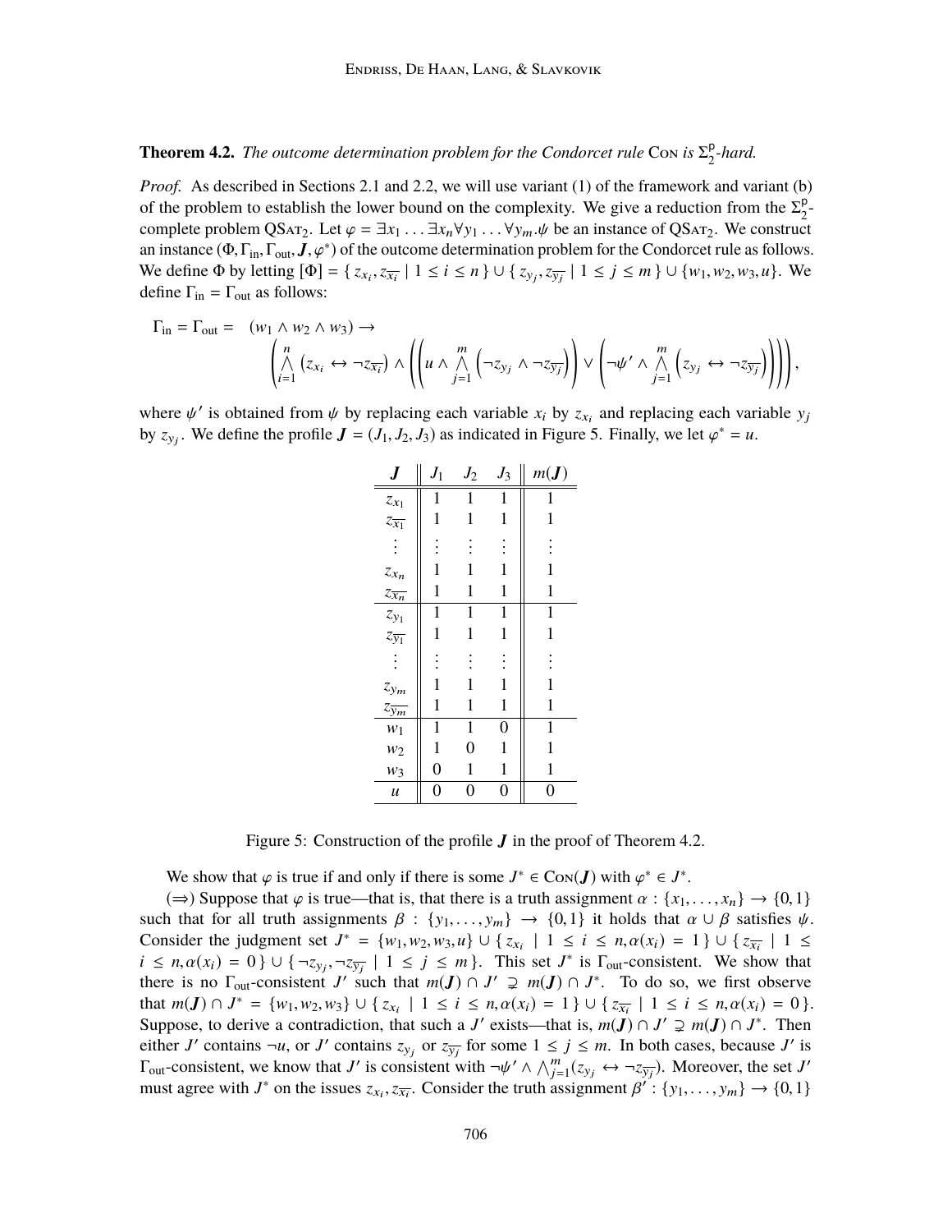**Theorem 4.2.** *The outcome determination problem for the Condorcet rule* Con *is* $\Sigma_2^{\mathsf{p}}$*-hard.*

*Proof.* As described in Sections 2.1 and 2.2, we will use variant (1) of the framework and variant (b) of the problem to establish the lower bound on the complexity. We give a reduction from the $\Sigma_2^{\mathsf{p}}$-complete problem QSat$_2$. Let $\varphi = \exists x_1 \dots \exists x_n \forall y_1 \dots \forall y_m . \psi$ be an instance of QSat$_2$. We construct an instance $(\Phi, \Gamma_{\text{in}}, \Gamma_{\text{out}}, \boldsymbol{J}, \varphi^*)$ of the outcome determination problem for the Condorcet rule as follows. We define $\Phi$ by letting $[\Phi] = \{ z_{x_i}, z_{\overline{x_i}} \mid 1 \leq i \leq n \} \cup \{ z_{y_j}, z_{\overline{y_j}} \mid 1 \leq j \leq m \} \cup \{w_1, w_2, w_3, u\}$. We define $\Gamma_{\text{in}} = \Gamma_{\text{out}}$ as follows:

$$\Gamma_{\text{in}} = \Gamma_{\text{out}} = \quad (w_1 \wedge w_2 \wedge w_3) \rightarrow \left( \bigwedge_{i=1}^{n} \left( z_{x_i} \leftrightarrow \neg z_{\overline{x_i}} \right) \wedge \left( \left( u \wedge \bigwedge_{j=1}^{m} \left( \neg z_{y_j} \wedge \neg z_{\overline{y_j}} \right) \right) \vee \left( \neg \psi' \wedge \bigwedge_{j=1}^{m} \left( z_{y_j} \leftrightarrow \neg z_{\overline{y_j}} \right) \right) \right) \right),$$

where $\psi'$ is obtained from $\psi$ by replacing each variable $x_i$ by $z_{x_i}$ and replacing each variable $y_j$ by $z_{y_j}$. We define the profile $\boldsymbol{J} = (J_1, J_2, J_3)$ as indicated in Figure 5. Finally, we let $\varphi^* = u$.

| $\boldsymbol{J}$ | $J_1$ | $J_2$ | $J_3$ | $m(\boldsymbol{J})$ |
|---|---|---|---|---|
| $z_{x_1}$ | 1 | 1 | 1 | 1 |
| $z_{\overline{x_1}}$ | 1 | 1 | 1 | 1 |
| $\vdots$ | $\vdots$ | $\vdots$ | $\vdots$ | $\vdots$ |
| $z_{x_n}$ | 1 | 1 | 1 | 1 |
| $z_{\overline{x_n}}$ | 1 | 1 | 1 | 1 |
| $z_{y_1}$ | 1 | 1 | 1 | 1 |
| $z_{\overline{y_1}}$ | 1 | 1 | 1 | 1 |
| $\vdots$ | $\vdots$ | $\vdots$ | $\vdots$ | $\vdots$ |
| $z_{y_m}$ | 1 | 1 | 1 | 1 |
| $z_{\overline{y_m}}$ | 1 | 1 | 1 | 1 |
| $w_1$ | 1 | 1 | 0 | 1 |
| $w_2$ | 1 | 0 | 1 | 1 |
| $w_3$ | 0 | 1 | 1 | 1 |
| $u$ | 0 | 0 | 0 | 0 |

Figure 5: Construction of the profile $\boldsymbol{J}$ in the proof of Theorem 4.2.

We show that $\varphi$ is true if and only if there is some $J^* \in \text{Con}(\boldsymbol{J})$ with $\varphi^* \in J^*$.

($\Rightarrow$) Suppose that $\varphi$ is true—that is, that there is a truth assignment $\alpha : \{x_1, \dots, x_n\} \rightarrow \{0, 1\}$ such that for all truth assignments $\beta : \{y_1, \dots, y_m\} \rightarrow \{0, 1\}$ it holds that $\alpha \cup \beta$ satisfies $\psi$. Consider the judgment set $J^* = \{w_1, w_2, w_3, u\} \cup \{ z_{x_i} \mid 1 \leq i \leq n, \alpha(x_i) = 1 \} \cup \{ z_{\overline{x_i}} \mid 1 \leq i \leq n, \alpha(x_i) = 0 \} \cup \{ \neg z_{y_j}, \neg z_{\overline{y_j}} \mid 1 \leq j \leq m \}$. This set $J^*$ is $\Gamma_{\text{out}}$-consistent. We show that there is no $\Gamma_{\text{out}}$-consistent $J'$ such that $m(\boldsymbol{J}) \cap J' \supsetneq m(\boldsymbol{J}) \cap J^*$. To do so, we first observe that $m(\boldsymbol{J}) \cap J^* = \{w_1, w_2, w_3\} \cup \{ z_{x_i} \mid 1 \leq i \leq n, \alpha(x_i) = 1 \} \cup \{ z_{\overline{x_i}} \mid 1 \leq i \leq n, \alpha(x_i) = 0 \}$. Suppose, to derive a contradiction, that such a $J'$ exists—that is, $m(\boldsymbol{J}) \cap J' \supsetneq m(\boldsymbol{J}) \cap J^*$. Then either $J'$ contains $\neg u$, or $J'$ contains $z_{y_j}$ or $z_{\overline{y_j}}$ for some $1 \leq j \leq m$. In both cases, because $J'$ is $\Gamma_{\text{out}}$-consistent, we know that $J'$ is consistent with $\neg \psi' \wedge \bigwedge_{j=1}^{m} (z_{y_j} \leftrightarrow \neg z_{\overline{y_j}})$. Moreover, the set $J'$ must agree with $J^*$ on the issues $z_{x_i}, z_{\overline{x_i}}$. Consider the truth assignment $\beta' : \{y_1, \dots, y_m\} \rightarrow \{0, 1\}$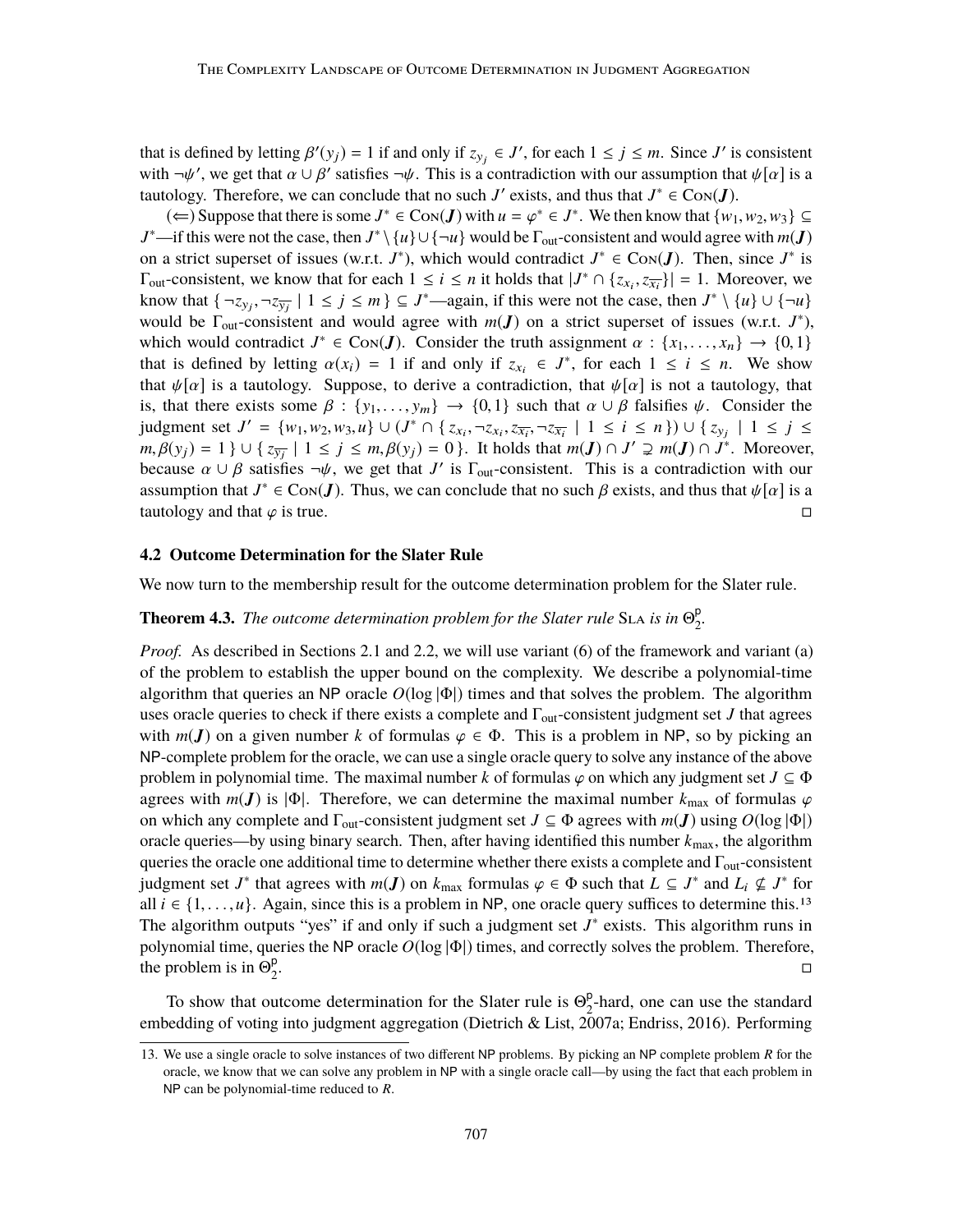that is defined by letting $\beta'(y_j) = 1$ if and only if $z_{y_j} \in J'$, for each $1 \leq j \leq m$. Since $J'$ is consistent with $\neg\psi'$, we get that $\alpha \cup \beta'$ satisfies $\neg\psi$. This is a contradiction with our assumption that $\psi[\alpha]$ is a tautology. Therefore, we can conclude that no such $J'$ exists, and thus that $J^* \in \textsc{Con}(\boldsymbol{J})$.

($\Leftarrow$) Suppose that there is some $J^* \in \textsc{Con}(\boldsymbol{J})$ with $u = \varphi^* \in J^*$. We then know that $\{w_1, w_2, w_3\} \subseteq J^*$—if this were not the case, then $J^* \setminus \{u\} \cup \{\neg u\}$ would be $\Gamma_{\text{out}}$-consistent and would agree with $m(\boldsymbol{J})$ on a strict superset of issues (w.r.t. $J^*$), which would contradict $J^* \in \textsc{Con}(\boldsymbol{J})$. Then, since $J^*$ is $\Gamma_{\text{out}}$-consistent, we know that for each $1 \leq i \leq n$ it holds that $|J^* \cap \{z_{x_i}, z_{\overline{x_i}}\}| = 1$. Moreover, we know that $\{\neg z_{y_j}, \neg z_{\overline{y_j}} \mid 1 \leq j \leq m\} \subseteq J^*$—again, if this were not the case, then $J^* \setminus \{u\} \cup \{\neg u\}$ would be $\Gamma_{\text{out}}$-consistent and would agree with $m(\boldsymbol{J})$ on a strict superset of issues (w.r.t. $J^*$), which would contradict $J^* \in \textsc{Con}(\boldsymbol{J})$. Consider the truth assignment $\alpha : \{x_1, \dots, x_n\} \to \{0, 1\}$ that is defined by letting $\alpha(x_i) = 1$ if and only if $z_{x_i} \in J^*$, for each $1 \leq i \leq n$. We show that $\psi[\alpha]$ is a tautology. Suppose, to derive a contradiction, that $\psi[\alpha]$ is not a tautology, that is, that there exists some $\beta : \{y_1, \dots, y_m\} \to \{0, 1\}$ such that $\alpha \cup \beta$ falsifies $\psi$. Consider the judgment set $J' = \{w_1, w_2, w_3, u\} \cup (J^* \cap \{z_{x_i}, \neg z_{x_i}, z_{\overline{x_i}}, \neg z_{\overline{x_i}} \mid 1 \leq i \leq n\}) \cup \{z_{y_j} \mid 1 \leq j \leq m, \beta(y_j) = 1\} \cup \{z_{\overline{y_j}} \mid 1 \leq j \leq m, \beta(y_j) = 0\}$. It holds that $m(\boldsymbol{J}) \cap J' \supsetneq m(\boldsymbol{J}) \cap J^*$. Moreover, because $\alpha \cup \beta$ satisfies $\neg\psi$, we get that $J'$ is $\Gamma_{\text{out}}$-consistent. This is a contradiction with our assumption that $J^* \in \textsc{Con}(\boldsymbol{J})$. Thus, we can conclude that no such $\beta$ exists, and thus that $\psi[\alpha]$ is a tautology and that $\varphi$ is true. □

### 4.2 Outcome Determination for the Slater Rule

We now turn to the membership result for the outcome determination problem for the Slater rule.

**Theorem 4.3.** *The outcome determination problem for the Slater rule* $\textsc{Sla}$ *is in* $\Theta_2^{\mathsf{p}}$.

*Proof.* As described in Sections 2.1 and 2.2, we will use variant (6) of the framework and variant (a) of the problem to establish the upper bound on the complexity. We describe a polynomial-time algorithm that queries an NP oracle $O(\log |\Phi|)$ times and that solves the problem. The algorithm uses oracle queries to check if there exists a complete and $\Gamma_{\text{out}}$-consistent judgment set $J$ that agrees with $m(\boldsymbol{J})$ on a given number $k$ of formulas $\varphi \in \Phi$. This is a problem in NP, so by picking an NP-complete problem for the oracle, we can use a single oracle query to solve any instance of the above problem in polynomial time. The maximal number $k$ of formulas $\varphi$ on which any judgment set $J \subseteq \Phi$ agrees with $m(\boldsymbol{J})$ is $|\Phi|$. Therefore, we can determine the maximal number $k_{\max}$ of formulas $\varphi$ on which any complete and $\Gamma_{\text{out}}$-consistent judgment set $J \subseteq \Phi$ agrees with $m(\boldsymbol{J})$ using $O(\log |\Phi|)$ oracle queries—by using binary search. Then, after having identified this number $k_{\max}$, the algorithm queries the oracle one additional time to determine whether there exists a complete and $\Gamma_{\text{out}}$-consistent judgment set $J^*$ that agrees with $m(\boldsymbol{J})$ on $k_{\max}$ formulas $\varphi \in \Phi$ such that $L \subseteq J^*$ and $L_i \nsubseteq J^*$ for all $i \in \{1, \dots, u\}$. Again, since this is a problem in NP, one oracle query suffices to determine this.[13] The algorithm outputs "yes" if and only if such a judgment set $J^*$ exists. This algorithm runs in polynomial time, queries the NP oracle $O(\log |\Phi|)$ times, and correctly solves the problem. Therefore, the problem is in $\Theta_2^{\mathsf{p}}$. □

To show that outcome determination for the Slater rule is $\Theta_2^{\mathsf{p}}$-hard, one can use the standard embedding of voting into judgment aggregation (Dietrich & List, 2007a; Endriss, 2016). Performing

13. We use a single oracle to solve instances of two different NP problems. By picking an NP complete problem $R$ for the oracle, we know that we can solve any problem in NP with a single oracle call—by using the fact that each problem in NP can be polynomial-time reduced to $R$.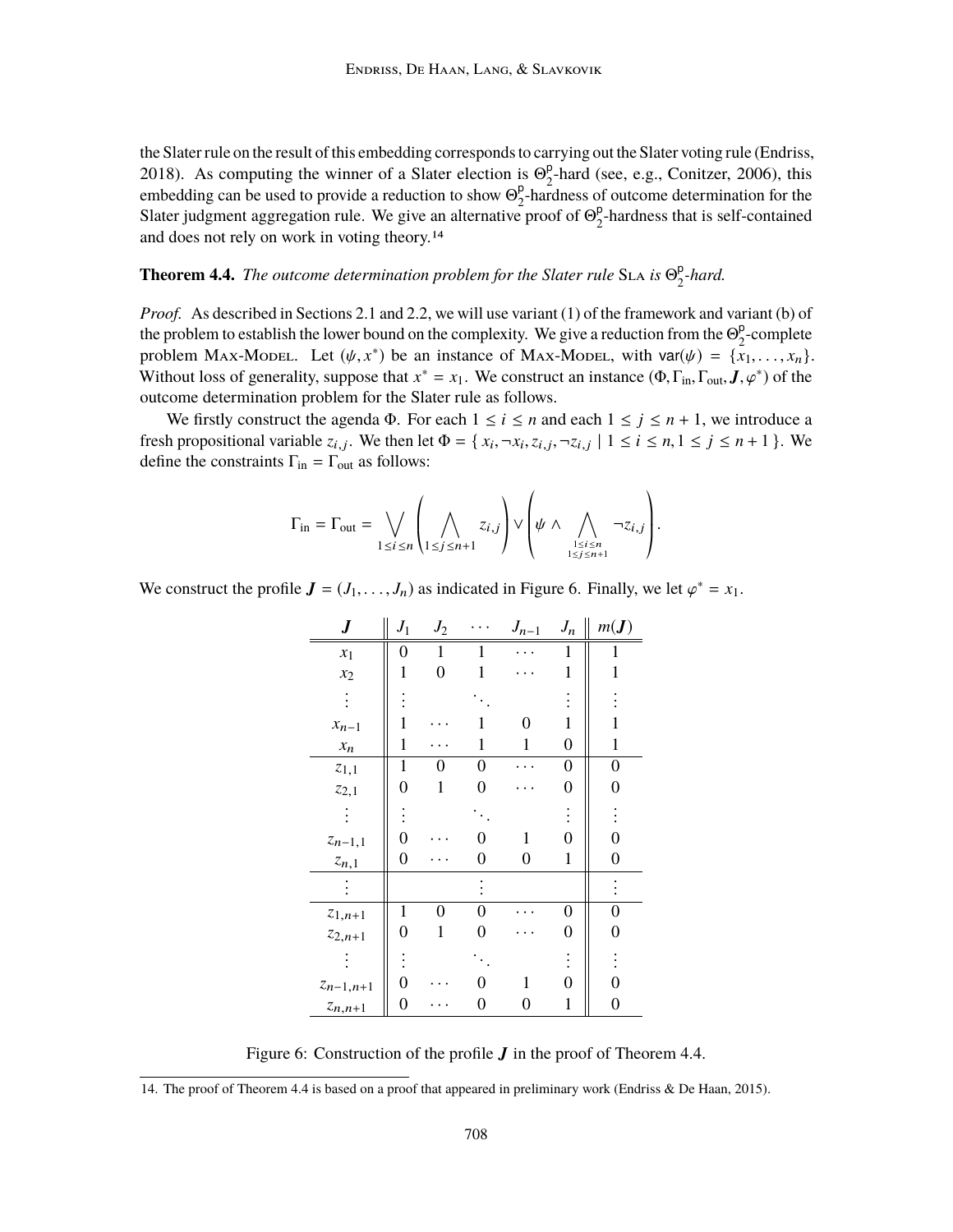the Slater rule on the result of this embedding corresponds to carrying out the Slater voting rule (Endriss, 2018). As computing the winner of a Slater election is $\Theta_2^{\mathrm{p}}$-hard (see, e.g., Conitzer, 2006), this embedding can be used to provide a reduction to show $\Theta_2^{\mathrm{p}}$-hardness of outcome determination for the Slater judgment aggregation rule. We give an alternative proof of $\Theta_2^{\mathrm{p}}$-hardness that is self-contained and does not rely on work in voting theory.[14]

**Theorem 4.4.** *The outcome determination problem for the Slater rule* Sla *is* $\Theta_2^{\mathrm{p}}$*-hard.*

*Proof.* As described in Sections 2.1 and 2.2, we will use variant (1) of the framework and variant (b) of the problem to establish the lower bound on the complexity. We give a reduction from the $\Theta_2^{\mathrm{p}}$-complete problem Max-Model. Let $(\psi, x^*)$ be an instance of Max-Model, with $\mathsf{var}(\psi) = \{x_1, \ldots, x_n\}$. Without loss of generality, suppose that $x^* = x_1$. We construct an instance $(\Phi, \Gamma_{\text{in}}, \Gamma_{\text{out}}, \boldsymbol{J}, \varphi^*)$ of the outcome determination problem for the Slater rule as follows.

We firstly construct the agenda $\Phi$. For each $1 \leq i \leq n$ and each $1 \leq j \leq n+1$, we introduce a fresh propositional variable $z_{i,j}$. We then let $\Phi = \{ x_i, \neg x_i, z_{i,j}, \neg z_{i,j} \mid 1 \leq i \leq n, 1 \leq j \leq n+1 \}$. We define the constraints $\Gamma_{\text{in}} = \Gamma_{\text{out}}$ as follows:

$$\Gamma_{\text{in}} = \Gamma_{\text{out}} = \bigvee_{1 \leq i \leq n} \left( \bigwedge_{1 \leq j \leq n+1} z_{i,j} \right) \vee \left( \psi \wedge \bigwedge_{\substack{1 \leq i \leq n \\ 1 \leq j \leq n+1}} \neg z_{i,j} \right).$$

We construct the profile $\boldsymbol{J} = (J_1, \ldots, J_n)$ as indicated in Figure 6. Finally, we let $\varphi^* = x_1$.

| $\boldsymbol{J}$ | $J_1$ | $J_2$ | $\cdots$ | $J_{n-1}$ | $J_n$ | $m(\boldsymbol{J})$ |
|---|---|---|---|---|---|---|
| $x_1$ | 0 | 1 | 1 | $\cdots$ | 1 | 1 |
| $x_2$ | 1 | 0 | 1 | $\cdots$ | 1 | 1 |
| $\vdots$ | $\vdots$ | | $\ddots$ | | $\vdots$ | $\vdots$ |
| $x_{n-1}$ | 1 | $\cdots$ | 1 | 0 | 1 | 1 |
| $x_n$ | 1 | $\cdots$ | 1 | 1 | 0 | 1 |
| $z_{1,1}$ | 1 | 0 | 0 | $\cdots$ | 0 | 0 |
| $z_{2,1}$ | 0 | 1 | 0 | $\cdots$ | 0 | 0 |
| $\vdots$ | $\vdots$ | | $\ddots$ | | $\vdots$ | $\vdots$ |
| $z_{n-1,1}$ | 0 | $\cdots$ | 0 | 1 | 0 | 0 |
| $z_{n,1}$ | 0 | $\cdots$ | 0 | 0 | 1 | 0 |
| $\vdots$ | | | $\vdots$ | | | $\vdots$ |
| $z_{1,n+1}$ | 1 | 0 | 0 | $\cdots$ | 0 | 0 |
| $z_{2,n+1}$ | 0 | 1 | 0 | $\cdots$ | 0 | 0 |
| $\vdots$ | $\vdots$ | | $\ddots$ | | $\vdots$ | $\vdots$ |
| $z_{n-1,n+1}$ | 0 | $\cdots$ | 0 | 1 | 0 | 0 |
| $z_{n,n+1}$ | 0 | $\cdots$ | 0 | 0 | 1 | 0 |

Figure 6: Construction of the profile $\boldsymbol{J}$ in the proof of Theorem 4.4.

14. The proof of Theorem 4.4 is based on a proof that appeared in preliminary work (Endriss & De Haan, 2015).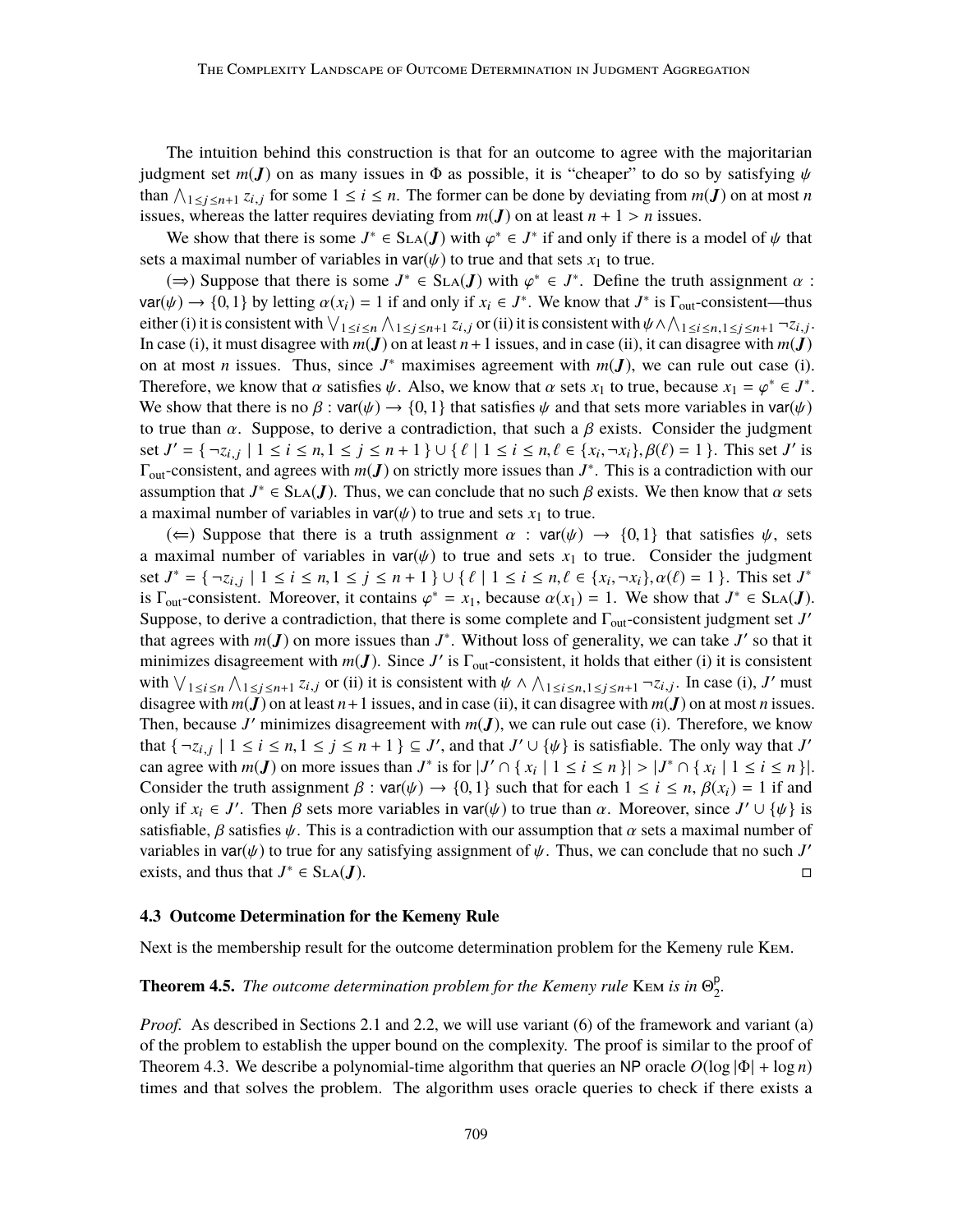The intuition behind this construction is that for an outcome to agree with the majoritarian judgment set $m(\boldsymbol{J})$ on as many issues in $\Phi$ as possible, it is "cheaper" to do so by satisfying $\psi$ than $\bigwedge_{1 \leq j \leq n+1} z_{i,j}$ for some $1 \leq i \leq n$. The former can be done by deviating from $m(\boldsymbol{J})$ on at most $n$ issues, whereas the latter requires deviating from $m(\boldsymbol{J})$ on at least $n + 1 > n$ issues.

We show that there is some $J^* \in \text{Sla}(\boldsymbol{J})$ with $\varphi^* \in J^*$ if and only if there is a model of $\psi$ that sets a maximal number of variables in $\mathsf{var}(\psi)$ to true and that sets $x_1$ to true.

($\Rightarrow$) Suppose that there is some $J^* \in \text{Sla}(\boldsymbol{J})$ with $\varphi^* \in J^*$. Define the truth assignment $\alpha : \mathsf{var}(\psi) \to \{0, 1\}$ by letting $\alpha(x_i) = 1$ if and only if $x_i \in J^*$. We know that $J^*$ is $\Gamma_{\text{out}}$-consistent—thus either (i) it is consistent with $\bigvee_{1 \leq i \leq n} \bigwedge_{1 \leq j \leq n+1} z_{i,j}$ or (ii) it is consistent with $\psi \wedge \bigwedge_{1 \leq i \leq n, 1 \leq j \leq n+1} \neg z_{i,j}$. In case (i), it must disagree with $m(\boldsymbol{J})$ on at least $n+1$ issues, and in case (ii), it can disagree with $m(\boldsymbol{J})$ on at most $n$ issues. Thus, since $J^*$ maximises agreement with $m(\boldsymbol{J})$, we can rule out case (i). Therefore, we know that $\alpha$ satisfies $\psi$. Also, we know that $\alpha$ sets $x_1$ to true, because $x_1 = \varphi^* \in J^*$. We show that there is no $\beta : \mathsf{var}(\psi) \to \{0, 1\}$ that satisfies $\psi$ and that sets more variables in $\mathsf{var}(\psi)$ to true than $\alpha$. Suppose, to derive a contradiction, that such a $\beta$ exists. Consider the judgment set $J' = \{ \neg z_{i,j} \mid 1 \leq i \leq n, 1 \leq j \leq n + 1 \} \cup \{ \ell \mid 1 \leq i \leq n, \ell \in \{x_i, \neg x_i\}, \beta(\ell) = 1 \}$. This set $J'$ is $\Gamma_{\text{out}}$-consistent, and agrees with $m(\boldsymbol{J})$ on strictly more issues than $J^*$. This is a contradiction with our assumption that $J^* \in \text{Sla}(\boldsymbol{J})$. Thus, we can conclude that no such $\beta$ exists. We then know that $\alpha$ sets a maximal number of variables in $\mathsf{var}(\psi)$ to true and sets $x_1$ to true.

($\Leftarrow$) Suppose that there is a truth assignment $\alpha : \mathsf{var}(\psi) \to \{0, 1\}$ that satisfies $\psi$, sets a maximal number of variables in $\mathsf{var}(\psi)$ to true and sets $x_1$ to true. Consider the judgment set $J^* = \{ \neg z_{i,j} \mid 1 \leq i \leq n, 1 \leq j \leq n + 1 \} \cup \{ \ell \mid 1 \leq i \leq n, \ell \in \{x_i, \neg x_i\}, \alpha(\ell) = 1 \}$. This set $J^*$ is $\Gamma_{\text{out}}$-consistent. Moreover, it contains $\varphi^* = x_1$, because $\alpha(x_1) = 1$. We show that $J^* \in \text{Sla}(\boldsymbol{J})$. Suppose, to derive a contradiction, that there is some complete and $\Gamma_{\text{out}}$-consistent judgment set $J'$ that agrees with $m(\boldsymbol{J})$ on more issues than $J^*$. Without loss of generality, we can take $J'$ so that it minimizes disagreement with $m(\boldsymbol{J})$. Since $J'$ is $\Gamma_{\text{out}}$-consistent, it holds that either (i) it is consistent with $\bigvee_{1 \leq i \leq n} \bigwedge_{1 \leq j \leq n+1} z_{i,j}$ or (ii) it is consistent with $\psi \wedge \bigwedge_{1 \leq i \leq n, 1 \leq j \leq n+1} \neg z_{i,j}$. In case (i), $J'$ must disagree with $m(\boldsymbol{J})$ on at least $n+1$ issues, and in case (ii), it can disagree with $m(\boldsymbol{J})$ on at most $n$ issues. Then, because $J'$ minimizes disagreement with $m(\boldsymbol{J})$, we can rule out case (i). Therefore, we know that $\{ \neg z_{i,j} \mid 1 \leq i \leq n, 1 \leq j \leq n + 1 \} \subseteq J'$, and that $J' \cup \{\psi\}$ is satisfiable. The only way that $J'$ can agree with $m(\boldsymbol{J})$ on more issues than $J^*$ is for $|J' \cap \{ x_i \mid 1 \leq i \leq n \}| > |J^* \cap \{ x_i \mid 1 \leq i \leq n \}|$. Consider the truth assignment $\beta : \mathsf{var}(\psi) \to \{0, 1\}$ such that for each $1 \leq i \leq n$, $\beta(x_i) = 1$ if and only if $x_i \in J'$. Then $\beta$ sets more variables in $\mathsf{var}(\psi)$ to true than $\alpha$. Moreover, since $J' \cup \{\psi\}$ is satisfiable, $\beta$ satisfies $\psi$. This is a contradiction with our assumption that $\alpha$ sets a maximal number of variables in $\mathsf{var}(\psi)$ to true for any satisfying assignment of $\psi$. Thus, we can conclude that no such $J'$ exists, and thus that $J^* \in \text{Sla}(\boldsymbol{J})$. $\square$

### 4.3 Outcome Determination for the Kemeny Rule

Next is the membership result for the outcome determination problem for the Kemeny rule Kem.

**Theorem 4.5.** *The outcome determination problem for the Kemeny rule* Kem *is in* $\Theta_2^{\mathsf{p}}$.

*Proof.* As described in Sections 2.1 and 2.2, we will use variant (6) of the framework and variant (a) of the problem to establish the upper bound on the complexity. The proof is similar to the proof of Theorem 4.3. We describe a polynomial-time algorithm that queries an NP oracle $O(\log |\Phi| + \log n)$ times and that solves the problem. The algorithm uses oracle queries to check if there exists a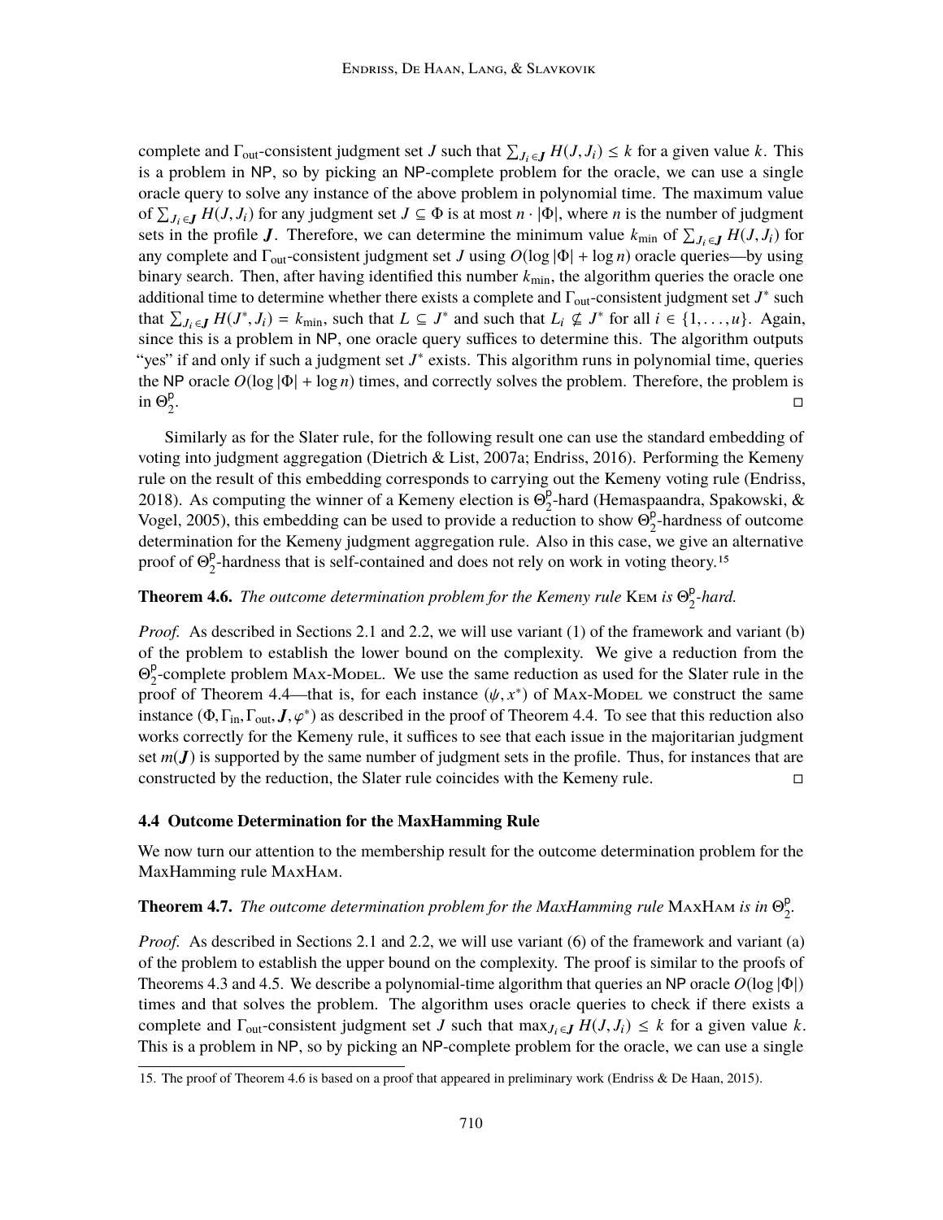complete and $\Gamma_{\text{out}}$-consistent judgment set $J$ such that $\sum_{J_i \in \boldsymbol{J}} H(J, J_i) \leq k$ for a given value $k$. This is a problem in NP, so by picking an NP-complete problem for the oracle, we can use a single oracle query to solve any instance of the above problem in polynomial time. The maximum value of $\sum_{J_i \in \boldsymbol{J}} H(J, J_i)$ for any judgment set $J \subseteq \Phi$ is at most $n \cdot |\Phi|$, where $n$ is the number of judgment sets in the profile $\boldsymbol{J}$. Therefore, we can determine the minimum value $k_{\text{min}}$ of $\sum_{J_i \in \boldsymbol{J}} H(J, J_i)$ for any complete and $\Gamma_{\text{out}}$-consistent judgment set $J$ using $O(\log |\Phi| + \log n)$ oracle queries—by using binary search. Then, after having identified this number $k_{\text{min}}$, the algorithm queries the oracle one additional time to determine whether there exists a complete and $\Gamma_{\text{out}}$-consistent judgment set $J^*$ such that $\sum_{J_i \in \boldsymbol{J}} H(J^*, J_i) = k_{\text{min}}$, such that $L \subseteq J^*$ and such that $L_i \not\subseteq J^*$ for all $i \in \{1, \dots, u\}$. Again, since this is a problem in NP, one oracle query suffices to determine this. The algorithm outputs "yes" if and only if such a judgment set $J^*$ exists. This algorithm runs in polynomial time, queries the NP oracle $O(\log |\Phi| + \log n)$ times, and correctly solves the problem. Therefore, the problem is in $\Theta_2^{\mathsf{p}}$. ◻

Similarly as for the Slater rule, for the following result one can use the standard embedding of voting into judgment aggregation (Dietrich & List, 2007a; Endriss, 2016). Performing the Kemeny rule on the result of this embedding corresponds to carrying out the Kemeny voting rule (Endriss, 2018). As computing the winner of a Kemeny election is $\Theta_2^{\mathsf{p}}$-hard (Hemaspaandra, Spakowski, & Vogel, 2005), this embedding can be used to provide a reduction to show $\Theta_2^{\mathsf{p}}$-hardness of outcome determination for the Kemeny judgment aggregation rule. Also in this case, we give an alternative proof of $\Theta_2^{\mathsf{p}}$-hardness that is self-contained and does not rely on work in voting theory.[15]

**Theorem 4.6.** *The outcome determination problem for the Kemeny rule* Kem *is $\Theta_2^{\mathsf{p}}$-hard.*

*Proof.* As described in Sections 2.1 and 2.2, we will use variant (1) of the framework and variant (b) of the problem to establish the lower bound on the complexity. We give a reduction from the $\Theta_2^{\mathsf{p}}$-complete problem Max-Model. We use the same reduction as used for the Slater rule in the proof of Theorem 4.4—that is, for each instance $(\psi, x^*)$ of Max-Model we construct the same instance $(\Phi, \Gamma_{\text{in}}, \Gamma_{\text{out}}, \boldsymbol{J}, \varphi^*)$ as described in the proof of Theorem 4.4. To see that this reduction also works correctly for the Kemeny rule, it suffices to see that each issue in the majoritarian judgment set $m(\boldsymbol{J})$ is supported by the same number of judgment sets in the profile. Thus, for instances that are constructed by the reduction, the Slater rule coincides with the Kemeny rule. ◻

### 4.4 Outcome Determination for the MaxHamming Rule

We now turn our attention to the membership result for the outcome determination problem for the MaxHamming rule MaxHam.

**Theorem 4.7.** *The outcome determination problem for the MaxHamming rule* MaxHam *is in $\Theta_2^{\mathsf{p}}$.*

*Proof.* As described in Sections 2.1 and 2.2, we will use variant (6) of the framework and variant (a) of the problem to establish the upper bound on the complexity. The proof is similar to the proofs of Theorems 4.3 and 4.5. We describe a polynomial-time algorithm that queries an NP oracle $O(\log |\Phi|)$ times and that solves the problem. The algorithm uses oracle queries to check if there exists a complete and $\Gamma_{\text{out}}$-consistent judgment set $J$ such that $\max_{J_i \in \boldsymbol{J}} H(J, J_i) \leq k$ for a given value $k$. This is a problem in NP, so by picking an NP-complete problem for the oracle, we can use a single

15. The proof of Theorem 4.6 is based on a proof that appeared in preliminary work (Endriss & De Haan, 2015).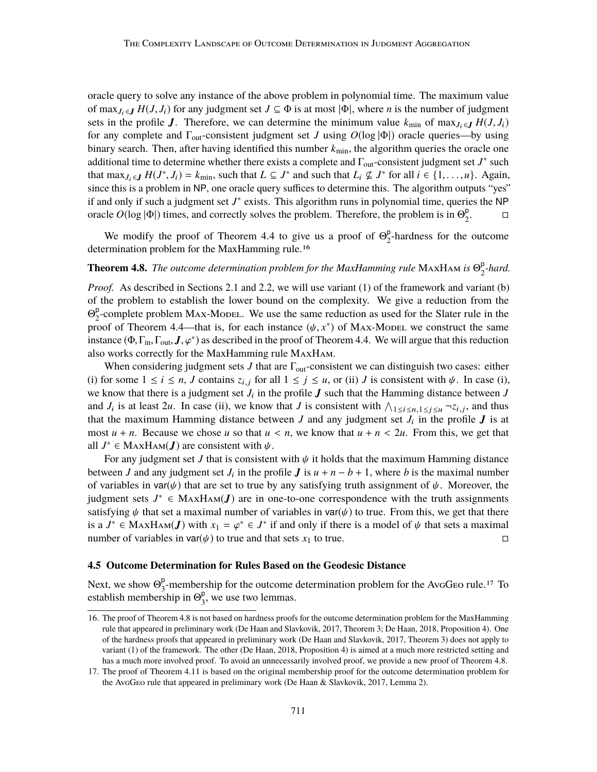oracle query to solve any instance of the above problem in polynomial time. The maximum value of $\max_{J_i \in \boldsymbol{J}} H(J, J_i)$ for any judgment set $J \subseteq \Phi$ is at most $|\Phi|$, where $n$ is the number of judgment sets in the profile $\boldsymbol{J}$. Therefore, we can determine the minimum value $k_{\min}$ of $\max_{J_i \in \boldsymbol{J}} H(J, J_i)$ for any complete and $\Gamma_{\text{out}}$-consistent judgment set $J$ using $O(\log |\Phi|)$ oracle queries—by using binary search. Then, after having identified this number $k_{\min}$, the algorithm queries the oracle one additional time to determine whether there exists a complete and $\Gamma_{\text{out}}$-consistent judgment set $J^*$ such that $\max_{J_i \in \boldsymbol{J}} H(J^*, J_i) = k_{\min}$, such that $L \subseteq J^*$ and such that $L_i \not\subseteq J^*$ for all $i \in \{1, \dots, u\}$. Again, since this is a problem in NP, one oracle query suffices to determine this. The algorithm outputs "yes" if and only if such a judgment set $J^*$ exists. This algorithm runs in polynomial time, queries the NP oracle $O(\log |\Phi|)$ times, and correctly solves the problem. Therefore, the problem is in $\Theta_2^{\mathsf{p}}$. ◻

We modify the proof of Theorem 4.4 to give us a proof of $\Theta_2^{\mathsf{p}}$-hardness for the outcome determination problem for the MaxHamming rule.[16]

**Theorem 4.8.** *The outcome determination problem for the MaxHamming rule* MaxHam *is* $\Theta_2^{\mathsf{p}}$*-hard.*

*Proof.* As described in Sections 2.1 and 2.2, we will use variant (1) of the framework and variant (b) of the problem to establish the lower bound on the complexity. We give a reduction from the $\Theta_2^{\mathsf{p}}$-complete problem Max-Model. We use the same reduction as used for the Slater rule in the proof of Theorem 4.4—that is, for each instance $(\psi, x^*)$ of Max-Model we construct the same instance $(\Phi, \Gamma_{\text{in}}, \Gamma_{\text{out}}, \boldsymbol{J}, \varphi^*)$ as described in the proof of Theorem 4.4. We will argue that this reduction also works correctly for the MaxHamming rule MaxHam.

When considering judgment sets $J$ that are $\Gamma_{\text{out}}$-consistent we can distinguish two cases: either (i) for some $1 \leq i \leq n$, $J$ contains $z_{i,j}$ for all $1 \leq j \leq u$, or (ii) $J$ is consistent with $\psi$. In case (i), we know that there is a judgment set $J_i$ in the profile $\boldsymbol{J}$ such that the Hamming distance between $J$ and $J_i$ is at least $2u$. In case (ii), we know that $J$ is consistent with $\bigwedge_{1 \leq i \leq n, 1 \leq j \leq u} \neg z_{i,j}$, and thus that the maximum Hamming distance between $J$ and any judgment set $J_i$ in the profile $\boldsymbol{J}$ is at most $u + n$. Because we chose $u$ so that $u < n$, we know that $u + n < 2u$. From this, we get that all $J^* \in \text{MaxHam}(\boldsymbol{J})$ are consistent with $\psi$.

For any judgment set $J$ that is consistent with $\psi$ it holds that the maximum Hamming distance between $J$ and any judgment set $J_i$ in the profile $\boldsymbol{J}$ is $u + n - b + 1$, where $b$ is the maximal number of variables in $\text{var}(\psi)$ that are set to true by any satisfying truth assignment of $\psi$. Moreover, the judgment sets $J^* \in \text{MaxHam}(\boldsymbol{J})$ are in one-to-one correspondence with the truth assignments satisfying $\psi$ that set a maximal number of variables in $\text{var}(\psi)$ to true. From this, we get that there is a $J^* \in \text{MaxHam}(\boldsymbol{J})$ with $x_1 = \varphi^* \in J^*$ if and only if there is a model of $\psi$ that sets a maximal number of variables in $\text{var}(\psi)$ to true and that sets $x_1$ to true. ◻

### 4.5 Outcome Determination for Rules Based on the Geodesic Distance

Next, we show $\Theta_3^{\mathsf{p}}$-membership for the outcome determination problem for the AvgGeo rule.[17] To establish membership in $\Theta_3^{\mathsf{p}}$, we use two lemmas.

16. The proof of Theorem 4.8 is not based on hardness proofs for the outcome determination problem for the MaxHamming rule that appeared in preliminary work (De Haan and Slavkovik, 2017, Theorem 3; De Haan, 2018, Proposition 4). One of the hardness proofs that appeared in preliminary work (De Haan and Slavkovik, 2017, Theorem 3) does not apply to variant (1) of the framework. The other (De Haan, 2018, Proposition 4) is aimed at a much more restricted setting and has a much more involved proof. To avoid an unnecessarily involved proof, we provide a new proof of Theorem 4.8.

17. The proof of Theorem 4.11 is based on the original membership proof for the outcome determination problem for the AvgGeo rule that appeared in preliminary work (De Haan & Slavkovik, 2017, Lemma 2).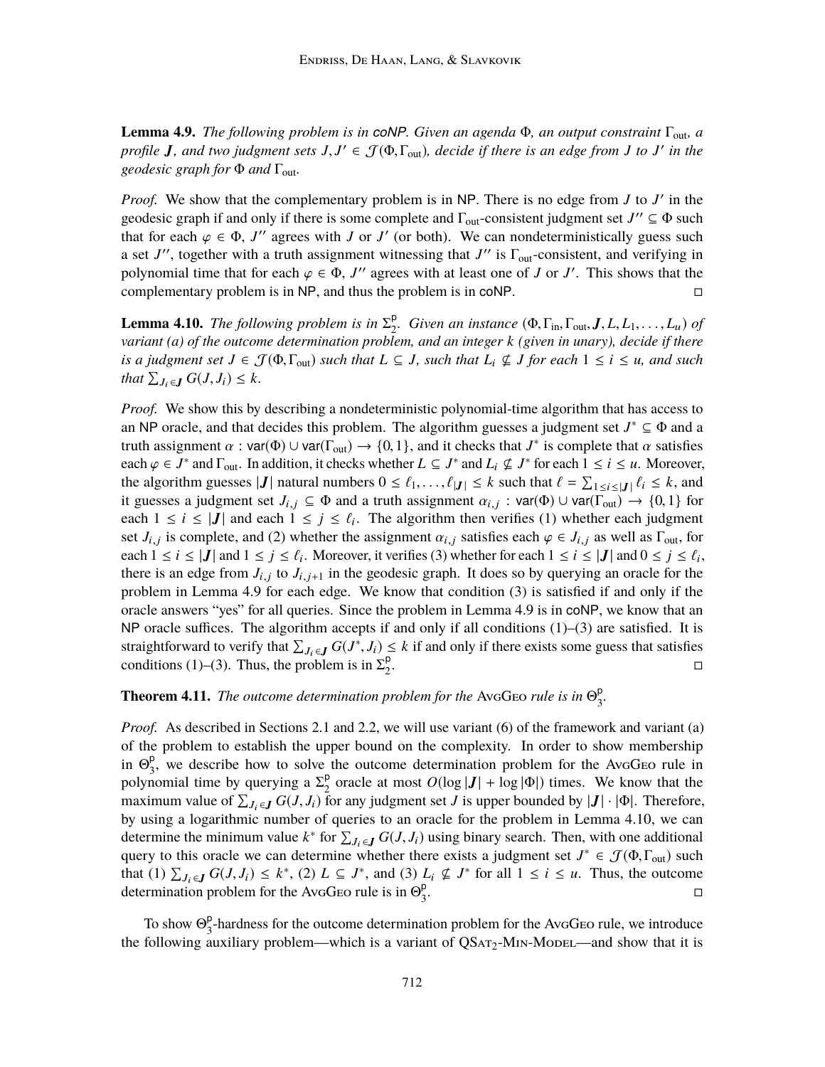**Lemma 4.9.** *The following problem is in* coNP*. Given an agenda* $\Phi$*, an output constraint* $\Gamma_{\text{out}}$*, a profile* $\boldsymbol{J}$*, and two judgment sets* $J, J' \in \mathcal{J}(\Phi, \Gamma_{\text{out}})$*, decide if there is an edge from* $J$ *to* $J'$ *in the geodesic graph for* $\Phi$ *and* $\Gamma_{\text{out}}$*.*

*Proof.* We show that the complementary problem is in NP. There is no edge from $J$ to $J'$ in the geodesic graph if and only if there is some complete and $\Gamma_{\text{out}}$-consistent judgment set $J'' \subseteq \Phi$ such that for each $\varphi \in \Phi$, $J''$ agrees with $J$ or $J'$ (or both). We can nondeterministically guess such a set $J''$, together with a truth assignment witnessing that $J''$ is $\Gamma_{\text{out}}$-consistent, and verifying in polynomial time that for each $\varphi \in \Phi$, $J''$ agrees with at least one of $J$ or $J'$. This shows that the complementary problem is in NP, and thus the problem is in coNP. □

**Lemma 4.10.** *The following problem is in* $\Sigma_2^{\mathsf{p}}$*. Given an instance* $(\Phi, \Gamma_{\text{in}}, \Gamma_{\text{out}}, \boldsymbol{J}, L, L_1, \ldots, L_u)$ *of variant (a) of the outcome determination problem, and an integer* $k$ *(given in unary), decide if there is a judgment set* $J \in \mathcal{J}(\Phi, \Gamma_{\text{out}})$ *such that* $L \subseteq J$*, such that* $L_i \nsubseteq J$ *for each* $1 \leq i \leq u$*, and such that* $\sum_{J_i \in \boldsymbol{J}} G(J, J_i) \leq k$*.*

*Proof.* We show this by describing a nondeterministic polynomial-time algorithm that has access to an NP oracle, and that decides this problem. The algorithm guesses a judgment set $J^* \subseteq \Phi$ and a truth assignment $\alpha : \mathsf{var}(\Phi) \cup \mathsf{var}(\Gamma_{\text{out}}) \to \{0, 1\}$, and it checks that $J^*$ is complete that $\alpha$ satisfies each $\varphi \in J^*$ and $\Gamma_{\text{out}}$. In addition, it checks whether $L \subseteq J^*$ and $L_i \nsubseteq J^*$ for each $1 \leq i \leq u$. Moreover, the algorithm guesses $|\boldsymbol{J}|$ natural numbers $0 \leq \ell_1, \ldots, \ell_{|\boldsymbol{J}|} \leq k$ such that $\ell = \sum_{1 \leq i \leq |\boldsymbol{J}|} \ell_i \leq k$, and it guesses a judgment set $J_{i,j} \subseteq \Phi$ and a truth assignment $\alpha_{i,j} : \mathsf{var}(\Phi) \cup \mathsf{var}(\Gamma_{\text{out}}) \to \{0, 1\}$ for each $1 \leq i \leq |\boldsymbol{J}|$ and each $1 \leq j \leq \ell_i$. The algorithm then verifies (1) whether each judgment set $J_{i,j}$ is complete, and (2) whether the assignment $\alpha_{i,j}$ satisfies each $\varphi \in J_{i,j}$ as well as $\Gamma_{\text{out}}$, for each $1 \leq i \leq |\boldsymbol{J}|$ and $1 \leq j \leq \ell_i$. Moreover, it verifies (3) whether for each $1 \leq i \leq |\boldsymbol{J}|$ and $0 \leq j \leq \ell_i$, there is an edge from $J_{i,j}$ to $J_{i,j+1}$ in the geodesic graph. It does so by querying an oracle for the problem in Lemma 4.9 for each edge. We know that condition (3) is satisfied if and only if the oracle answers "yes" for all queries. Since the problem in Lemma 4.9 is in coNP, we know that an NP oracle suffices. The algorithm accepts if and only if all conditions (1)–(3) are satisfied. It is straightforward to verify that $\sum_{J_i \in \boldsymbol{J}} G(J^*, J_i) \leq k$ if and only if there exists some guess that satisfies conditions (1)–(3). Thus, the problem is in $\Sigma_2^{\mathsf{p}}$. □

**Theorem 4.11.** *The outcome determination problem for the* AvgGeo *rule is in* $\Theta_3^{\mathsf{p}}$*.*

*Proof.* As described in Sections 2.1 and 2.2, we will use variant (6) of the framework and variant (a) of the problem to establish the upper bound on the complexity. In order to show membership in $\Theta_3^{\mathsf{p}}$, we describe how to solve the outcome determination problem for the AvgGeo rule in polynomial time by querying a $\Sigma_2^{\mathsf{p}}$ oracle at most $O(\log |\boldsymbol{J}| + \log |\Phi|)$ times. We know that the maximum value of $\sum_{J_i \in \boldsymbol{J}} G(J, J_i)$ for any judgment set $J$ is upper bounded by $|\boldsymbol{J}| \cdot |\Phi|$. Therefore, by using a logarithmic number of queries to an oracle for the problem in Lemma 4.10, we can determine the minimum value $k^*$ for $\sum_{J_i \in \boldsymbol{J}} G(J, J_i)$ using binary search. Then, with one additional query to this oracle we can determine whether there exists a judgment set $J^* \in \mathcal{J}(\Phi, \Gamma_{\text{out}})$ such that (1) $\sum_{J_i \in \boldsymbol{J}} G(J, J_i) \leq k^*$, (2) $L \subseteq J^*$, and (3) $L_i \nsubseteq J^*$ for all $1 \leq i \leq u$. Thus, the outcome determination problem for the AvgGeo rule is in $\Theta_3^{\mathsf{p}}$. □

To show $\Theta_3^{\mathsf{p}}$-hardness for the outcome determination problem for the AvgGeo rule, we introduce the following auxiliary problem—which is a variant of QSat$_2$-Min-Model—and show that it is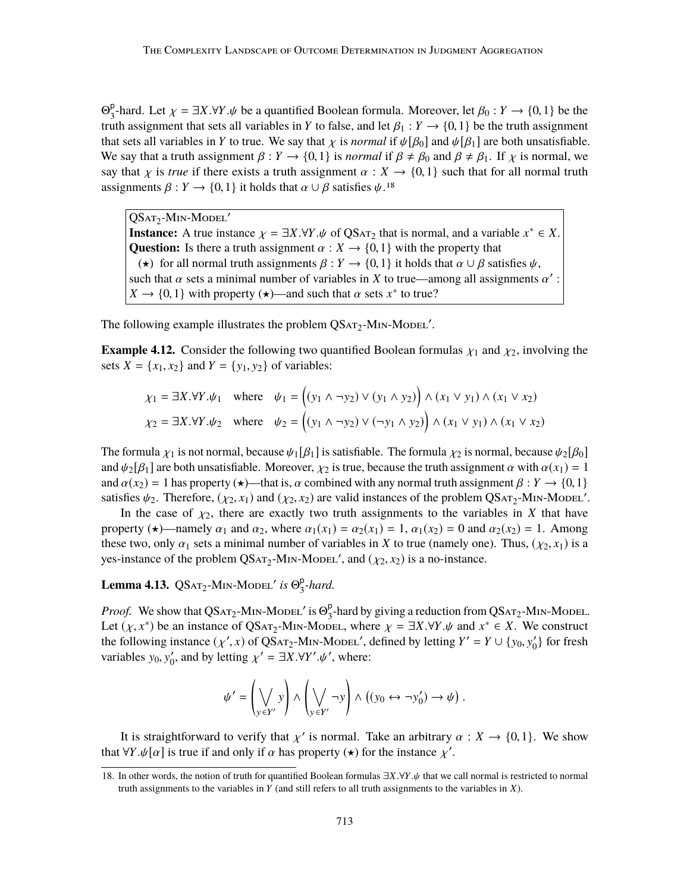$\Theta_3^{\mathsf{p}}$-hard. Let $\chi = \exists X.\forall Y.\psi$ be a quantified Boolean formula. Moreover, let $\beta_0 : Y \to \{0,1\}$ be the truth assignment that sets all variables in $Y$ to false, and let $\beta_1 : Y \to \{0,1\}$ be the truth assignment that sets all variables in $Y$ to true. We say that $\chi$ is *normal* if $\psi[\beta_0]$ and $\psi[\beta_1]$ are both unsatisfiable. We say that a truth assignment $\beta : Y \to \{0,1\}$ is *normal* if $\beta \neq \beta_0$ and $\beta \neq \beta_1$. If $\chi$ is normal, we say that $\chi$ is *true* if there exists a truth assignment $\alpha : X \to \{0,1\}$ such that for all normal truth assignments $\beta : Y \to \{0,1\}$ it holds that $\alpha \cup \beta$ satisfies $\psi$.[18]

> QSAT$_2$-MIN-MODEL$'$
> **Instance:** A true instance $\chi = \exists X.\forall Y.\psi$ of QSAT$_2$ that is normal, and a variable $x^* \in X$.
> **Question:** Is there a truth assignment $\alpha : X \to \{0,1\}$ with the property that
> ($\star$) for all normal truth assignments $\beta : Y \to \{0,1\}$ it holds that $\alpha \cup \beta$ satisfies $\psi$,
> such that $\alpha$ sets a minimal number of variables in $X$ to true—among all assignments $\alpha' : X \to \{0,1\}$ with property ($\star$)—and such that $\alpha$ sets $x^*$ to true?

The following example illustrates the problem QSAT$_2$-MIN-MODEL$'$.

**Example 4.12.** Consider the following two quantified Boolean formulas $\chi_1$ and $\chi_2$, involving the sets $X = \{x_1, x_2\}$ and $Y = \{y_1, y_2\}$ of variables:

$$\chi_1 = \exists X.\forall Y.\psi_1 \quad \text{where} \quad \psi_1 = \Big((y_1 \wedge \neg y_2) \vee (y_1 \wedge y_2)\Big) \wedge (x_1 \vee y_1) \wedge (x_1 \vee x_2)$$

$$\chi_2 = \exists X.\forall Y.\psi_2 \quad \text{where} \quad \psi_2 = \Big((y_1 \wedge \neg y_2) \vee (\neg y_1 \wedge y_2)\Big) \wedge (x_1 \vee y_1) \wedge (x_1 \vee x_2)$$

The formula $\chi_1$ is not normal, because $\psi_1[\beta_1]$ is satisfiable. The formula $\chi_2$ is normal, because $\psi_2[\beta_0]$ and $\psi_2[\beta_1]$ are both unsatisfiable. Moreover, $\chi_2$ is true, because the truth assignment $\alpha$ with $\alpha(x_1) = 1$ and $\alpha(x_2) = 1$ has property ($\star$)—that is, $\alpha$ combined with any normal truth assignment $\beta : Y \to \{0,1\}$ satisfies $\psi_2$. Therefore, $(\chi_2, x_1)$ and $(\chi_2, x_2)$ are valid instances of the problem QSAT$_2$-MIN-MODEL$'$.

In the case of $\chi_2$, there are exactly two truth assignments to the variables in $X$ that have property ($\star$)—namely $\alpha_1$ and $\alpha_2$, where $\alpha_1(x_1) = \alpha_2(x_1) = 1$, $\alpha_1(x_2) = 0$ and $\alpha_2(x_2) = 1$. Among these two, only $\alpha_1$ sets a minimal number of variables in $X$ to true (namely one). Thus, $(\chi_2, x_1)$ is a yes-instance of the problem QSAT$_2$-MIN-MODEL$'$, and $(\chi_2, x_2)$ is a no-instance.

**Lemma 4.13.** *QSAT$_2$-MIN-MODEL$'$ is $\Theta_3^{\mathsf{p}}$-hard.*

*Proof.* We show that QSAT$_2$-MIN-MODEL$'$ is $\Theta_3^{\mathsf{p}}$-hard by giving a reduction from QSAT$_2$-MIN-MODEL. Let $(\chi, x^*)$ be an instance of QSAT$_2$-MIN-MODEL, where $\chi = \exists X.\forall Y.\psi$ and $x^* \in X$. We construct the following instance $(\chi', x)$ of QSAT$_2$-MIN-MODEL$'$, defined by letting $Y' = Y \cup \{y_0, y_0'\}$ for fresh variables $y_0, y_0'$, and by letting $\chi' = \exists X.\forall Y'.\psi'$, where:

$$\psi' = \left(\bigvee_{y \in Y'} y\right) \wedge \left(\bigvee_{y \in Y'} \neg y\right) \wedge \big((y_0 \leftrightarrow \neg y_0') \to \psi\big).$$

It is straightforward to verify that $\chi'$ is normal. Take an arbitrary $\alpha : X \to \{0,1\}$. We show that $\forall Y.\psi[\alpha]$ is true if and only if $\alpha$ has property ($\star$) for the instance $\chi'$.

18. In other words, the notion of truth for quantified Boolean formulas $\exists X.\forall Y.\psi$ that we call normal is restricted to normal truth assignments to the variables in $Y$ (and still refers to all truth assignments to the variables in $X$).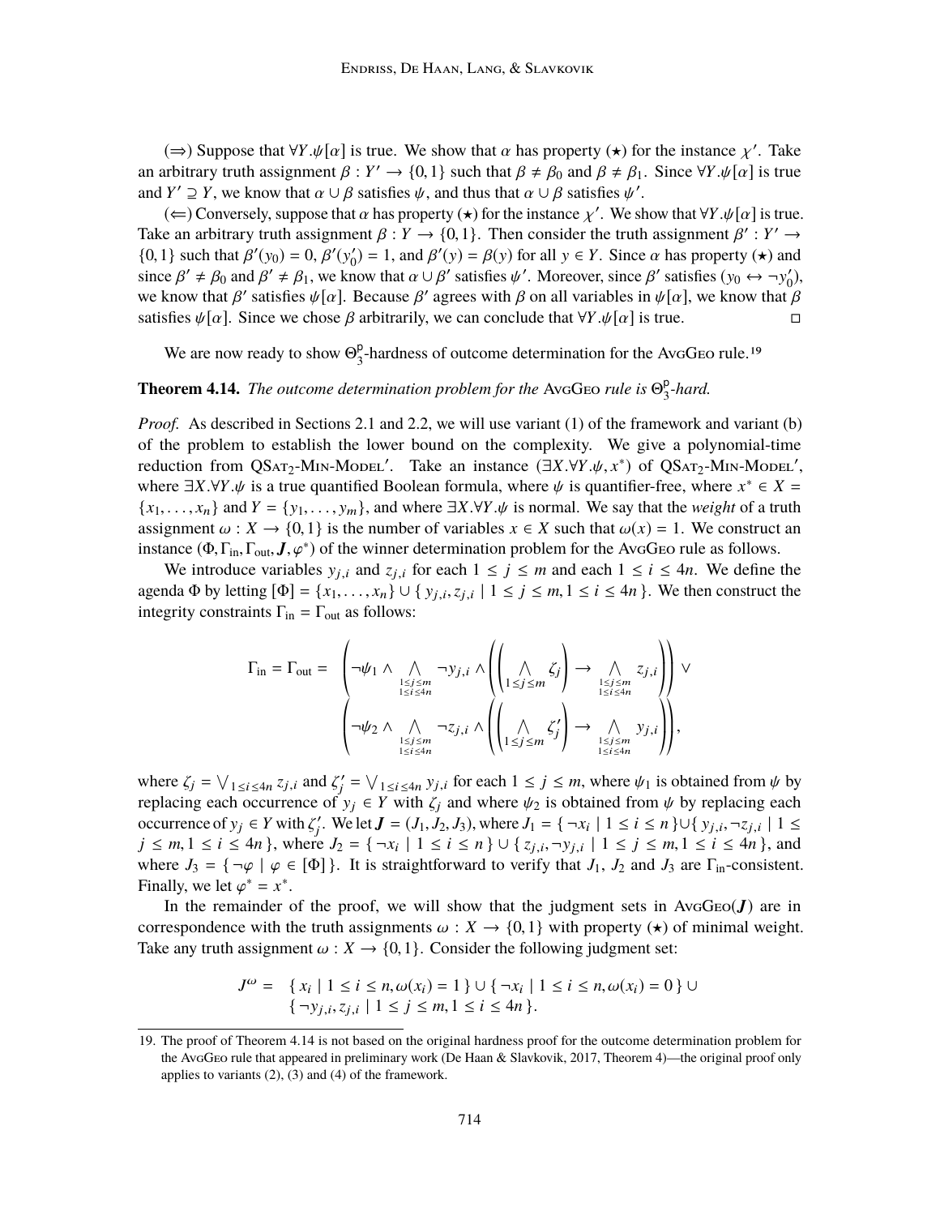($\Rightarrow$) Suppose that $\forall Y.\psi[\alpha]$ is true. We show that $\alpha$ has property ($\star$) for the instance $\chi'$. Take an arbitrary truth assignment $\beta : Y' \to \{0,1\}$ such that $\beta \neq \beta_0$ and $\beta \neq \beta_1$. Since $\forall Y.\psi[\alpha]$ is true and $Y' \supseteq Y$, we know that $\alpha \cup \beta$ satisfies $\psi$, and thus that $\alpha \cup \beta$ satisfies $\psi'$.

($\Leftarrow$) Conversely, suppose that $\alpha$ has property ($\star$) for the instance $\chi'$. We show that $\forall Y.\psi[\alpha]$ is true. Take an arbitrary truth assignment $\beta : Y \to \{0,1\}$. Then consider the truth assignment $\beta' : Y' \to \{0,1\}$ such that $\beta'(y_0) = 0$, $\beta'(y'_0) = 1$, and $\beta'(y) = \beta(y)$ for all $y \in Y$. Since $\alpha$ has property ($\star$) and since $\beta' \neq \beta_0$ and $\beta' \neq \beta_1$, we know that $\alpha \cup \beta'$ satisfies $\psi'$. Moreover, since $\beta'$ satisfies $(y_0 \leftrightarrow \neg y'_0)$, we know that $\beta'$ satisfies $\psi[\alpha]$. Because $\beta'$ agrees with $\beta$ on all variables in $\psi[\alpha]$, we know that $\beta$ satisfies $\psi[\alpha]$. Since we chose $\beta$ arbitrarily, we can conclude that $\forall Y.\psi[\alpha]$ is true. ◻

We are now ready to show $\Theta_3^{\mathsf{p}}$-hardness of outcome determination for the AvgGeo rule.[19]

**Theorem 4.14.** *The outcome determination problem for the* AvgGeo *rule is* $\Theta_3^{\mathsf{p}}$*-hard.*

*Proof.* As described in Sections 2.1 and 2.2, we will use variant (1) of the framework and variant (b) of the problem to establish the lower bound on the complexity. We give a polynomial-time reduction from QSat$_2$-Min-Model$'$. Take an instance $(\exists X.\forall Y.\psi, x^*)$ of QSat$_2$-Min-Model$'$, where $\exists X.\forall Y.\psi$ is a true quantified Boolean formula, where $\psi$ is quantifier-free, where $x^* \in X = \{x_1, \ldots, x_n\}$ and $Y = \{y_1, \ldots, y_m\}$, and where $\exists X.\forall Y.\psi$ is normal. We say that the *weight* of a truth assignment $\omega : X \to \{0,1\}$ is the number of variables $x \in X$ such that $\omega(x) = 1$. We construct an instance $(\Phi, \Gamma_{\text{in}}, \Gamma_{\text{out}}, \boldsymbol{J}, \varphi^*)$ of the winner determination problem for the AvgGeo rule as follows.

We introduce variables $y_{j,i}$ and $z_{j,i}$ for each $1 \leq j \leq m$ and each $1 \leq i \leq 4n$. We define the agenda $\Phi$ by letting $[\Phi] = \{x_1, \ldots, x_n\} \cup \{\, y_{j,i}, z_{j,i} \mid 1 \leq j \leq m, 1 \leq i \leq 4n \,\}$. We then construct the integrity constraints $\Gamma_{\text{in}} = \Gamma_{\text{out}}$ as follows:

$$
\begin{aligned}
\Gamma_{\text{in}} = \Gamma_{\text{out}} = \; & \left( \neg\psi_1 \wedge \bigwedge_{\substack{1 \leq j \leq m \\ 1 \leq i \leq 4n}} \neg y_{j,i} \wedge \left( \left( \bigwedge_{1 \leq j \leq m} \zeta_j \right) \to \bigwedge_{\substack{1 \leq j \leq m \\ 1 \leq i \leq 4n}} z_{j,i} \right) \right) \vee \\
& \left( \neg\psi_2 \wedge \bigwedge_{\substack{1 \leq j \leq m \\ 1 \leq i \leq 4n}} \neg z_{j,i} \wedge \left( \left( \bigwedge_{1 \leq j \leq m} \zeta'_j \right) \to \bigwedge_{\substack{1 \leq j \leq m \\ 1 \leq i \leq 4n}} y_{j,i} \right) \right),
\end{aligned}
$$

where $\zeta_j = \bigvee_{1 \leq i \leq 4n} z_{j,i}$ and $\zeta'_j = \bigvee_{1 \leq i \leq 4n} y_{j,i}$ for each $1 \leq j \leq m$, where $\psi_1$ is obtained from $\psi$ by replacing each occurrence of $y_j \in Y$ with $\zeta_j$ and where $\psi_2$ is obtained from $\psi$ by replacing each occurrence of $y_j \in Y$ with $\zeta'_j$. We let $\boldsymbol{J} = (J_1, J_2, J_3)$, where $J_1 = \{\, \neg x_i \mid 1 \leq i \leq n \,\} \cup \{\, y_{j,i}, \neg z_{j,i} \mid 1 \leq j \leq m, 1 \leq i \leq 4n \,\}$, where $J_2 = \{\, \neg x_i \mid 1 \leq i \leq n \,\} \cup \{\, z_{j,i}, \neg y_{j,i} \mid 1 \leq j \leq m, 1 \leq i \leq 4n \,\}$, and where $J_3 = \{\, \neg\varphi \mid \varphi \in [\Phi] \,\}$. It is straightforward to verify that $J_1$, $J_2$ and $J_3$ are $\Gamma_{\text{in}}$-consistent. Finally, we let $\varphi^* = x^*$.

In the remainder of the proof, we will show that the judgment sets in AvgGeo($\boldsymbol{J}$) are in correspondence with the truth assignments $\omega : X \to \{0,1\}$ with property ($\star$) of minimal weight. Take any truth assignment $\omega : X \to \{0,1\}$. Consider the following judgment set:

$$
\begin{aligned}
J^\omega = \; & \{\, x_i \mid 1 \leq i \leq n, \omega(x_i) = 1 \,\} \cup \{\, \neg x_i \mid 1 \leq i \leq n, \omega(x_i) = 0 \,\} \cup \\
& \{\, \neg y_{j,i}, z_{j,i} \mid 1 \leq j \leq m, 1 \leq i \leq 4n \,\}.
\end{aligned}
$$

---

19. The proof of Theorem 4.14 is not based on the original hardness proof for the outcome determination problem for the AvgGeo rule that appeared in preliminary work (De Haan & Slavkovik, 2017, Theorem 4)—the original proof only applies to variants (2), (3) and (4) of the framework.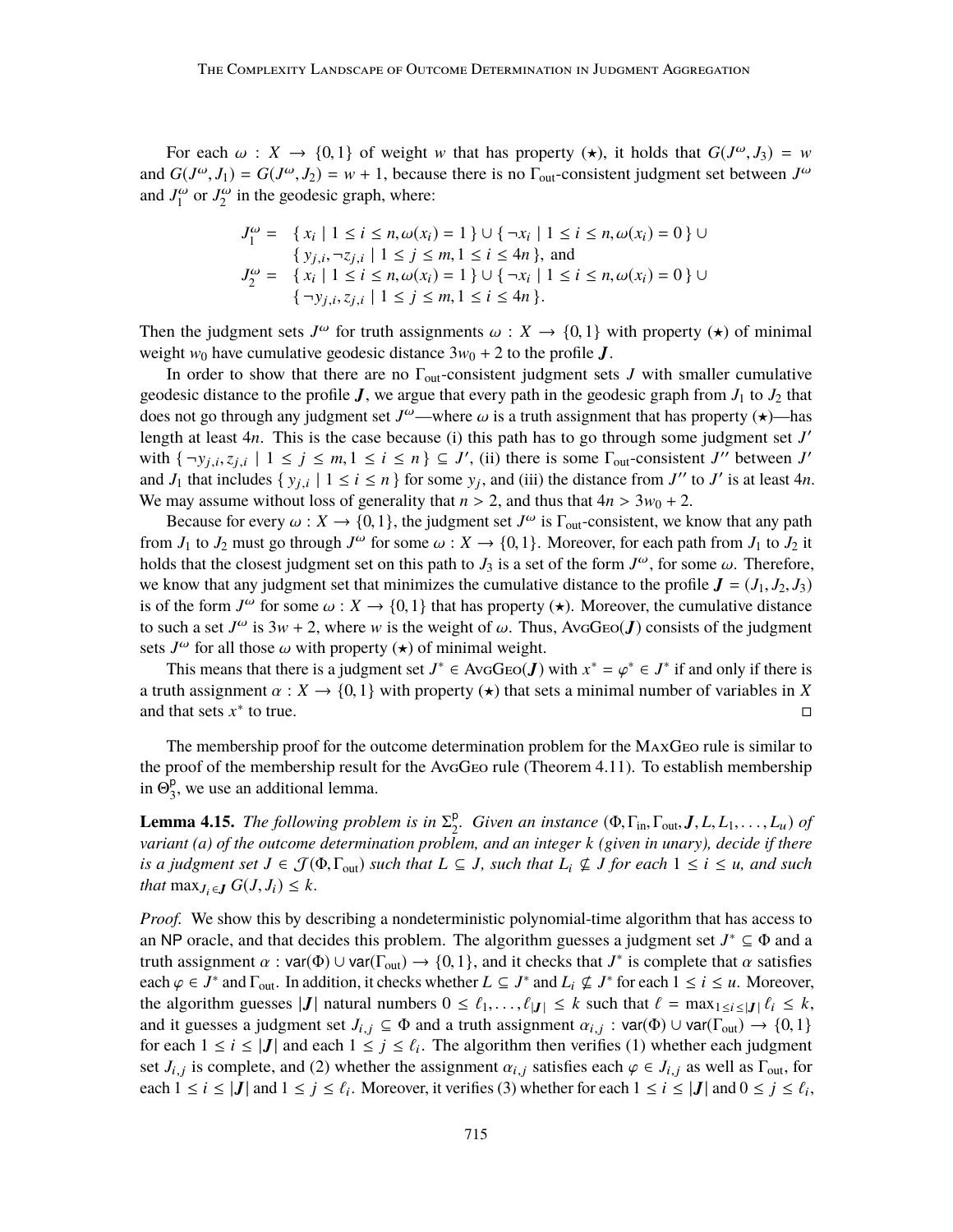For each $\omega : X \to \{0,1\}$ of weight $w$ that has property ($\star$), it holds that $G(J^\omega, J_3) = w$ and $G(J^\omega, J_1) = G(J^\omega, J_2) = w + 1$, because there is no $\Gamma_{\text{out}}$-consistent judgment set between $J^\omega$ and $J_1^\omega$ or $J_2^\omega$ in the geodesic graph, where:

$$
\begin{aligned}
J_1^\omega = \; & \{\, x_i \mid 1 \leq i \leq n, \omega(x_i) = 1 \,\} \cup \{\, \neg x_i \mid 1 \leq i \leq n, \omega(x_i) = 0 \,\} \cup \\
& \{\, y_{j,i}, \neg z_{j,i} \mid 1 \leq j \leq m, 1 \leq i \leq 4n \,\}, \text{ and} \\
J_2^\omega = \; & \{\, x_i \mid 1 \leq i \leq n, \omega(x_i) = 1 \,\} \cup \{\, \neg x_i \mid 1 \leq i \leq n, \omega(x_i) = 0 \,\} \cup \\
& \{\, \neg y_{j,i}, z_{j,i} \mid 1 \leq j \leq m, 1 \leq i \leq 4n \,\}.
\end{aligned}
$$

Then the judgment sets $J^\omega$ for truth assignments $\omega : X \to \{0,1\}$ with property ($\star$) of minimal weight $w_0$ have cumulative geodesic distance $3w_0 + 2$ to the profile $\boldsymbol{J}$.

In order to show that there are no $\Gamma_{\text{out}}$-consistent judgment sets $J$ with smaller cumulative geodesic distance to the profile $\boldsymbol{J}$, we argue that every path in the geodesic graph from $J_1$ to $J_2$ that does not go through any judgment set $J^\omega$—where $\omega$ is a truth assignment that has property ($\star$)—has length at least $4n$. This is the case because (i) this path has to go through some judgment set $J'$ with $\{\, \neg y_{j,i}, z_{j,i} \mid 1 \leq j \leq m, 1 \leq i \leq n \,\} \subseteq J'$, (ii) there is some $\Gamma_{\text{out}}$-consistent $J''$ between $J'$ and $J_1$ that includes $\{\, y_{j,i} \mid 1 \leq i \leq n \,\}$ for some $y_j$, and (iii) the distance from $J''$ to $J'$ is at least $4n$. We may assume without loss of generality that $n > 2$, and thus that $4n > 3w_0 + 2$.

Because for every $\omega : X \to \{0,1\}$, the judgment set $J^\omega$ is $\Gamma_{\text{out}}$-consistent, we know that any path from $J_1$ to $J_2$ must go through $J^\omega$ for some $\omega : X \to \{0,1\}$. Moreover, for each path from $J_1$ to $J_2$ it holds that the closest judgment set on this path to $J_3$ is a set of the form $J^\omega$, for some $\omega$. Therefore, we know that any judgment set that minimizes the cumulative distance to the profile $\boldsymbol{J} = (J_1, J_2, J_3)$ is of the form $J^\omega$ for some $\omega : X \to \{0,1\}$ that has property ($\star$). Moreover, the cumulative distance to such a set $J^\omega$ is $3w + 2$, where $w$ is the weight of $\omega$. Thus, AvgGeo($\boldsymbol{J}$) consists of the judgment sets $J^\omega$ for all those $\omega$ with property ($\star$) of minimal weight.

This means that there is a judgment set $J^* \in \text{AvgGeo}(\boldsymbol{J})$ with $x^* = \varphi^* \in J^*$ if and only if there is a truth assignment $\alpha : X \to \{0,1\}$ with property ($\star$) that sets a minimal number of variables in $X$ and that sets $x^*$ to true. ◻

The membership proof for the outcome determination problem for the MaxGeo rule is similar to the proof of the membership result for the AvgGeo rule (Theorem 4.11). To establish membership in $\Theta_3^{\mathsf{p}}$, we use an additional lemma.

**Lemma 4.15.** *The following problem is in $\Sigma_2^{\mathsf{p}}$. Given an instance $(\Phi, \Gamma_{\text{in}}, \Gamma_{\text{out}}, \boldsymbol{J}, L, L_1, \ldots, L_u)$ of variant (a) of the outcome determination problem, and an integer $k$ (given in unary), decide if there is a judgment set $J \in \mathcal{J}(\Phi, \Gamma_{\text{out}})$ such that $L \subseteq J$, such that $L_i \not\subseteq J$ for each $1 \leq i \leq u$, and such that $\max_{J_i \in \boldsymbol{J}} G(J, J_i) \leq k$.*

*Proof.* We show this by describing a nondeterministic polynomial-time algorithm that has access to an NP oracle, and that decides this problem. The algorithm guesses a judgment set $J^* \subseteq \Phi$ and a truth assignment $\alpha : \mathsf{var}(\Phi) \cup \mathsf{var}(\Gamma_{\text{out}}) \to \{0,1\}$, and it checks that $J^*$ is complete that $\alpha$ satisfies each $\varphi \in J^*$ and $\Gamma_{\text{out}}$. In addition, it checks whether $L \subseteq J^*$ and $L_i \not\subseteq J^*$ for each $1 \leq i \leq u$. Moreover, the algorithm guesses $|\boldsymbol{J}|$ natural numbers $0 \leq \ell_1, \ldots, \ell_{|\boldsymbol{J}|} \leq k$ such that $\ell = \max_{1 \leq i \leq |\boldsymbol{J}|} \ell_i \leq k$, and it guesses a judgment set $J_{i,j} \subseteq \Phi$ and a truth assignment $\alpha_{i,j} : \mathsf{var}(\Phi) \cup \mathsf{var}(\Gamma_{\text{out}}) \to \{0,1\}$ for each $1 \leq i \leq |\boldsymbol{J}|$ and each $1 \leq j \leq \ell_i$. The algorithm then verifies (1) whether each judgment set $J_{i,j}$ is complete, and (2) whether the assignment $\alpha_{i,j}$ satisfies each $\varphi \in J_{i,j}$ as well as $\Gamma_{\text{out}}$, for each $1 \leq i \leq |\boldsymbol{J}|$ and $1 \leq j \leq \ell_i$. Moreover, it verifies (3) whether for each $1 \leq i \leq |\boldsymbol{J}|$ and $0 \leq j \leq \ell_i$,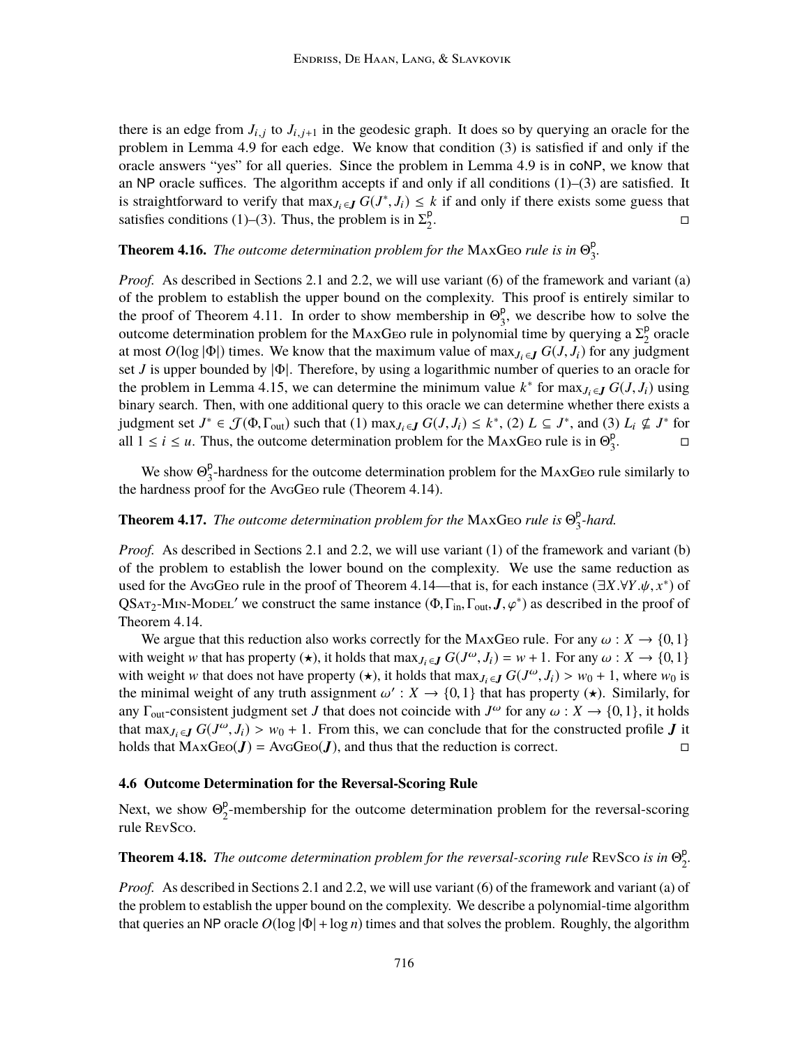there is an edge from $J_{i,j}$ to $J_{i,j+1}$ in the geodesic graph. It does so by querying an oracle for the problem in Lemma 4.9 for each edge. We know that condition (3) is satisfied if and only if the oracle answers "yes" for all queries. Since the problem in Lemma 4.9 is in coNP, we know that an NP oracle suffices. The algorithm accepts if and only if all conditions (1)–(3) are satisfied. It is straightforward to verify that $\max_{J_i \in \boldsymbol{J}} G(J^*, J_i) \leq k$ if and only if there exists some guess that satisfies conditions (1)–(3). Thus, the problem is in $\Sigma^{\text{p}}_2$. ◻

**Theorem 4.16.** *The outcome determination problem for the* MaxGeo *rule is in* $\Theta^{\text{p}}_3$.

*Proof.* As described in Sections 2.1 and 2.2, we will use variant (6) of the framework and variant (a) of the problem to establish the upper bound on the complexity. This proof is entirely similar to the proof of Theorem 4.11. In order to show membership in $\Theta^{\text{p}}_3$, we describe how to solve the outcome determination problem for the MaxGeo rule in polynomial time by querying a $\Sigma^{\text{p}}_2$ oracle at most $O(\log |\Phi|)$ times. We know that the maximum value of $\max_{J_i \in \boldsymbol{J}} G(J, J_i)$ for any judgment set $J$ is upper bounded by $|\Phi|$. Therefore, by using a logarithmic number of queries to an oracle for the problem in Lemma 4.15, we can determine the minimum value $k^*$ for $\max_{J_i \in \boldsymbol{J}} G(J, J_i)$ using binary search. Then, with one additional query to this oracle we can determine whether there exists a judgment set $J^* \in \mathcal{J}(\Phi, \Gamma_{\text{out}})$ such that (1) $\max_{J_i \in \boldsymbol{J}} G(J, J_i) \leq k^*$, (2) $L \subseteq J^*$, and (3) $L_i \nsubseteq J^*$ for all $1 \leq i \leq u$. Thus, the outcome determination problem for the MaxGeo rule is in $\Theta^{\text{p}}_3$. ◻

We show $\Theta^{\text{p}}_3$-hardness for the outcome determination problem for the MaxGeo rule similarly to the hardness proof for the AvgGeo rule (Theorem 4.14).

**Theorem 4.17.** *The outcome determination problem for the* MaxGeo *rule is* $\Theta^{\text{p}}_3$*-hard.*

*Proof.* As described in Sections 2.1 and 2.2, we will use variant (1) of the framework and variant (b) of the problem to establish the lower bound on the complexity. We use the same reduction as used for the AvgGeo rule in the proof of Theorem 4.14—that is, for each instance $(\exists X.\forall Y.\psi, x^*)$ of QSat$_2$-Min-Model′ we construct the same instance $(\Phi, \Gamma_{\text{in}}, \Gamma_{\text{out}}, \boldsymbol{J}, \varphi^*)$ as described in the proof of Theorem 4.14.

We argue that this reduction also works correctly for the MaxGeo rule. For any $\omega : X \rightarrow \{0, 1\}$ with weight $w$ that has property $(\star)$, it holds that $\max_{J_i \in \boldsymbol{J}} G(J^{\omega}, J_i) = w + 1$. For any $\omega : X \rightarrow \{0, 1\}$ with weight $w$ that does not have property $(\star)$, it holds that $\max_{J_i \in \boldsymbol{J}} G(J^{\omega}, J_i) > w_0 + 1$, where $w_0$ is the minimal weight of any truth assignment $\omega' : X \rightarrow \{0, 1\}$ that has property $(\star)$. Similarly, for any $\Gamma_{\text{out}}$-consistent judgment set $J$ that does not coincide with $J^{\omega}$ for any $\omega : X \rightarrow \{0, 1\}$, it holds that $\max_{J_i \in \boldsymbol{J}} G(J^{\omega}, J_i) > w_0 + 1$. From this, we can conclude that for the constructed profile $\boldsymbol{J}$ it holds that $\text{MaxGeo}(\boldsymbol{J}) = \text{AvgGeo}(\boldsymbol{J})$, and thus that the reduction is correct. ◻

### 4.6 Outcome Determination for the Reversal-Scoring Rule

Next, we show $\Theta^{\text{p}}_2$-membership for the outcome determination problem for the reversal-scoring rule RevSco.

**Theorem 4.18.** *The outcome determination problem for the reversal-scoring rule* RevSco *is in* $\Theta^{\text{p}}_2$.

*Proof.* As described in Sections 2.1 and 2.2, we will use variant (6) of the framework and variant (a) of the problem to establish the upper bound on the complexity. We describe a polynomial-time algorithm that queries an NP oracle $O(\log |\Phi| + \log n)$ times and that solves the problem. Roughly, the algorithm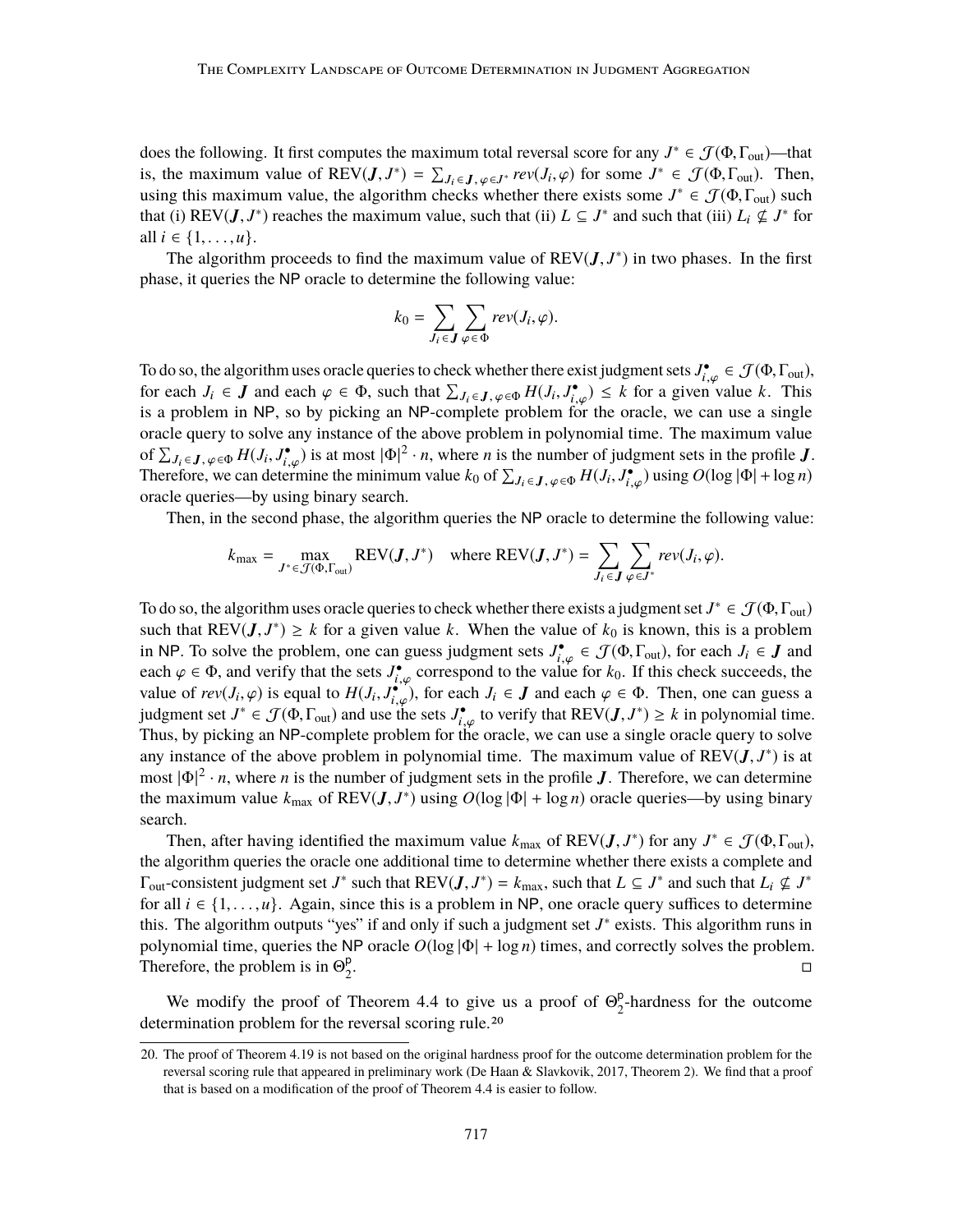does the following. It first computes the maximum total reversal score for any $J^* \in \mathcal{J}(\Phi, \Gamma_{\text{out}})$—that is, the maximum value of $\text{REV}(\boldsymbol{J}, J^*) = \sum_{J_i \in \boldsymbol{J}, \varphi \in J^*} rev(J_i, \varphi)$ for some $J^* \in \mathcal{J}(\Phi, \Gamma_{\text{out}})$. Then, using this maximum value, the algorithm checks whether there exists some $J^* \in \mathcal{J}(\Phi, \Gamma_{\text{out}})$ such that (i) $\text{REV}(\boldsymbol{J}, J^*)$ reaches the maximum value, such that (ii) $L \subseteq J^*$ and such that (iii) $L_i \nsubseteq J^*$ for all $i \in \{1, \dots, u\}$.

The algorithm proceeds to find the maximum value of $\text{REV}(\boldsymbol{J}, J^*)$ in two phases. In the first phase, it queries the NP oracle to determine the following value:

$$k_0 = \sum_{J_i \in \boldsymbol{J}} \sum_{\varphi \in \Phi} rev(J_i, \varphi).$$

To do so, the algorithm uses oracle queries to check whether there exist judgment sets $J^\bullet_{i,\varphi} \in \mathcal{J}(\Phi, \Gamma_{\text{out}})$, for each $J_i \in \boldsymbol{J}$ and each $\varphi \in \Phi$, such that $\sum_{J_i \in \boldsymbol{J}, \varphi \in \Phi} H(J_i, J^\bullet_{i,\varphi}) \leq k$ for a given value $k$. This is a problem in NP, so by picking an NP-complete problem for the oracle, we can use a single oracle query to solve any instance of the above problem in polynomial time. The maximum value of $\sum_{J_i \in \boldsymbol{J}, \varphi \in \Phi} H(J_i, J^\bullet_{i,\varphi})$ is at most $|\Phi|^2 \cdot n$, where $n$ is the number of judgment sets in the profile $\boldsymbol{J}$. Therefore, we can determine the minimum value $k_0$ of $\sum_{J_i \in \boldsymbol{J}, \varphi \in \Phi} H(J_i, J^\bullet_{i,\varphi})$ using $O(\log |\Phi| + \log n)$ oracle queries—by using binary search.

Then, in the second phase, the algorithm queries the NP oracle to determine the following value:

$$k_{\max} = \max_{J^* \in \mathcal{J}(\Phi, \Gamma_{\text{out}})} \text{REV}(\boldsymbol{J}, J^*) \quad \text{where } \text{REV}(\boldsymbol{J}, J^*) = \sum_{J_i \in \boldsymbol{J}} \sum_{\varphi \in J^*} rev(J_i, \varphi).$$

To do so, the algorithm uses oracle queries to check whether there exists a judgment set $J^* \in \mathcal{J}(\Phi, \Gamma_{\text{out}})$ such that $\text{REV}(\boldsymbol{J}, J^*) \geq k$ for a given value $k$. When the value of $k_0$ is known, this is a problem in NP. To solve the problem, one can guess judgment sets $J^\bullet_{i,\varphi} \in \mathcal{J}(\Phi, \Gamma_{\text{out}})$, for each $J_i \in \boldsymbol{J}$ and each $\varphi \in \Phi$, and verify that the sets $J^\bullet_{i,\varphi}$ correspond to the value for $k_0$. If this check succeeds, the value of $rev(J_i, \varphi)$ is equal to $H(J_i, J^\bullet_{i,\varphi})$, for each $J_i \in \boldsymbol{J}$ and each $\varphi \in \Phi$. Then, one can guess a judgment set $J^* \in \mathcal{J}(\Phi, \Gamma_{\text{out}})$ and use the sets $J^\bullet_{i,\varphi}$ to verify that $\text{REV}(\boldsymbol{J}, J^*) \geq k$ in polynomial time. Thus, by picking an NP-complete problem for the oracle, we can use a single oracle query to solve any instance of the above problem in polynomial time. The maximum value of $\text{REV}(\boldsymbol{J}, J^*)$ is at most $|\Phi|^2 \cdot n$, where $n$ is the number of judgment sets in the profile $\boldsymbol{J}$. Therefore, we can determine the maximum value $k_{\max}$ of $\text{REV}(\boldsymbol{J}, J^*)$ using $O(\log |\Phi| + \log n)$ oracle queries—by using binary search.

Then, after having identified the maximum value $k_{\max}$ of $\text{REV}(\boldsymbol{J}, J^*)$ for any $J^* \in \mathcal{J}(\Phi, \Gamma_{\text{out}})$, the algorithm queries the oracle one additional time to determine whether there exists a complete and $\Gamma_{\text{out}}$-consistent judgment set $J^*$ such that $\text{REV}(\boldsymbol{J}, J^*) = k_{\max}$, such that $L \subseteq J^*$ and such that $L_i \nsubseteq J^*$ for all $i \in \{1, \dots, u\}$. Again, since this is a problem in NP, one oracle query suffices to determine this. The algorithm outputs "yes" if and only if such a judgment set $J^*$ exists. This algorithm runs in polynomial time, queries the NP oracle $O(\log |\Phi| + \log n)$ times, and correctly solves the problem. Therefore, the problem is in $\Theta^{\text{p}}_2$. ◻

We modify the proof of Theorem 4.4 to give us a proof of $\Theta^{\text{p}}_2$-hardness for the outcome determination problem for the reversal scoring rule.[20]

---

20. The proof of Theorem 4.19 is not based on the original hardness proof for the outcome determination problem for the reversal scoring rule that appeared in preliminary work (De Haan & Slavkovik, 2017, Theorem 2). We find that a proof that is based on a modification of the proof of Theorem 4.4 is easier to follow.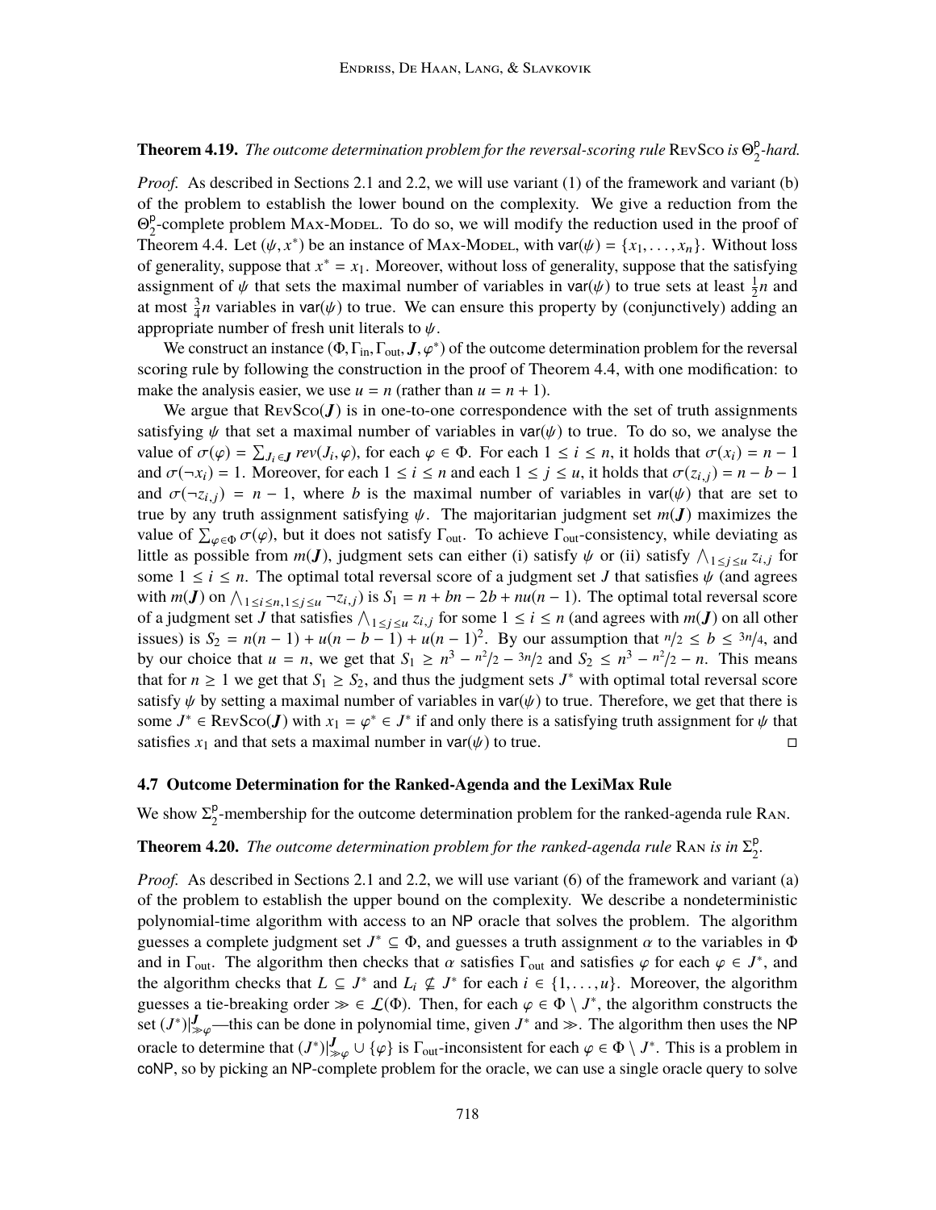**Theorem 4.19.** *The outcome determination problem for the reversal-scoring rule* RevSco *is* $\Theta_2^{\mathsf{p}}$*-hard.*

*Proof.* As described in Sections 2.1 and 2.2, we will use variant (1) of the framework and variant (b) of the problem to establish the lower bound on the complexity. We give a reduction from the $\Theta_2^{\mathsf{p}}$-complete problem Max-Model. To do so, we will modify the reduction used in the proof of Theorem 4.4. Let $(\psi, x^*)$ be an instance of Max-Model, with $\mathsf{var}(\psi) = \{x_1, \ldots, x_n\}$. Without loss of generality, suppose that $x^* = x_1$. Moreover, without loss of generality, suppose that the satisfying assignment of $\psi$ that sets the maximal number of variables in $\mathsf{var}(\psi)$ to true sets at least $\frac{1}{2}n$ and at most $\frac{3}{4}n$ variables in $\mathsf{var}(\psi)$ to true. We can ensure this property by (conjunctively) adding an appropriate number of fresh unit literals to $\psi$.

We construct an instance $(\Phi, \Gamma_{\text{in}}, \Gamma_{\text{out}}, \boldsymbol{J}, \varphi^*)$ of the outcome determination problem for the reversal scoring rule by following the construction in the proof of Theorem 4.4, with one modification: to make the analysis easier, we use $u = n$ (rather than $u = n + 1$).

We argue that $\text{RevSco}(\boldsymbol{J})$ is in one-to-one correspondence with the set of truth assignments satisfying $\psi$ that set a maximal number of variables in $\mathsf{var}(\psi)$ to true. To do so, we analyse the value of $\sigma(\varphi) = \sum_{J_i \in \boldsymbol{J}} rev(J_i, \varphi)$, for each $\varphi \in \Phi$. For each $1 \leq i \leq n$, it holds that $\sigma(x_i) = n - 1$ and $\sigma(\neg x_i) = 1$. Moreover, for each $1 \leq i \leq n$ and each $1 \leq j \leq u$, it holds that $\sigma(z_{i,j}) = n - b - 1$ and $\sigma(\neg z_{i,j}) = n - 1$, where $b$ is the maximal number of variables in $\mathsf{var}(\psi)$ that are set to true by any truth assignment satisfying $\psi$. The majoritarian judgment set $m(\boldsymbol{J})$ maximizes the value of $\sum_{\varphi \in \Phi} \sigma(\varphi)$, but it does not satisfy $\Gamma_{\text{out}}$. To achieve $\Gamma_{\text{out}}$-consistency, while deviating as little as possible from $m(\boldsymbol{J})$, judgment sets can either (i) satisfy $\psi$ or (ii) satisfy $\bigwedge_{1 \leq j \leq u} z_{i,j}$ for some $1 \leq i \leq n$. The optimal total reversal score of a judgment set $J$ that satisfies $\psi$ (and agrees with $m(\boldsymbol{J})$ on $\bigwedge_{1 \leq i \leq n, 1 \leq j \leq u} \neg z_{i,j}$) is $S_1 = n + bn - 2b + nu(n-1)$. The optimal total reversal score of a judgment set $J$ that satisfies $\bigwedge_{1 \leq j \leq u} z_{i,j}$ for some $1 \leq i \leq n$ (and agrees with $m(\boldsymbol{J})$ on all other issues) is $S_2 = n(n-1) + u(n-b-1) + u(n-1)^2$. By our assumption that $n/2 \leq b \leq 3n/4$, and by our choice that $u = n$, we get that $S_1 \geq n^3 - n^2/2 - 3n/2$ and $S_2 \leq n^3 - n^2/2 - n$. This means that for $n \geq 1$ we get that $S_1 \geq S_2$, and thus the judgment sets $J^*$ with optimal total reversal score satisfy $\psi$ by setting a maximal number of variables in $\mathsf{var}(\psi)$ to true. Therefore, we get that there is some $J^* \in \text{RevSco}(\boldsymbol{J})$ with $x_1 = \varphi^* \in J^*$ if and only there is a satisfying truth assignment for $\psi$ that satisfies $x_1$ and that sets a maximal number in $\mathsf{var}(\psi)$ to true. $\square$

### 4.7 Outcome Determination for the Ranked-Agenda and the LexiMax Rule

We show $\Sigma_2^{\mathsf{p}}$-membership for the outcome determination problem for the ranked-agenda rule Ran.

**Theorem 4.20.** *The outcome determination problem for the ranked-agenda rule* Ran *is in* $\Sigma_2^{\mathsf{p}}$.

*Proof.* As described in Sections 2.1 and 2.2, we will use variant (6) of the framework and variant (a) of the problem to establish the upper bound on the complexity. We describe a nondeterministic polynomial-time algorithm with access to an NP oracle that solves the problem. The algorithm guesses a complete judgment set $J^* \subseteq \Phi$, and guesses a truth assignment $\alpha$ to the variables in $\Phi$ and in $\Gamma_{\text{out}}$. The algorithm then checks that $\alpha$ satisfies $\Gamma_{\text{out}}$ and satisfies $\varphi$ for each $\varphi \in J^*$, and the algorithm checks that $L \subseteq J^*$ and $L_i \not\subseteq J^*$ for each $i \in \{1, \ldots, u\}$. Moreover, the algorithm guesses a tie-breaking order $\gg \in \mathcal{L}(\Phi)$. Then, for each $\varphi \in \Phi \setminus J^*$, the algorithm constructs the set $(J^*)|^{\boldsymbol{J}}_{\gg\varphi}$—this can be done in polynomial time, given $J^*$ and $\gg$. The algorithm then uses the NP oracle to determine that $(J^*)|^{\boldsymbol{J}}_{\gg\varphi} \cup \{\varphi\}$ is $\Gamma_{\text{out}}$-inconsistent for each $\varphi \in \Phi \setminus J^*$. This is a problem in coNP, so by picking an NP-complete problem for the oracle, we can use a single oracle query to solve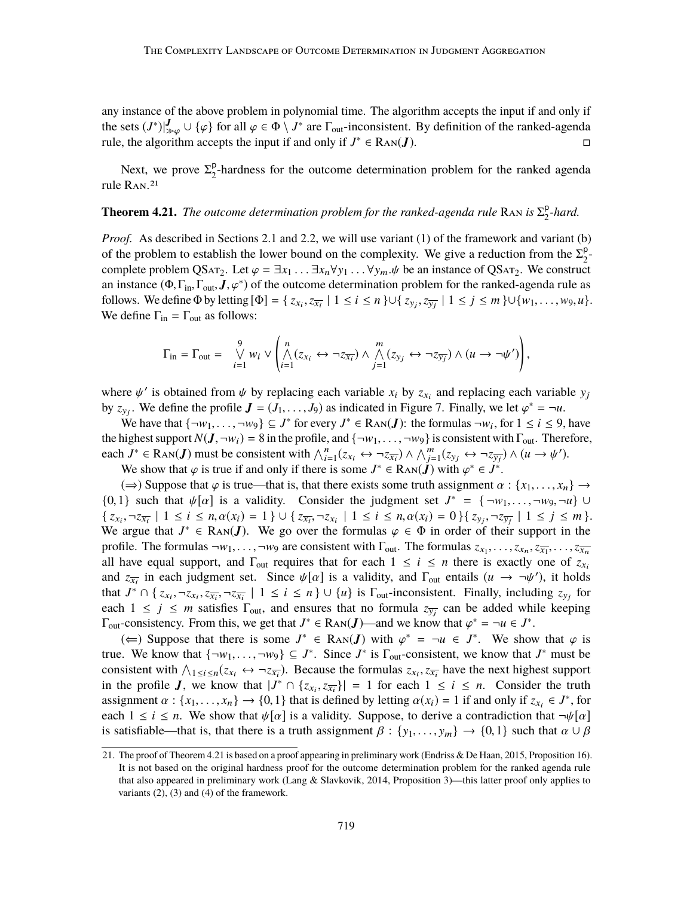any instance of the above problem in polynomial time. The algorithm accepts the input if and only if the sets $(J^*)|^{\boldsymbol{J}}_{\gg\varphi} \cup \{\varphi\}$ for all $\varphi \in \Phi \setminus J^*$ are $\Gamma_{\text{out}}$-inconsistent. By definition of the ranked-agenda rule, the algorithm accepts the input if and only if $J^* \in \text{Ran}(\boldsymbol{J})$. □

Next, we prove $\Sigma^{\mathsf{p}}_2$-hardness for the outcome determination problem for the ranked agenda rule Ran.[21]

**Theorem 4.21.** *The outcome determination problem for the ranked-agenda rule* Ran *is* $\Sigma^{\mathsf{p}}_2$*-hard.*

*Proof.* As described in Sections 2.1 and 2.2, we will use variant (1) of the framework and variant (b) of the problem to establish the lower bound on the complexity. We give a reduction from the $\Sigma^{\mathsf{p}}_2$-complete problem QSat$_2$. Let $\varphi = \exists x_1 \dots \exists x_n \forall y_1 \dots \forall y_m.\psi$ be an instance of QSat$_2$. We construct an instance $(\Phi, \Gamma_{\text{in}}, \Gamma_{\text{out}}, \boldsymbol{J}, \varphi^*)$ of the outcome determination problem for the ranked-agenda rule as follows. We define $\Phi$ by letting $[\Phi] = \{ z_{x_i}, z_{\overline{x_i}} \mid 1 \leq i \leq n \} \cup \{ z_{y_j}, z_{\overline{y_j}} \mid 1 \leq j \leq m \} \cup \{w_1, \dots, w_9, u\}$. We define $\Gamma_{\text{in}} = \Gamma_{\text{out}}$ as follows:

$$\Gamma_{\text{in}} = \Gamma_{\text{out}} = \bigvee_{i=1}^{9} w_i \vee \left( \bigwedge_{i=1}^{n} (z_{x_i} \leftrightarrow \neg z_{\overline{x_i}}) \wedge \bigwedge_{j=1}^{m} (z_{y_j} \leftrightarrow \neg z_{\overline{y_j}}) \wedge (u \to \neg\psi') \right),$$

where $\psi'$ is obtained from $\psi$ by replacing each variable $x_i$ by $z_{x_i}$ and replacing each variable $y_j$ by $z_{y_j}$. We define the profile $\boldsymbol{J} = (J_1, \dots, J_9)$ as indicated in Figure 7. Finally, we let $\varphi^* = \neg u$.

We have that $\{\neg w_1, \dots, \neg w_9\} \subseteq J^*$ for every $J^* \in \text{Ran}(\boldsymbol{J})$: the formulas $\neg w_i$, for $1 \leq i \leq 9$, have the highest support $N(\boldsymbol{J}, \neg w_i) = 8$ in the profile, and $\{\neg w_1, \dots, \neg w_9\}$ is consistent with $\Gamma_{\text{out}}$. Therefore, each $J^* \in \text{Ran}(\boldsymbol{J})$ must be consistent with $\bigwedge_{i=1}^{n} (z_{x_i} \leftrightarrow \neg z_{\overline{x_i}}) \wedge \bigwedge_{j=1}^{m} (z_{y_j} \leftrightarrow \neg z_{\overline{y_j}}) \wedge (u \to \psi')$.

We show that $\varphi$ is true if and only if there is some $J^* \in \text{Ran}(\boldsymbol{J})$ with $\varphi^* \in J^*$.

($\Rightarrow$) Suppose that $\varphi$ is true—that is, that there exists some truth assignment $\alpha : \{x_1, \dots, x_n\} \to \{0, 1\}$ such that $\psi[\alpha]$ is a validity. Consider the judgment set $J^* = \{\neg w_1, \dots, \neg w_9, \neg u\} \cup \{ z_{x_i}, \neg z_{\overline{x_i}} \mid 1 \leq i \leq n, \alpha(x_i) = 1 \} \cup \{ z_{\overline{x_i}}, \neg z_{x_i} \mid 1 \leq i \leq n, \alpha(x_i) = 0 \} \{ z_{y_j}, \neg z_{\overline{y_j}} \mid 1 \leq j \leq m \}$. We argue that $J^* \in \text{Ran}(\boldsymbol{J})$. We go over the formulas $\varphi \in \Phi$ in order of their support in the profile. The formulas $\neg w_1, \dots, \neg w_9$ are consistent with $\Gamma_{\text{out}}$. The formulas $z_{x_1}, \dots, z_{x_n}, z_{\overline{x_1}}, \dots, z_{\overline{x_n}}$ all have equal support, and $\Gamma_{\text{out}}$ requires that for each $1 \leq i \leq n$ there is exactly one of $z_{x_i}$ and $z_{\overline{x_i}}$ in each judgment set. Since $\psi[\alpha]$ is a validity, and $\Gamma_{\text{out}}$ entails $(u \to \neg\psi')$, it holds that $J^* \cap \{ z_{x_i}, \neg z_{x_i}, z_{\overline{x_i}}, \neg z_{\overline{x_i}} \mid 1 \leq i \leq n \} \cup \{u\}$ is $\Gamma_{\text{out}}$-inconsistent. Finally, including $z_{y_j}$ for each $1 \leq j \leq m$ satisfies $\Gamma_{\text{out}}$, and ensures that no formula $z_{\overline{y_j}}$ can be added while keeping $\Gamma_{\text{out}}$-consistency. From this, we get that $J^* \in \text{Ran}(\boldsymbol{J})$—and we know that $\varphi^* = \neg u \in J^*$.

($\Leftarrow$) Suppose that there is some $J^* \in \text{Ran}(\boldsymbol{J})$ with $\varphi^* = \neg u \in J^*$. We show that $\varphi$ is true. We know that $\{\neg w_1, \dots, \neg w_9\} \subseteq J^*$. Since $J^*$ is $\Gamma_{\text{out}}$-consistent, we know that $J^*$ must be consistent with $\bigwedge_{1 \leq i \leq n} (z_{x_i} \leftrightarrow \neg z_{\overline{x_i}})$. Because the formulas $z_{x_i}, z_{\overline{x_i}}$ have the next highest support in the profile $\boldsymbol{J}$, we know that $|J^* \cap \{z_{x_i}, z_{\overline{x_i}}\}| = 1$ for each $1 \leq i \leq n$. Consider the truth assignment $\alpha : \{x_1, \dots, x_n\} \to \{0, 1\}$ that is defined by letting $\alpha(x_i) = 1$ if and only if $z_{x_i} \in J^*$, for each $1 \leq i \leq n$. We show that $\psi[\alpha]$ is a validity. Suppose, to derive a contradiction that $\neg\psi[\alpha]$ is satisfiable—that is, that there is a truth assignment $\beta : \{y_1, \dots, y_m\} \to \{0, 1\}$ such that $\alpha \cup \beta$

21. The proof of Theorem 4.21 is based on a proof appearing in preliminary work (Endriss & De Haan, 2015, Proposition 16). It is not based on the original hardness proof for the outcome determination problem for the ranked agenda rule that also appeared in preliminary work (Lang & Slavkovik, 2014, Proposition 3)—this latter proof only applies to variants (2), (3) and (4) of the framework.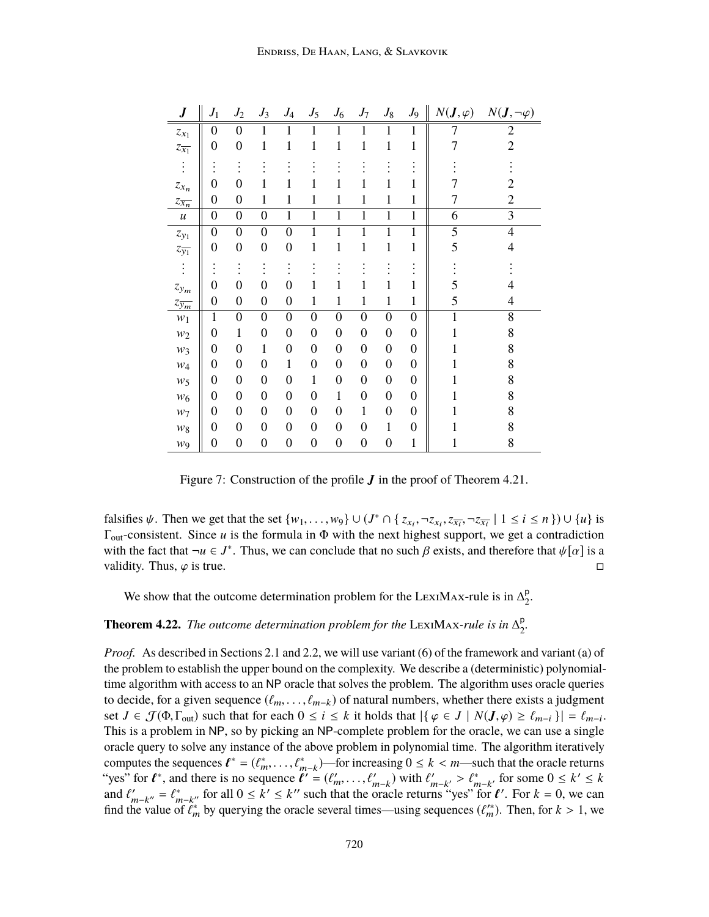| $\boldsymbol{J}$ | $J_1$ | $J_2$ | $J_3$ | $J_4$ | $J_5$ | $J_6$ | $J_7$ | $J_8$ | $J_9$ | $N(\boldsymbol{J}, \varphi)$ | $N(\boldsymbol{J}, \neg\varphi)$ |
|---|---|---|---|---|---|---|---|---|---|---|---|
| $z_{x_1}$ | 0 | 0 | 1 | 1 | 1 | 1 | 1 | 1 | 1 | 7 | 2 |
| $z_{\overline{x_1}}$ | 0 | 0 | 1 | 1 | 1 | 1 | 1 | 1 | 1 | 7 | 2 |
| $\vdots$ | $\vdots$ | $\vdots$ | $\vdots$ | $\vdots$ | $\vdots$ | $\vdots$ | $\vdots$ | $\vdots$ | $\vdots$ | $\vdots$ | $\vdots$ |
| $z_{x_n}$ | 0 | 0 | 1 | 1 | 1 | 1 | 1 | 1 | 1 | 7 | 2 |
| $z_{\overline{x_n}}$ | 0 | 0 | 1 | 1 | 1 | 1 | 1 | 1 | 1 | 7 | 2 |
| $u$ | 0 | 0 | 0 | 1 | 1 | 1 | 1 | 1 | 1 | 6 | 3 |
| $z_{y_1}$ | 0 | 0 | 0 | 0 | 1 | 1 | 1 | 1 | 1 | 5 | 4 |
| $z_{\overline{y_1}}$ | 0 | 0 | 0 | 0 | 1 | 1 | 1 | 1 | 1 | 5 | 4 |
| $\vdots$ | $\vdots$ | $\vdots$ | $\vdots$ | $\vdots$ | $\vdots$ | $\vdots$ | $\vdots$ | $\vdots$ | $\vdots$ | $\vdots$ | $\vdots$ |
| $z_{y_m}$ | 0 | 0 | 0 | 0 | 1 | 1 | 1 | 1 | 1 | 5 | 4 |
| $z_{\overline{y_m}}$ | 0 | 0 | 0 | 0 | 1 | 1 | 1 | 1 | 1 | 5 | 4 |
| $w_1$ | 1 | 0 | 0 | 0 | 0 | 0 | 0 | 0 | 0 | 1 | 8 |
| $w_2$ | 0 | 1 | 0 | 0 | 0 | 0 | 0 | 0 | 0 | 1 | 8 |
| $w_3$ | 0 | 0 | 1 | 0 | 0 | 0 | 0 | 0 | 0 | 1 | 8 |
| $w_4$ | 0 | 0 | 0 | 1 | 0 | 0 | 0 | 0 | 0 | 1 | 8 |
| $w_5$ | 0 | 0 | 0 | 0 | 1 | 0 | 0 | 0 | 0 | 1 | 8 |
| $w_6$ | 0 | 0 | 0 | 0 | 0 | 1 | 0 | 0 | 0 | 1 | 8 |
| $w_7$ | 0 | 0 | 0 | 0 | 0 | 0 | 1 | 0 | 0 | 1 | 8 |
| $w_8$ | 0 | 0 | 0 | 0 | 0 | 0 | 0 | 1 | 0 | 1 | 8 |
| $w_9$ | 0 | 0 | 0 | 0 | 0 | 0 | 0 | 0 | 1 | 1 | 8 |

Figure 7: Construction of the profile $\boldsymbol{J}$ in the proof of Theorem 4.21.

falsifies $\psi$. Then we get that the set $\{w_1, \dots, w_9\} \cup (J^* \cap \{ z_{x_i}, \neg z_{x_i}, z_{\overline{x_i}}, \neg z_{\overline{x_i}} \mid 1 \leq i \leq n \}) \cup \{u\}$ is $\Gamma_{\text{out}}$-consistent. Since $u$ is the formula in $\Phi$ with the next highest support, we get a contradiction with the fact that $\neg u \in J^*$. Thus, we can conclude that no such $\beta$ exists, and therefore that $\psi[\alpha]$ is a validity. Thus, $\varphi$ is true. $\square$

We show that the outcome determination problem for the LexiMax-rule is in $\Delta_2^{\mathsf{p}}$.

**Theorem 4.22.** *The outcome determination problem for the* LexiMax*-rule is in* $\Delta_2^{\mathsf{p}}$.

*Proof.* As described in Sections 2.1 and 2.2, we will use variant (6) of the framework and variant (a) of the problem to establish the upper bound on the complexity. We describe a (deterministic) polynomial-time algorithm with access to an NP oracle that solves the problem. The algorithm uses oracle queries to decide, for a given sequence $(\ell_m, \dots, \ell_{m-k})$ of natural numbers, whether there exists a judgment set $J \in \mathcal{J}(\Phi, \Gamma_{\text{out}})$ such that for each $0 \leq i \leq k$ it holds that $|\{ \varphi \in J \mid N(\boldsymbol{J}, \varphi) \geq \ell_{m-i} \}| = \ell_{m-i}$. This is a problem in NP, so by picking an NP-complete problem for the oracle, we can use a single oracle query to solve any instance of the above problem in polynomial time. The algorithm iteratively computes the sequences $\boldsymbol{\ell}^* = (\ell^*_m, \dots, \ell^*_{m-k})$—for increasing $0 \leq k < m$—such that the oracle returns "yes" for $\boldsymbol{\ell}^*$, and there is no sequence $\boldsymbol{\ell}' = (\ell'_m, \dots, \ell'_{m-k})$ with $\ell'_{m-k'} > \ell^*_{m-k'}$ for some $0 \leq k' \leq k$ and $\ell'_{m-k''} = \ell^*_{m-k''}$ for all $0 \leq k' \leq k''$ such that the oracle returns "yes" for $\boldsymbol{\ell}'$. For $k = 0$, we can find the value of $\ell^*_m$ by querying the oracle several times—using sequences $(\ell'^*_m)$. Then, for $k > 1$, we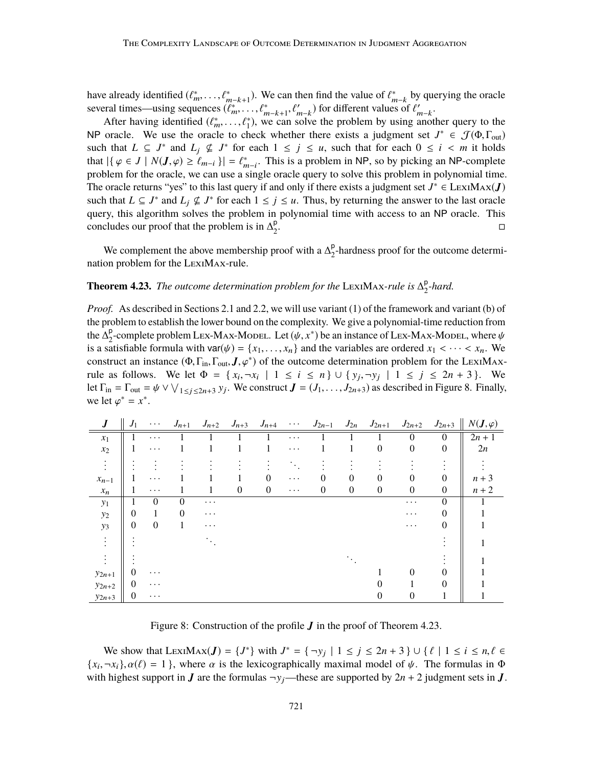have already identified $(\ell^*_m, \dots, \ell^*_{m-k+1})$. We can then find the value of $\ell^*_{m-k}$ by querying the oracle several times—using sequences $(\ell^*_m, \dots, \ell^*_{m-k+1}, \ell'_{m-k})$ for different values of $\ell'_{m-k}$.

After having identified $(\ell^*_m, \dots, \ell^*_1)$, we can solve the problem by using another query to the NP oracle. We use the oracle to check whether there exists a judgment set $J^* \in \mathcal{J}(\Phi, \Gamma_{\text{out}})$ such that $L \subseteq J^*$ and $L_j \nsubseteq J^*$ for each $1 \leq j \leq u$, such that for each $0 \leq i < m$ it holds that $|\{ \varphi \in J \mid N(\boldsymbol{J}, \varphi) \geq \ell_{m-i} \}| = \ell^*_{m-i}$. This is a problem in NP, so by picking an NP-complete problem for the oracle, we can use a single oracle query to solve this problem in polynomial time. The oracle returns "yes" to this last query if and only if there exists a judgment set $J^* \in \text{LexiMax}(\boldsymbol{J})$ such that $L \subseteq J^*$ and $L_j \nsubseteq J^*$ for each $1 \leq j \leq u$. Thus, by returning the answer to the last oracle query, this algorithm solves the problem in polynomial time with access to an NP oracle. This concludes our proof that the problem is in $\Delta^{\text{p}}_2$. □

We complement the above membership proof with a $\Delta^{\text{p}}_2$-hardness proof for the outcome determination problem for the LexiMax-rule.

**Theorem 4.23.** *The outcome determination problem for the* LexiMax*-rule is* $\Delta^{\text{p}}_2$*-hard.*

*Proof.* As described in Sections 2.1 and 2.2, we will use variant (1) of the framework and variant (b) of the problem to establish the lower bound on the complexity. We give a polynomial-time reduction from the $\Delta^{\text{p}}_2$-complete problem Lex-Max-Model. Let $(\psi, x^*)$ be an instance of Lex-Max-Model, where $\psi$ is a satisfiable formula with $\text{var}(\psi) = \{x_1, \dots, x_n\}$ and the variables are ordered $x_1 < \cdots < x_n$. We construct an instance $(\Phi, \Gamma_{\text{in}}, \Gamma_{\text{out}}, \boldsymbol{J}, \varphi^*)$ of the outcome determination problem for the LexiMax-rule as follows. We let $\Phi = \{ x_i, \neg x_i \mid 1 \leq i \leq n \} \cup \{ y_j, \neg y_j \mid 1 \leq j \leq 2n+3 \}$. We let $\Gamma_{\text{in}} = \Gamma_{\text{out}} = \psi \vee \bigvee_{1 \leq j \leq 2n+3} y_j$. We construct $\boldsymbol{J} = (J_1, \dots, J_{2n+3})$ as described in Figure 8. Finally, we let $\varphi^* = x^*$.

| $\boldsymbol{J}$ | $J_1$ | $\cdots$ | $J_{n+1}$ | $J_{n+2}$ | $J_{n+3}$ | $J_{n+4}$ | $\cdots$ | $J_{2n-1}$ | $J_{2n}$ | $J_{2n+1}$ | $J_{2n+2}$ | $J_{2n+3}$ | $N(\boldsymbol{J}, \varphi)$ |
|---|---|---|---|---|---|---|---|---|---|---|---|---|---|
| $x_1$ | 1 | $\cdots$ | 1 | 1 | 1 | 1 | $\cdots$ | 1 | 1 | 1 | 0 | 0 | $2n+1$ |
| $x_2$ | 1 | $\cdots$ | 1 | 1 | 1 | 1 | $\cdots$ | 1 | 1 | 0 | 0 | 0 | $2n$ |
| $\vdots$ | $\vdots$ | $\vdots$ | $\vdots$ | $\vdots$ | $\vdots$ | $\vdots$ | $\ddots$ | $\vdots$ | $\vdots$ | $\vdots$ | $\vdots$ | $\vdots$ | $\vdots$ |
| $x_{n-1}$ | 1 | $\cdots$ | 1 | 1 | 1 | 0 | $\cdots$ | 0 | 0 | 0 | 0 | 0 | $n+3$ |
| $x_n$ | 1 | $\cdots$ | 1 | 1 | 0 | 0 | $\cdots$ | 0 | 0 | 0 | 0 | 0 | $n+2$ |
| $y_1$ | 1 | 0 | 0 | $\cdots$ | | | | | | | $\cdots$ | 0 | 1 |
| $y_2$ | 0 | 1 | 0 | $\cdots$ | | | | | | | $\cdots$ | 0 | 1 |
| $y_3$ | 0 | 0 | 1 | $\cdots$ | | | | | | | $\cdots$ | 0 | 1 |
| $\vdots$ | $\vdots$ | | | $\ddots$ | | | | | | | | $\vdots$ | 1 |
| $\vdots$ | $\vdots$ | | | | | | | | $\ddots$ | | | $\vdots$ | 1 |
| $y_{2n+1}$ | 0 | $\cdots$ | | | | | | | | 1 | 0 | 0 | 1 |
| $y_{2n+2}$ | 0 | $\cdots$ | | | | | | | | 0 | 1 | 0 | 1 |
| $y_{2n+3}$ | 0 | $\cdots$ | | | | | | | | 0 | 0 | 1 | 1 |

Figure 8: Construction of the profile $\boldsymbol{J}$ in the proof of Theorem 4.23.

We show that $\text{LexiMax}(\boldsymbol{J}) = \{J^*\}$ with $J^* = \{ \neg y_j \mid 1 \leq j \leq 2n+3 \} \cup \{ \ell \mid 1 \leq i \leq n, \ell \in \{x_i, \neg x_i\}, \alpha(\ell) = 1 \}$, where $\alpha$ is the lexicographically maximal model of $\psi$. The formulas in $\Phi$ with highest support in $\boldsymbol{J}$ are the formulas $\neg y_j$—these are supported by $2n+2$ judgment sets in $\boldsymbol{J}$.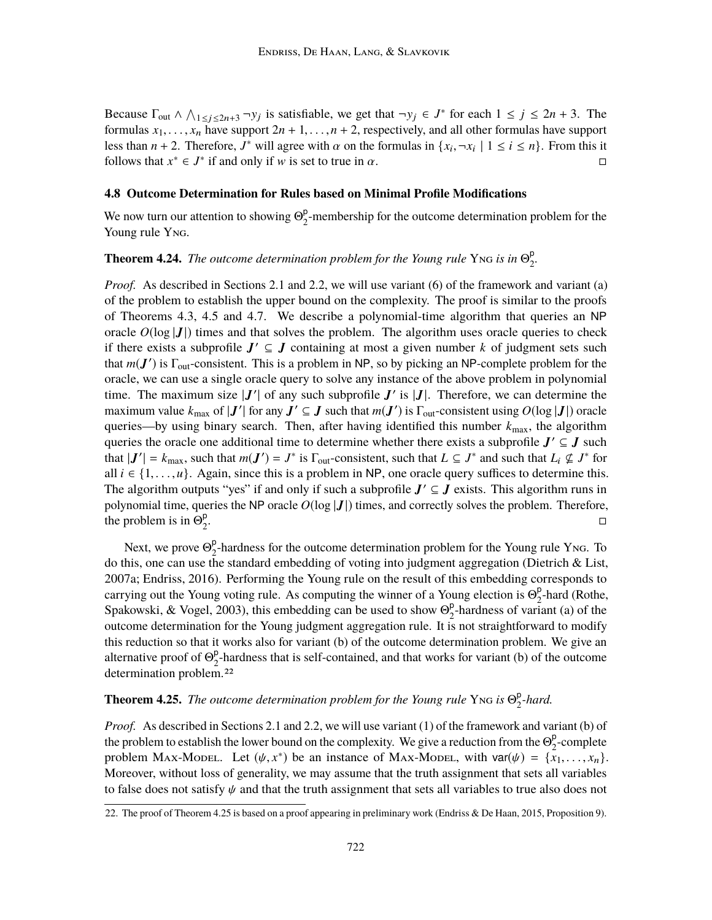Because $\Gamma_{\text{out}} \wedge \bigwedge_{1 \leq j \leq 2n+3} \neg y_j$ is satisfiable, we get that $\neg y_j \in J^*$ for each $1 \leq j \leq 2n+3$. The formulas $x_1, \ldots, x_n$ have support $2n+1, \ldots, n+2$, respectively, and all other formulas have support less than $n+2$. Therefore, $J^*$ will agree with $\alpha$ on the formulas in $\{x_i, \neg x_i \mid 1 \leq i \leq n\}$. From this it follows that $x^* \in J^*$ if and only if $w$ is set to true in $\alpha$. ◻

### 4.8 Outcome Determination for Rules based on Minimal Profile Modifications

We now turn our attention to showing $\Theta_2^{\mathsf{p}}$-membership for the outcome determination problem for the Young rule Yng.

**Theorem 4.24.** *The outcome determination problem for the Young rule* Yng *is in* $\Theta_2^{\mathsf{p}}$.

*Proof.* As described in Sections 2.1 and 2.2, we will use variant (6) of the framework and variant (a) of the problem to establish the upper bound on the complexity. The proof is similar to the proofs of Theorems 4.3, 4.5 and 4.7. We describe a polynomial-time algorithm that queries an NP oracle $O(\log |\boldsymbol{J}|)$ times and that solves the problem. The algorithm uses oracle queries to check if there exists a subprofile $\boldsymbol{J}' \subseteq \boldsymbol{J}$ containing at most a given number $k$ of judgment sets such that $m(\boldsymbol{J}')$ is $\Gamma_{\text{out}}$-consistent. This is a problem in NP, so by picking an NP-complete problem for the oracle, we can use a single oracle query to solve any instance of the above problem in polynomial time. The maximum size $|\boldsymbol{J}'|$ of any such subprofile $\boldsymbol{J}'$ is $|\boldsymbol{J}|$. Therefore, we can determine the maximum value $k_{\max}$ of $|\boldsymbol{J}'|$ for any $\boldsymbol{J}' \subseteq \boldsymbol{J}$ such that $m(\boldsymbol{J}')$ is $\Gamma_{\text{out}}$-consistent using $O(\log |\boldsymbol{J}|)$ oracle queries—by using binary search. Then, after having identified this number $k_{\max}$, the algorithm queries the oracle one additional time to determine whether there exists a subprofile $\boldsymbol{J}' \subseteq \boldsymbol{J}$ such that $|\boldsymbol{J}'| = k_{\max}$, such that $m(\boldsymbol{J}') = J^*$ is $\Gamma_{\text{out}}$-consistent, such that $L \subseteq J^*$ and such that $L_i \nsubseteq J^*$ for all $i \in \{1, \ldots, u\}$. Again, since this is a problem in NP, one oracle query suffices to determine this. The algorithm outputs "yes" if and only if such a subprofile $\boldsymbol{J}' \subseteq \boldsymbol{J}$ exists. This algorithm runs in polynomial time, queries the NP oracle $O(\log |\boldsymbol{J}|)$ times, and correctly solves the problem. Therefore, the problem is in $\Theta_2^{\mathsf{p}}$. ◻

Next, we prove $\Theta_2^{\mathsf{p}}$-hardness for the outcome determination problem for the Young rule Yng. To do this, one can use the standard embedding of voting into judgment aggregation (Dietrich & List, 2007a; Endriss, 2016). Performing the Young rule on the result of this embedding corresponds to carrying out the Young voting rule. As computing the winner of a Young election is $\Theta_2^{\mathsf{p}}$-hard (Rothe, Spakowski, & Vogel, 2003), this embedding can be used to show $\Theta_2^{\mathsf{p}}$-hardness of variant (a) of the outcome determination for the Young judgment aggregation rule. It is not straightforward to modify this reduction so that it works also for variant (b) of the outcome determination problem. We give an alternative proof of $\Theta_2^{\mathsf{p}}$-hardness that is self-contained, and that works for variant (b) of the outcome determination problem.[22]

**Theorem 4.25.** *The outcome determination problem for the Young rule* Yng *is* $\Theta_2^{\mathsf{p}}$*-hard.*

*Proof.* As described in Sections 2.1 and 2.2, we will use variant (1) of the framework and variant (b) of the problem to establish the lower bound on the complexity. We give a reduction from the $\Theta_2^{\mathsf{p}}$-complete problem Max-Model. Let $(\psi, x^*)$ be an instance of Max-Model, with $\mathsf{var}(\psi) = \{x_1, \ldots, x_n\}$. Moreover, without loss of generality, we may assume that the truth assignment that sets all variables to false does not satisfy $\psi$ and that the truth assignment that sets all variables to true also does not

22. The proof of Theorem 4.25 is based on a proof appearing in preliminary work (Endriss & De Haan, 2015, Proposition 9).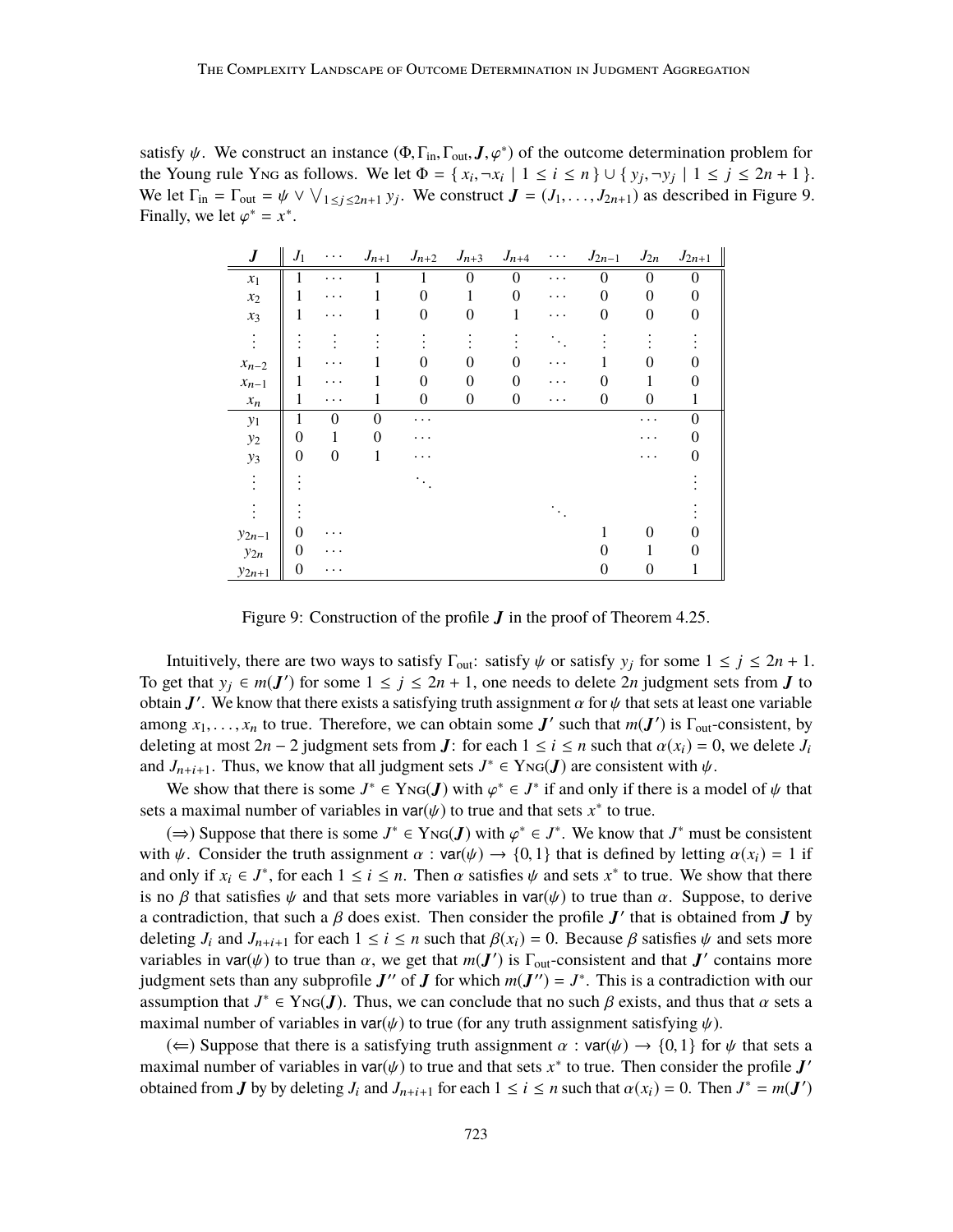satisfy $\psi$. We construct an instance $(\Phi, \Gamma_{\text{in}}, \Gamma_{\text{out}}, \boldsymbol{J}, \varphi^*)$ of the outcome determination problem for the Young rule YNG as follows. We let $\Phi = \{ x_i, \neg x_i \mid 1 \leq i \leq n \} \cup \{ y_j, \neg y_j \mid 1 \leq j \leq 2n+1 \}$. We let $\Gamma_{\text{in}} = \Gamma_{\text{out}} = \psi \vee \bigvee_{1 \leq j \leq 2n+1} y_j$. We construct $\boldsymbol{J} = (J_1, \dots, J_{2n+1})$ as described in Figure 9. Finally, we let $\varphi^* = x^*$.

| $\boldsymbol{J}$ | $J_1$ | $\cdots$ | $J_{n+1}$ | $J_{n+2}$ | $J_{n+3}$ | $J_{n+4}$ | $\cdots$ | $J_{2n-1}$ | $J_{2n}$ | $J_{2n+1}$ |
|---|---|---|---|---|---|---|---|---|---|---|
| $x_1$ | 1 | $\cdots$ | 1 | 1 | 0 | 0 | $\cdots$ | 0 | 0 | 0 |
| $x_2$ | 1 | $\cdots$ | 1 | 0 | 1 | 0 | $\cdots$ | 0 | 0 | 0 |
| $x_3$ | 1 | $\cdots$ | 1 | 0 | 0 | 1 | $\cdots$ | 0 | 0 | 0 |
| $\vdots$ | $\vdots$ | $\vdots$ | $\vdots$ | $\vdots$ | $\vdots$ | $\vdots$ | $\ddots$ | $\vdots$ | $\vdots$ | $\vdots$ |
| $x_{n-2}$ | 1 | $\cdots$ | 1 | 0 | 0 | 0 | $\cdots$ | 1 | 0 | 0 |
| $x_{n-1}$ | 1 | $\cdots$ | 1 | 0 | 0 | 0 | $\cdots$ | 0 | 1 | 0 |
| $x_n$ | 1 | $\cdots$ | 1 | 0 | 0 | 0 | $\cdots$ | 0 | 0 | 1 |
| $y_1$ | 1 | 0 | 0 | $\cdots$ | | | | | $\cdots$ | 0 |
| $y_2$ | 0 | 1 | 0 | $\cdots$ | | | | | $\cdots$ | 0 |
| $y_3$ | 0 | 0 | 1 | $\cdots$ | | | | | $\cdots$ | 0 |
| $\vdots$ | $\vdots$ | | | $\ddots$ | | | | | | $\vdots$ |
| $\vdots$ | $\vdots$ | | | | | | $\ddots$ | | | $\vdots$ |
| $y_{2n-1}$ | 0 | $\cdots$ | | | | | | 1 | 0 | 0 |
| $y_{2n}$ | 0 | $\cdots$ | | | | | | 0 | 1 | 0 |
| $y_{2n+1}$ | 0 | $\cdots$ | | | | | | 0 | 0 | 1 |

Figure 9: Construction of the profile $\boldsymbol{J}$ in the proof of Theorem 4.25.

Intuitively, there are two ways to satisfy $\Gamma_{\text{out}}$: satisfy $\psi$ or satisfy $y_j$ for some $1 \leq j \leq 2n+1$. To get that $y_j \in m(\boldsymbol{J}')$ for some $1 \leq j \leq 2n+1$, one needs to delete $2n$ judgment sets from $\boldsymbol{J}$ to obtain $\boldsymbol{J}'$. We know that there exists a satisfying truth assignment $\alpha$ for $\psi$ that sets at least one variable among $x_1, \dots, x_n$ to true. Therefore, we can obtain some $\boldsymbol{J}'$ such that $m(\boldsymbol{J}')$ is $\Gamma_{\text{out}}$-consistent, by deleting at most $2n-2$ judgment sets from $\boldsymbol{J}$: for each $1 \leq i \leq n$ such that $\alpha(x_i) = 0$, we delete $J_i$ and $J_{n+i+1}$. Thus, we know that all judgment sets $J^* \in \text{YNG}(\boldsymbol{J})$ are consistent with $\psi$.

We show that there is some $J^* \in \text{YNG}(\boldsymbol{J})$ with $\varphi^* \in J^*$ if and only if there is a model of $\psi$ that sets a maximal number of variables in $\mathsf{var}(\psi)$ to true and that sets $x^*$ to true.

($\Rightarrow$) Suppose that there is some $J^* \in \text{YNG}(\boldsymbol{J})$ with $\varphi^* \in J^*$. We know that $J^*$ must be consistent with $\psi$. Consider the truth assignment $\alpha : \mathsf{var}(\psi) \rightarrow \{0, 1\}$ that is defined by letting $\alpha(x_i) = 1$ if and only if $x_i \in J^*$, for each $1 \leq i \leq n$. Then $\alpha$ satisfies $\psi$ and sets $x^*$ to true. We show that there is no $\beta$ that satisfies $\psi$ and that sets more variables in $\mathsf{var}(\psi)$ to true than $\alpha$. Suppose, to derive a contradiction, that such a $\beta$ does exist. Then consider the profile $\boldsymbol{J}'$ that is obtained from $\boldsymbol{J}$ by deleting $J_i$ and $J_{n+i+1}$ for each $1 \leq i \leq n$ such that $\beta(x_i) = 0$. Because $\beta$ satisfies $\psi$ and sets more variables in $\mathsf{var}(\psi)$ to true than $\alpha$, we get that $m(\boldsymbol{J}')$ is $\Gamma_{\text{out}}$-consistent and that $\boldsymbol{J}'$ contains more judgment sets than any subprofile $\boldsymbol{J}''$ of $\boldsymbol{J}$ for which $m(\boldsymbol{J}'') = J^*$. This is a contradiction with our assumption that $J^* \in \text{YNG}(\boldsymbol{J})$. Thus, we can conclude that no such $\beta$ exists, and thus that $\alpha$ sets a maximal number of variables in $\mathsf{var}(\psi)$ to true (for any truth assignment satisfying $\psi$).

($\Leftarrow$) Suppose that there is a satisfying truth assignment $\alpha : \mathsf{var}(\psi) \rightarrow \{0, 1\}$ for $\psi$ that sets a maximal number of variables in $\mathsf{var}(\psi)$ to true and that sets $x^*$ to true. Then consider the profile $\boldsymbol{J}'$ obtained from $\boldsymbol{J}$ by by deleting $J_i$ and $J_{n+i+1}$ for each $1 \leq i \leq n$ such that $\alpha(x_i) = 0$. Then $J^* = m(\boldsymbol{J}')$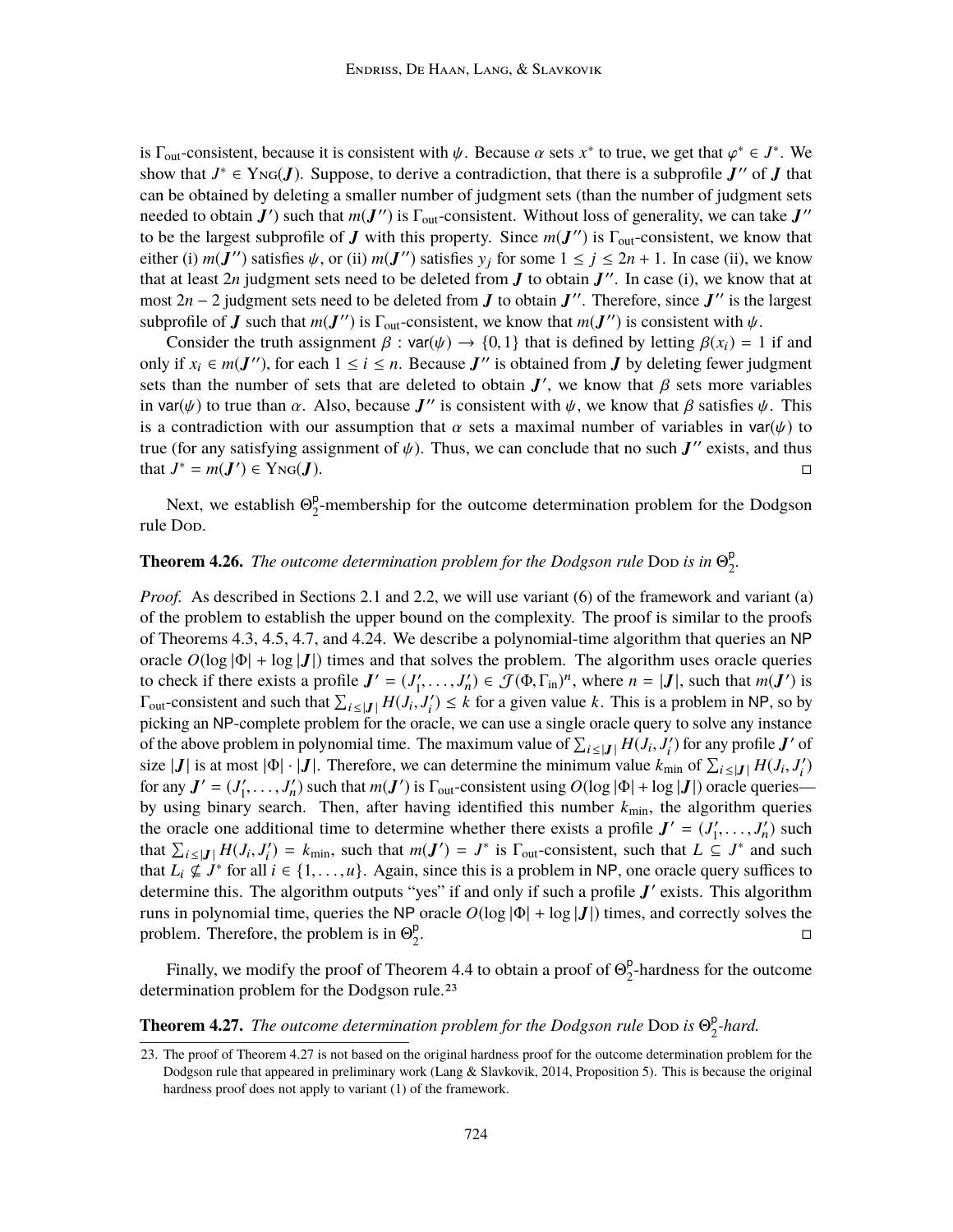is $\Gamma_{\text{out}}$-consistent, because it is consistent with $\psi$. Because $\alpha$ sets $x^*$ to true, we get that $\varphi^* \in J^*$. We show that $J^* \in \text{Yng}(\boldsymbol{J})$. Suppose, to derive a contradiction, that there is a subprofile $\boldsymbol{J}''$ of $\boldsymbol{J}$ that can be obtained by deleting a smaller number of judgment sets (than the number of judgment sets needed to obtain $\boldsymbol{J}'$) such that $m(\boldsymbol{J}'')$ is $\Gamma_{\text{out}}$-consistent. Without loss of generality, we can take $\boldsymbol{J}''$ to be the largest subprofile of $\boldsymbol{J}$ with this property. Since $m(\boldsymbol{J}'')$ is $\Gamma_{\text{out}}$-consistent, we know that either (i) $m(\boldsymbol{J}'')$ satisfies $\psi$, or (ii) $m(\boldsymbol{J}'')$ satisfies $y_j$ for some $1 \leq j \leq 2n+1$. In case (ii), we know that at least $2n$ judgment sets need to be deleted from $\boldsymbol{J}$ to obtain $\boldsymbol{J}''$. In case (i), we know that at most $2n-2$ judgment sets need to be deleted from $\boldsymbol{J}$ to obtain $\boldsymbol{J}''$. Therefore, since $\boldsymbol{J}''$ is the largest subprofile of $\boldsymbol{J}$ such that $m(\boldsymbol{J}'')$ is $\Gamma_{\text{out}}$-consistent, we know that $m(\boldsymbol{J}'')$ is consistent with $\psi$.

Consider the truth assignment $\beta : \text{var}(\psi) \to \{0,1\}$ that is defined by letting $\beta(x_i) = 1$ if and only if $x_i \in m(\boldsymbol{J}'')$, for each $1 \leq i \leq n$. Because $\boldsymbol{J}''$ is obtained from $\boldsymbol{J}$ by deleting fewer judgment sets than the number of sets that are deleted to obtain $\boldsymbol{J}'$, we know that $\beta$ sets more variables in $\text{var}(\psi)$ to true than $\alpha$. Also, because $\boldsymbol{J}''$ is consistent with $\psi$, we know that $\beta$ satisfies $\psi$. This is a contradiction with our assumption that $\alpha$ sets a maximal number of variables in $\text{var}(\psi)$ to true (for any satisfying assignment of $\psi$). Thus, we can conclude that no such $\boldsymbol{J}''$ exists, and thus that $J^* = m(\boldsymbol{J}') \in \text{Yng}(\boldsymbol{J})$. ◻

Next, we establish $\Theta_2^{\mathsf{p}}$-membership for the outcome determination problem for the Dodgson rule Dod.

**Theorem 4.26.** *The outcome determination problem for the Dodgson rule* Dod *is in* $\Theta_2^{\mathsf{p}}$.

*Proof.* As described in Sections 2.1 and 2.2, we will use variant (6) of the framework and variant (a) of the problem to establish the upper bound on the complexity. The proof is similar to the proofs of Theorems 4.3, 4.5, 4.7, and 4.24. We describe a polynomial-time algorithm that queries an NP oracle $O(\log|\Phi| + \log|\boldsymbol{J}|)$ times and that solves the problem. The algorithm uses oracle queries to check if there exists a profile $\boldsymbol{J}' = (J'_1, \dots, J'_n) \in \mathcal{J}(\Phi, \Gamma_{\text{in}})^n$, where $n = |\boldsymbol{J}|$, such that $m(\boldsymbol{J}')$ is $\Gamma_{\text{out}}$-consistent and such that $\sum_{i \leq |\boldsymbol{J}|} H(J_i, J'_i) \leq k$ for a given value $k$. This is a problem in NP, so by picking an NP-complete problem for the oracle, we can use a single oracle query to solve any instance of the above problem in polynomial time. The maximum value of $\sum_{i \leq |\boldsymbol{J}|} H(J_i, J'_i)$ for any profile $\boldsymbol{J}'$ of size $|\boldsymbol{J}|$ is at most $|\Phi| \cdot |\boldsymbol{J}|$. Therefore, we can determine the minimum value $k_{\min}$ of $\sum_{i \leq |\boldsymbol{J}|} H(J_i, J'_i)$ for any $\boldsymbol{J}' = (J'_1, \dots, J'_n)$ such that $m(\boldsymbol{J}')$ is $\Gamma_{\text{out}}$-consistent using $O(\log|\Phi| + \log|\boldsymbol{J}|)$ oracle queries—by using binary search. Then, after having identified this number $k_{\min}$, the algorithm queries the oracle one additional time to determine whether there exists a profile $\boldsymbol{J}' = (J'_1, \dots, J'_n)$ such that $\sum_{i \leq |\boldsymbol{J}|} H(J_i, J'_i) = k_{\min}$, such that $m(\boldsymbol{J}') = J^*$ is $\Gamma_{\text{out}}$-consistent, such that $L \subseteq J^*$ and such that $L_i \not\subseteq J^*$ for all $i \in \{1, \dots, u\}$. Again, since this is a problem in NP, one oracle query suffices to determine this. The algorithm outputs "yes" if and only if such a profile $\boldsymbol{J}'$ exists. This algorithm runs in polynomial time, queries the NP oracle $O(\log|\Phi| + \log|\boldsymbol{J}|)$ times, and correctly solves the problem. Therefore, the problem is in $\Theta_2^{\mathsf{p}}$. ◻

Finally, we modify the proof of Theorem 4.4 to obtain a proof of $\Theta_2^{\mathsf{p}}$-hardness for the outcome determination problem for the Dodgson rule.[23]

**Theorem 4.27.** *The outcome determination problem for the Dodgson rule* Dod *is* $\Theta_2^{\mathsf{p}}$*-hard.*

23. The proof of Theorem 4.27 is not based on the original hardness proof for the outcome determination problem for the Dodgson rule that appeared in preliminary work (Lang & Slavkovik, 2014, Proposition 5). This is because the original hardness proof does not apply to variant (1) of the framework.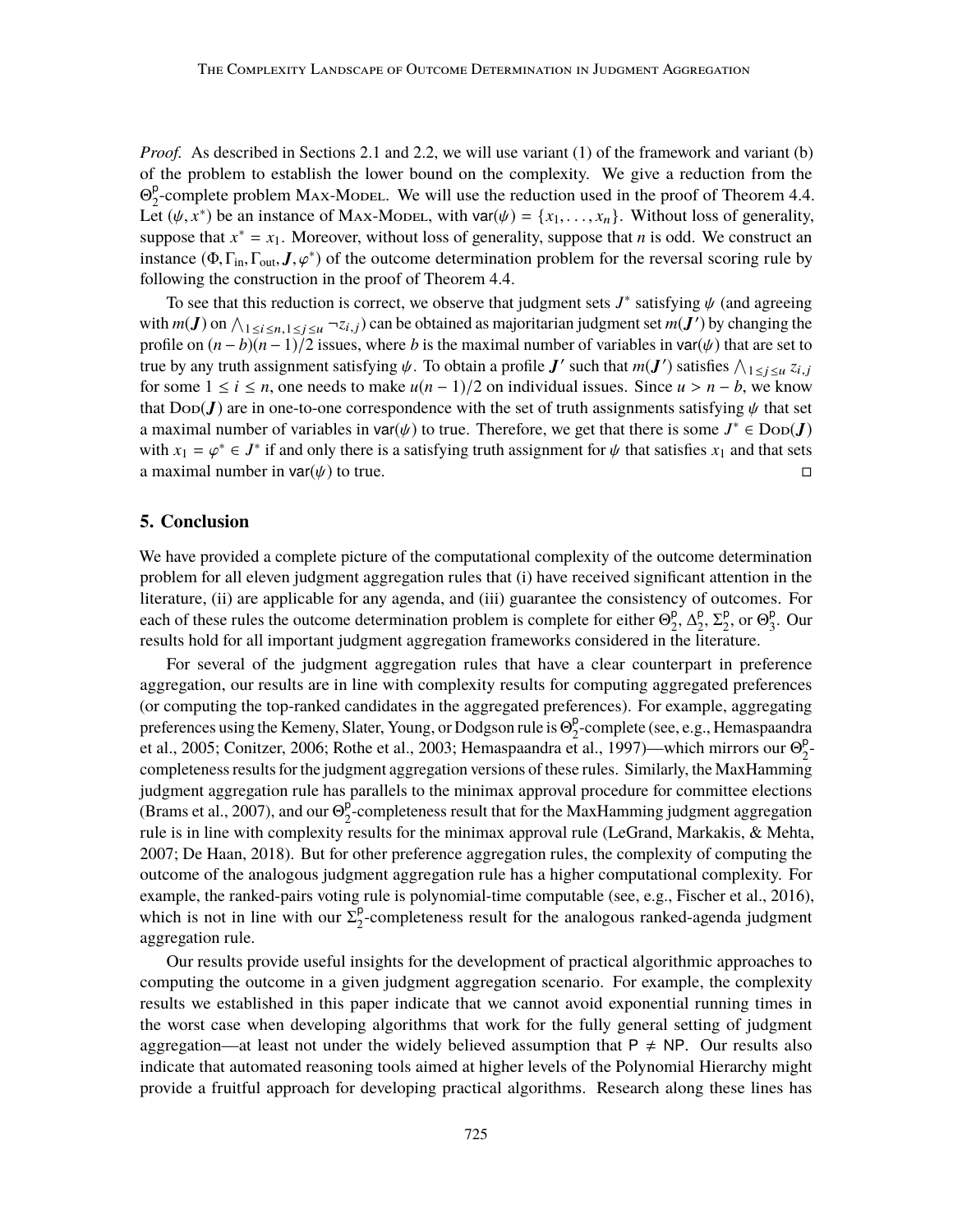*Proof.* As described in Sections 2.1 and 2.2, we will use variant (1) of the framework and variant (b) of the problem to establish the lower bound on the complexity. We give a reduction from the $\Theta_2^p$-complete problem Max-Model. We will use the reduction used in the proof of Theorem 4.4. Let $(\psi, x^*)$ be an instance of Max-Model, with $\text{var}(\psi) = \{x_1, \dots, x_n\}$. Without loss of generality, suppose that $x^* = x_1$. Moreover, without loss of generality, suppose that $n$ is odd. We construct an instance $(\Phi, \Gamma_{\text{in}}, \Gamma_{\text{out}}, \boldsymbol{J}, \varphi^*)$ of the outcome determination problem for the reversal scoring rule by following the construction in the proof of Theorem 4.4.

To see that this reduction is correct, we observe that judgment sets $J^*$ satisfying $\psi$ (and agreeing with $m(\boldsymbol{J})$ on $\bigwedge_{1 \leq i \leq n, 1 \leq j \leq u} \neg z_{i,j}$) can be obtained as majoritarian judgment set $m(\boldsymbol{J}')$ by changing the profile on $(n-b)(n-1)/2$ issues, where $b$ is the maximal number of variables in $\text{var}(\psi)$ that are set to true by any truth assignment satisfying $\psi$. To obtain a profile $\boldsymbol{J}'$ such that $m(\boldsymbol{J}')$ satisfies $\bigwedge_{1 \leq j \leq u} z_{i,j}$ for some $1 \leq i \leq n$, one needs to make $u(n-1)/2$ on individual issues. Since $u > n - b$, we know that $\text{Dod}(\boldsymbol{J})$ are in one-to-one correspondence with the set of truth assignments satisfying $\psi$ that set a maximal number of variables in $\text{var}(\psi)$ to true. Therefore, we get that there is some $J^* \in \text{Dod}(\boldsymbol{J})$ with $x_1 = \varphi^* \in J^*$ if and only there is a satisfying truth assignment for $\psi$ that satisfies $x_1$ and that sets a maximal number in $\text{var}(\psi)$ to true. $\square$

## 5. Conclusion

We have provided a complete picture of the computational complexity of the outcome determination problem for all eleven judgment aggregation rules that (i) have received significant attention in the literature, (ii) are applicable for any agenda, and (iii) guarantee the consistency of outcomes. For each of these rules the outcome determination problem is complete for either $\Theta_2^p$, $\Delta_2^p$, $\Sigma_2^p$, or $\Theta_3^p$. Our results hold for all important judgment aggregation frameworks considered in the literature.

For several of the judgment aggregation rules that have a clear counterpart in preference aggregation, our results are in line with complexity results for computing aggregated preferences (or computing the top-ranked candidates in the aggregated preferences). For example, aggregating preferences using the Kemeny, Slater, Young, or Dodgson rule is $\Theta_2^p$-complete (see, e.g., Hemaspaandra et al., 2005; Conitzer, 2006; Rothe et al., 2003; Hemaspaandra et al., 1997)—which mirrors our $\Theta_2^p$-completeness results for the judgment aggregation versions of these rules. Similarly, the MaxHamming judgment aggregation rule has parallels to the minimax approval procedure for committee elections (Brams et al., 2007), and our $\Theta_2^p$-completeness result that for the MaxHamming judgment aggregation rule is in line with complexity results for the minimax approval rule (LeGrand, Markakis, & Mehta, 2007; De Haan, 2018). But for other preference aggregation rules, the complexity of computing the outcome of the analogous judgment aggregation rule has a higher computational complexity. For example, the ranked-pairs voting rule is polynomial-time computable (see, e.g., Fischer et al., 2016), which is not in line with our $\Sigma_2^p$-completeness result for the analogous ranked-agenda judgment aggregation rule.

Our results provide useful insights for the development of practical algorithmic approaches to computing the outcome in a given judgment aggregation scenario. For example, the complexity results we established in this paper indicate that we cannot avoid exponential running times in the worst case when developing algorithms that work for the fully general setting of judgment aggregation—at least not under the widely believed assumption that $\mathsf{P} \neq \mathsf{NP}$. Our results also indicate that automated reasoning tools aimed at higher levels of the Polynomial Hierarchy might provide a fruitful approach for developing practical algorithms. Research along these lines has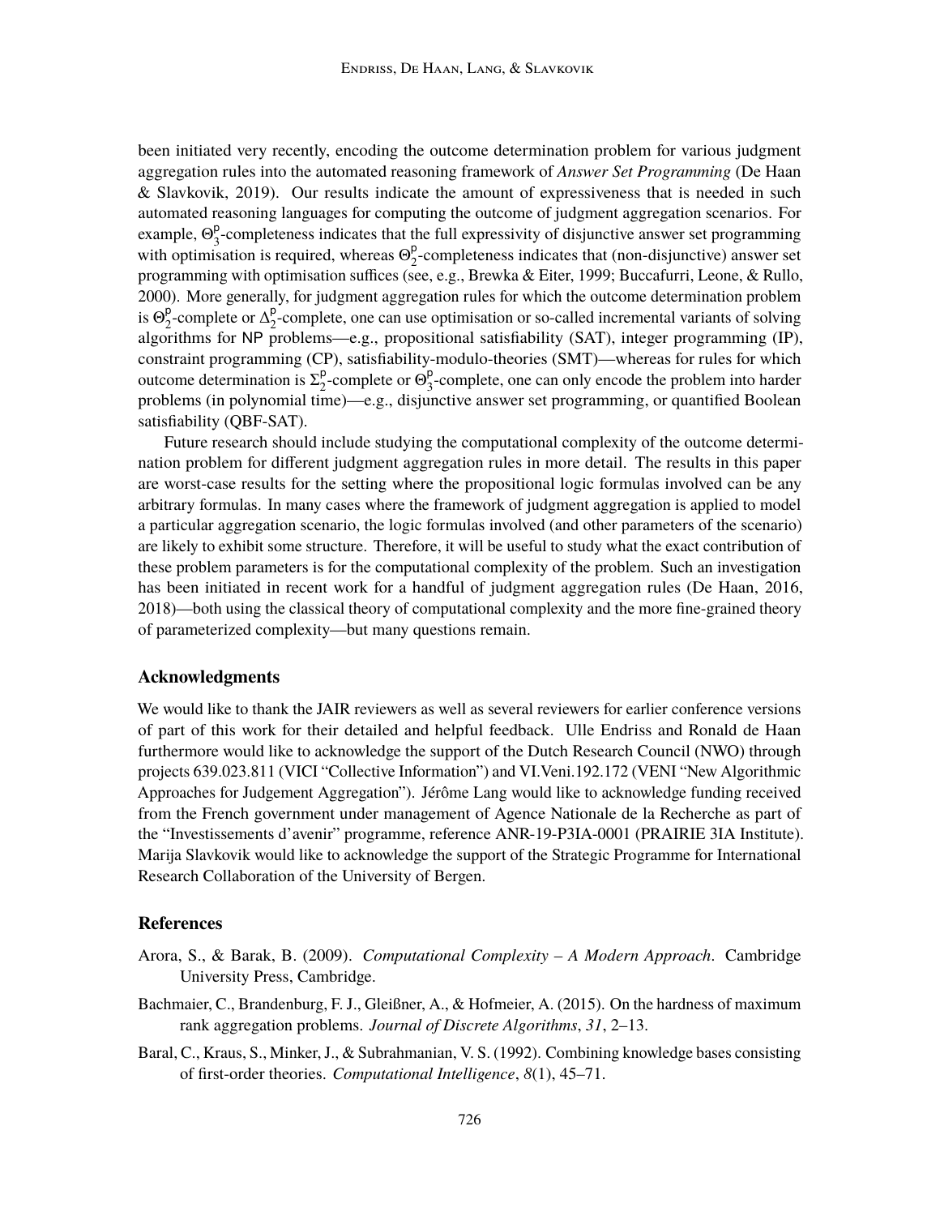been initiated very recently, encoding the outcome determination problem for various judgment aggregation rules into the automated reasoning framework of *Answer Set Programming* (De Haan & Slavkovik, 2019). Our results indicate the amount of expressiveness that is needed in such automated reasoning languages for computing the outcome of judgment aggregation scenarios. For example, $\Theta_3^{\mathsf{p}}$-completeness indicates that the full expressivity of disjunctive answer set programming with optimisation is required, whereas $\Theta_2^{\mathsf{p}}$-completeness indicates that (non-disjunctive) answer set programming with optimisation suffices (see, e.g., Brewka & Eiter, 1999; Buccafurri, Leone, & Rullo, 2000). More generally, for judgment aggregation rules for which the outcome determination problem is $\Theta_2^{\mathsf{p}}$-complete or $\Delta_2^{\mathsf{p}}$-complete, one can use optimisation or so-called incremental variants of solving algorithms for NP problems—e.g., propositional satisfiability (SAT), integer programming (IP), constraint programming (CP), satisfiability-modulo-theories (SMT)—whereas for rules for which outcome determination is $\Sigma_2^{\mathsf{p}}$-complete or $\Theta_3^{\mathsf{p}}$-complete, one can only encode the problem into harder problems (in polynomial time)—e.g., disjunctive answer set programming, or quantified Boolean satisfiability (QBF-SAT).

Future research should include studying the computational complexity of the outcome determination problem for different judgment aggregation rules in more detail. The results in this paper are worst-case results for the setting where the propositional logic formulas involved can be any arbitrary formulas. In many cases where the framework of judgment aggregation is applied to model a particular aggregation scenario, the logic formulas involved (and other parameters of the scenario) are likely to exhibit some structure. Therefore, it will be useful to study what the exact contribution of these problem parameters is for the computational complexity of the problem. Such an investigation has been initiated in recent work for a handful of judgment aggregation rules (De Haan, 2016, 2018)—both using the classical theory of computational complexity and the more fine-grained theory of parameterized complexity—but many questions remain.

## Acknowledgments

We would like to thank the JAIR reviewers as well as several reviewers for earlier conference versions of part of this work for their detailed and helpful feedback. Ulle Endriss and Ronald de Haan furthermore would like to acknowledge the support of the Dutch Research Council (NWO) through projects 639.023.811 (VICI "Collective Information") and VI.Veni.192.172 (VENI "New Algorithmic Approaches for Judgement Aggregation"). Jérôme Lang would like to acknowledge funding received from the French government under management of Agence Nationale de la Recherche as part of the "Investissements d'avenir" programme, reference ANR-19-P3IA-0001 (PRAIRIE 3IA Institute). Marija Slavkovik would like to acknowledge the support of the Strategic Programme for International Research Collaboration of the University of Bergen.

## References

Arora, S., & Barak, B. (2009). *Computational Complexity – A Modern Approach*. Cambridge University Press, Cambridge.

Bachmaier, C., Brandenburg, F. J., Gleißner, A., & Hofmeier, A. (2015). On the hardness of maximum rank aggregation problems. *Journal of Discrete Algorithms*, *31*, 2–13.

Baral, C., Kraus, S., Minker, J., & Subrahmanian, V. S. (1992). Combining knowledge bases consisting of first-order theories. *Computational Intelligence*, *8*(1), 45–71.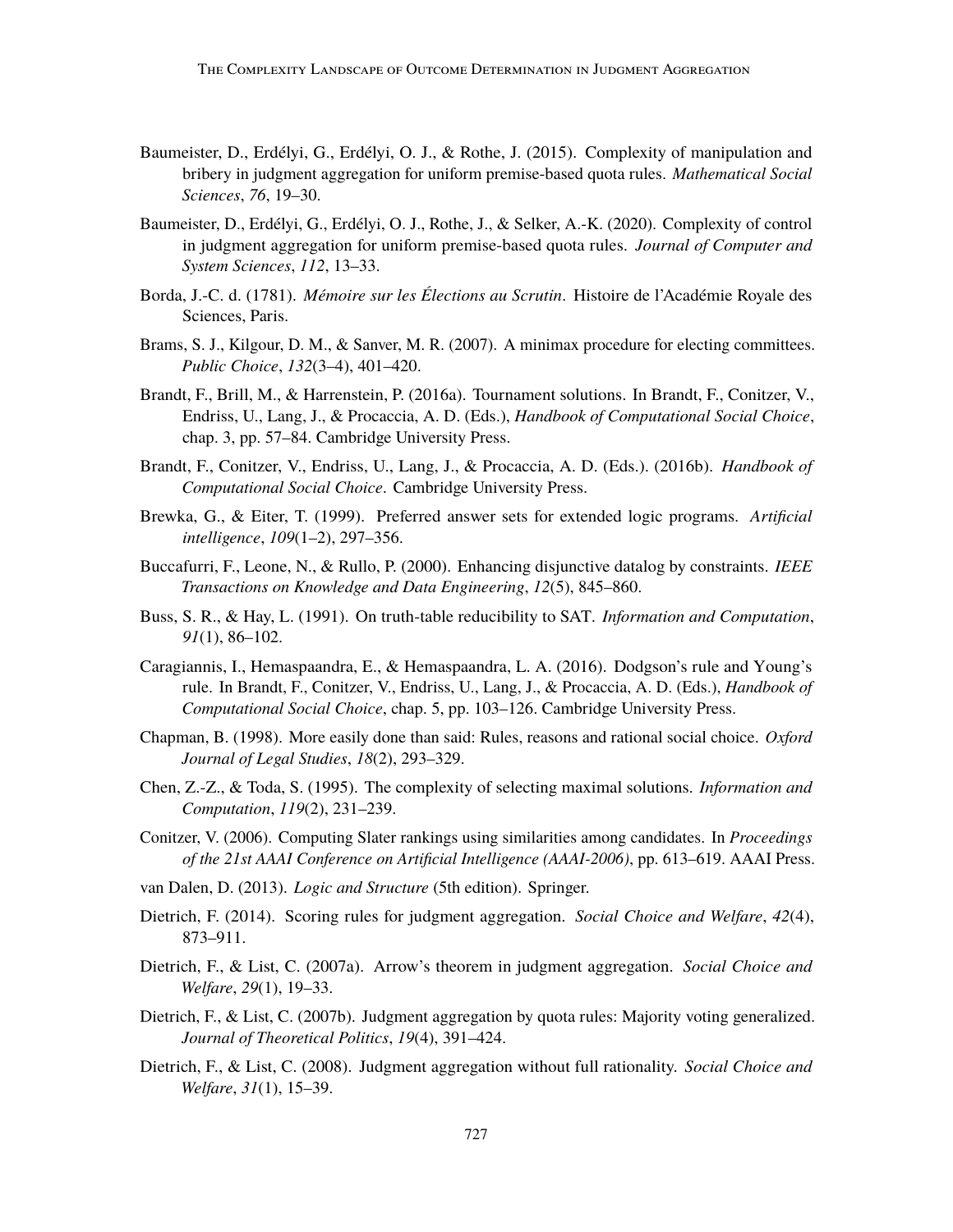Baumeister, D., Erdélyi, G., Erdélyi, O. J., & Rothe, J. (2015). Complexity of manipulation and bribery in judgment aggregation for uniform premise-based quota rules. *Mathematical Social Sciences*, *76*, 19–30.

Baumeister, D., Erdélyi, G., Erdélyi, O. J., Rothe, J., & Selker, A.-K. (2020). Complexity of control in judgment aggregation for uniform premise-based quota rules. *Journal of Computer and System Sciences*, *112*, 13–33.

Borda, J.-C. d. (1781). *Mémoire sur les Élections au Scrutin*. Histoire de l'Académie Royale des Sciences, Paris.

Brams, S. J., Kilgour, D. M., & Sanver, M. R. (2007). A minimax procedure for electing committees. *Public Choice*, *132*(3–4), 401–420.

Brandt, F., Brill, M., & Harrenstein, P. (2016a). Tournament solutions. In Brandt, F., Conitzer, V., Endriss, U., Lang, J., & Procaccia, A. D. (Eds.), *Handbook of Computational Social Choice*, chap. 3, pp. 57–84. Cambridge University Press.

Brandt, F., Conitzer, V., Endriss, U., Lang, J., & Procaccia, A. D. (Eds.). (2016b). *Handbook of Computational Social Choice*. Cambridge University Press.

Brewka, G., & Eiter, T. (1999). Preferred answer sets for extended logic programs. *Artificial intelligence*, *109*(1–2), 297–356.

Buccafurri, F., Leone, N., & Rullo, P. (2000). Enhancing disjunctive datalog by constraints. *IEEE Transactions on Knowledge and Data Engineering*, *12*(5), 845–860.

Buss, S. R., & Hay, L. (1991). On truth-table reducibility to SAT. *Information and Computation*, *91*(1), 86–102.

Caragiannis, I., Hemaspaandra, E., & Hemaspaandra, L. A. (2016). Dodgson's rule and Young's rule. In Brandt, F., Conitzer, V., Endriss, U., Lang, J., & Procaccia, A. D. (Eds.), *Handbook of Computational Social Choice*, chap. 5, pp. 103–126. Cambridge University Press.

Chapman, B. (1998). More easily done than said: Rules, reasons and rational social choice. *Oxford Journal of Legal Studies*, *18*(2), 293–329.

Chen, Z.-Z., & Toda, S. (1995). The complexity of selecting maximal solutions. *Information and Computation*, *119*(2), 231–239.

Conitzer, V. (2006). Computing Slater rankings using similarities among candidates. In *Proceedings of the 21st AAAI Conference on Artificial Intelligence (AAAI-2006)*, pp. 613–619. AAAI Press.

van Dalen, D. (2013). *Logic and Structure* (5th edition). Springer.

Dietrich, F. (2014). Scoring rules for judgment aggregation. *Social Choice and Welfare*, *42*(4), 873–911.

Dietrich, F., & List, C. (2007a). Arrow's theorem in judgment aggregation. *Social Choice and Welfare*, *29*(1), 19–33.

Dietrich, F., & List, C. (2007b). Judgment aggregation by quota rules: Majority voting generalized. *Journal of Theoretical Politics*, *19*(4), 391–424.

Dietrich, F., & List, C. (2008). Judgment aggregation without full rationality. *Social Choice and Welfare*, *31*(1), 15–39.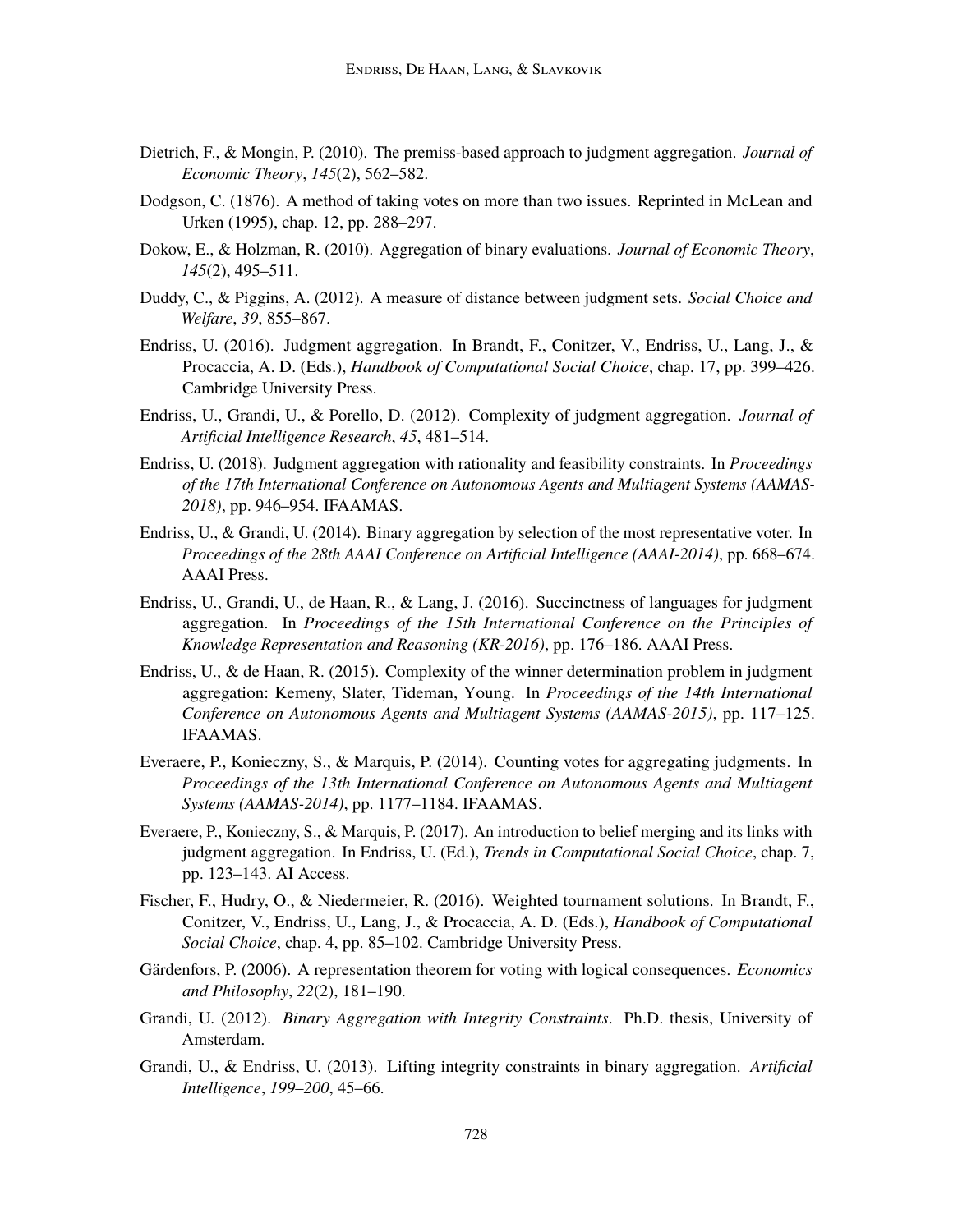Dietrich, F., & Mongin, P. (2010). The premiss-based approach to judgment aggregation. *Journal of Economic Theory*, *145*(2), 562–582.

Dodgson, C. (1876). A method of taking votes on more than two issues. Reprinted in McLean and Urken (1995), chap. 12, pp. 288–297.

Dokow, E., & Holzman, R. (2010). Aggregation of binary evaluations. *Journal of Economic Theory*, *145*(2), 495–511.

Duddy, C., & Piggins, A. (2012). A measure of distance between judgment sets. *Social Choice and Welfare*, *39*, 855–867.

Endriss, U. (2016). Judgment aggregation. In Brandt, F., Conitzer, V., Endriss, U., Lang, J., & Procaccia, A. D. (Eds.), *Handbook of Computational Social Choice*, chap. 17, pp. 399–426. Cambridge University Press.

Endriss, U., Grandi, U., & Porello, D. (2012). Complexity of judgment aggregation. *Journal of Artificial Intelligence Research*, *45*, 481–514.

Endriss, U. (2018). Judgment aggregation with rationality and feasibility constraints. In *Proceedings of the 17th International Conference on Autonomous Agents and Multiagent Systems (AAMAS-2018)*, pp. 946–954. IFAAMAS.

Endriss, U., & Grandi, U. (2014). Binary aggregation by selection of the most representative voter. In *Proceedings of the 28th AAAI Conference on Artificial Intelligence (AAAI-2014)*, pp. 668–674. AAAI Press.

Endriss, U., Grandi, U., de Haan, R., & Lang, J. (2016). Succinctness of languages for judgment aggregation. In *Proceedings of the 15th International Conference on the Principles of Knowledge Representation and Reasoning (KR-2016)*, pp. 176–186. AAAI Press.

Endriss, U., & de Haan, R. (2015). Complexity of the winner determination problem in judgment aggregation: Kemeny, Slater, Tideman, Young. In *Proceedings of the 14th International Conference on Autonomous Agents and Multiagent Systems (AAMAS-2015)*, pp. 117–125. IFAAMAS.

Everaere, P., Konieczny, S., & Marquis, P. (2014). Counting votes for aggregating judgments. In *Proceedings of the 13th International Conference on Autonomous Agents and Multiagent Systems (AAMAS-2014)*, pp. 1177–1184. IFAAMAS.

Everaere, P., Konieczny, S., & Marquis, P. (2017). An introduction to belief merging and its links with judgment aggregation. In Endriss, U. (Ed.), *Trends in Computational Social Choice*, chap. 7, pp. 123–143. AI Access.

Fischer, F., Hudry, O., & Niedermeier, R. (2016). Weighted tournament solutions. In Brandt, F., Conitzer, V., Endriss, U., Lang, J., & Procaccia, A. D. (Eds.), *Handbook of Computational Social Choice*, chap. 4, pp. 85–102. Cambridge University Press.

Gärdenfors, P. (2006). A representation theorem for voting with logical consequences. *Economics and Philosophy*, *22*(2), 181–190.

Grandi, U. (2012). *Binary Aggregation with Integrity Constraints*. Ph.D. thesis, University of Amsterdam.

Grandi, U., & Endriss, U. (2013). Lifting integrity constraints in binary aggregation. *Artificial Intelligence*, *199–200*, 45–66.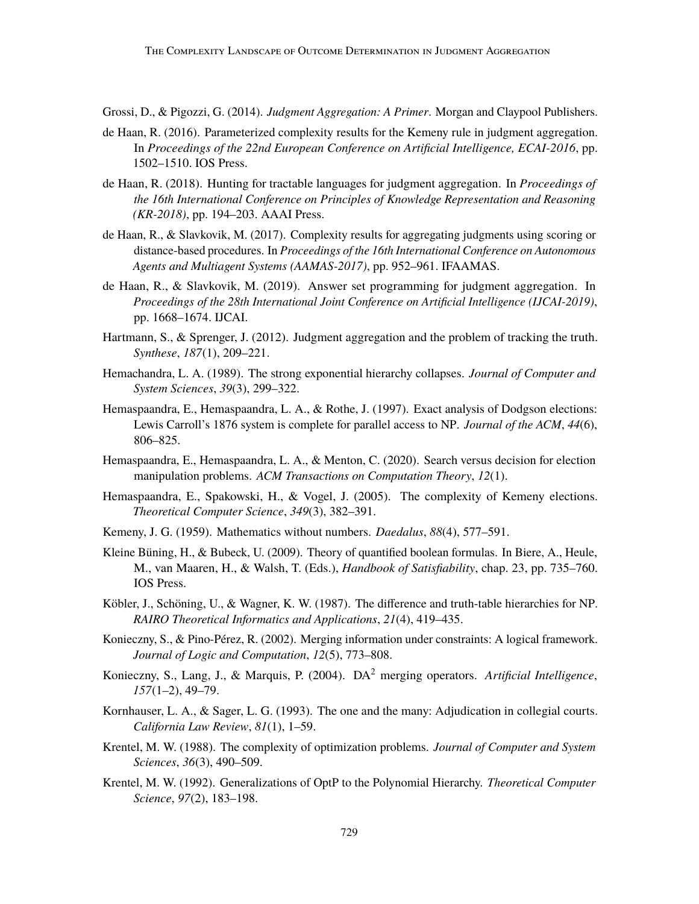Grossi, D., & Pigozzi, G. (2014). *Judgment Aggregation: A Primer*. Morgan and Claypool Publishers.

de Haan, R. (2016). Parameterized complexity results for the Kemeny rule in judgment aggregation. In *Proceedings of the 22nd European Conference on Artificial Intelligence, ECAI-2016*, pp. 1502–1510. IOS Press.

de Haan, R. (2018). Hunting for tractable languages for judgment aggregation. In *Proceedings of the 16th International Conference on Principles of Knowledge Representation and Reasoning (KR-2018)*, pp. 194–203. AAAI Press.

de Haan, R., & Slavkovik, M. (2017). Complexity results for aggregating judgments using scoring or distance-based procedures. In *Proceedings of the 16th International Conference on Autonomous Agents and Multiagent Systems (AAMAS-2017)*, pp. 952–961. IFAAMAS.

de Haan, R., & Slavkovik, M. (2019). Answer set programming for judgment aggregation. In *Proceedings of the 28th International Joint Conference on Artificial Intelligence (IJCAI-2019)*, pp. 1668–1674. IJCAI.

Hartmann, S., & Sprenger, J. (2012). Judgment aggregation and the problem of tracking the truth. *Synthese*, *187*(1), 209–221.

Hemachandra, L. A. (1989). The strong exponential hierarchy collapses. *Journal of Computer and System Sciences*, *39*(3), 299–322.

Hemaspaandra, E., Hemaspaandra, L. A., & Rothe, J. (1997). Exact analysis of Dodgson elections: Lewis Carroll's 1876 system is complete for parallel access to NP. *Journal of the ACM*, *44*(6), 806–825.

Hemaspaandra, E., Hemaspaandra, L. A., & Menton, C. (2020). Search versus decision for election manipulation problems. *ACM Transactions on Computation Theory*, *12*(1).

Hemaspaandra, E., Spakowski, H., & Vogel, J. (2005). The complexity of Kemeny elections. *Theoretical Computer Science*, *349*(3), 382–391.

Kemeny, J. G. (1959). Mathematics without numbers. *Daedalus*, *88*(4), 577–591.

Kleine Büning, H., & Bubeck, U. (2009). Theory of quantified boolean formulas. In Biere, A., Heule, M., van Maaren, H., & Walsh, T. (Eds.), *Handbook of Satisfiability*, chap. 23, pp. 735–760. IOS Press.

Köbler, J., Schöning, U., & Wagner, K. W. (1987). The difference and truth-table hierarchies for NP. *RAIRO Theoretical Informatics and Applications*, *21*(4), 419–435.

Konieczny, S., & Pino-Pérez, R. (2002). Merging information under constraints: A logical framework. *Journal of Logic and Computation*, *12*(5), 773–808.

Konieczny, S., Lang, J., & Marquis, P. (2004). $DA^2$ merging operators. *Artificial Intelligence*, *157*(1–2), 49–79.

Kornhauser, L. A., & Sager, L. G. (1993). The one and the many: Adjudication in collegial courts. *California Law Review*, *81*(1), 1–59.

Krentel, M. W. (1988). The complexity of optimization problems. *Journal of Computer and System Sciences*, *36*(3), 490–509.

Krentel, M. W. (1992). Generalizations of OptP to the Polynomial Hierarchy. *Theoretical Computer Science*, *97*(2), 183–198.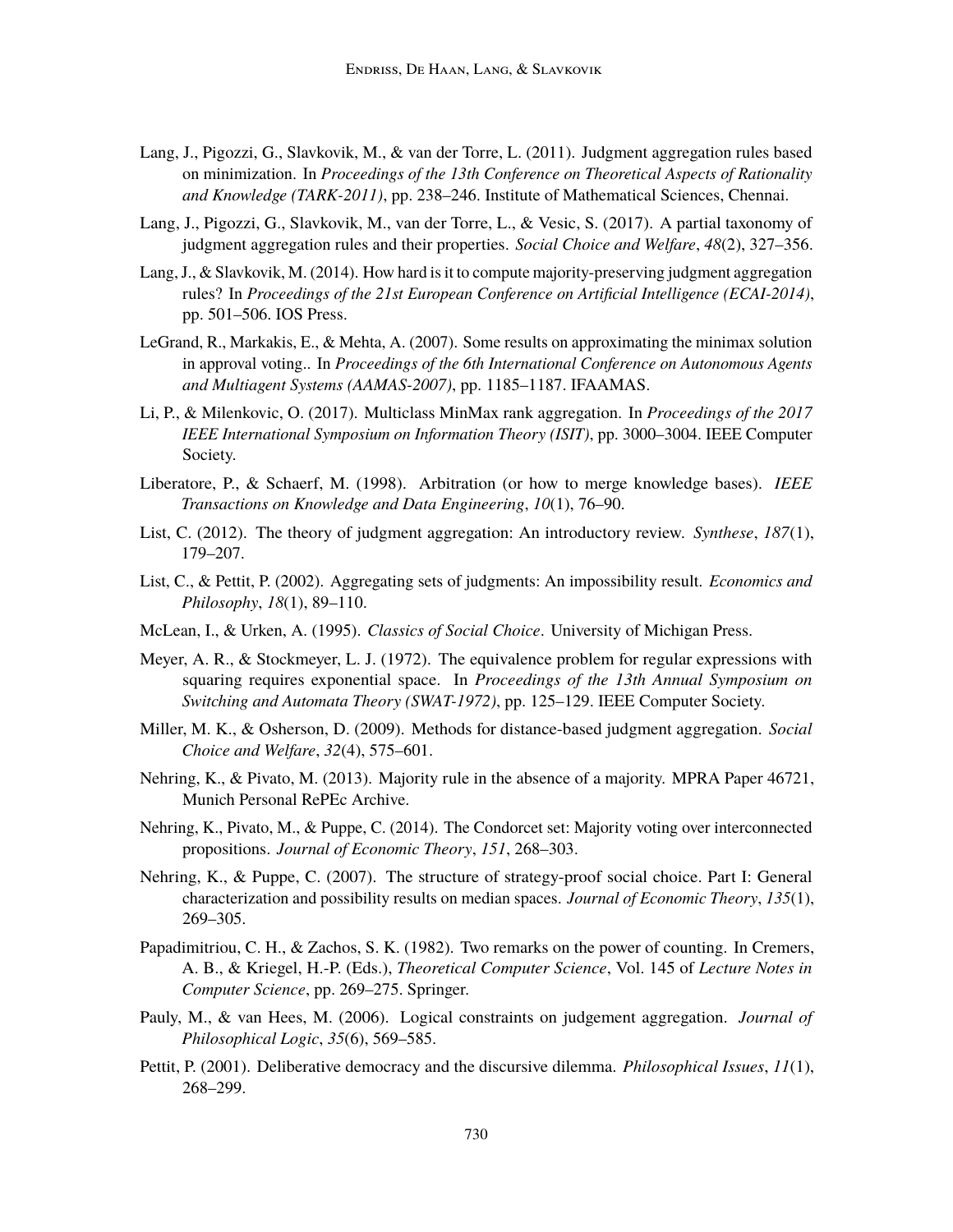Lang, J., Pigozzi, G., Slavkovik, M., & van der Torre, L. (2011). Judgment aggregation rules based on minimization. In *Proceedings of the 13th Conference on Theoretical Aspects of Rationality and Knowledge (TARK-2011)*, pp. 238–246. Institute of Mathematical Sciences, Chennai.

Lang, J., Pigozzi, G., Slavkovik, M., van der Torre, L., & Vesic, S. (2017). A partial taxonomy of judgment aggregation rules and their properties. *Social Choice and Welfare*, *48*(2), 327–356.

Lang, J., & Slavkovik, M. (2014). How hard is it to compute majority-preserving judgment aggregation rules? In *Proceedings of the 21st European Conference on Artificial Intelligence (ECAI-2014)*, pp. 501–506. IOS Press.

LeGrand, R., Markakis, E., & Mehta, A. (2007). Some results on approximating the minimax solution in approval voting.. In *Proceedings of the 6th International Conference on Autonomous Agents and Multiagent Systems (AAMAS-2007)*, pp. 1185–1187. IFAAMAS.

Li, P., & Milenkovic, O. (2017). Multiclass MinMax rank aggregation. In *Proceedings of the 2017 IEEE International Symposium on Information Theory (ISIT)*, pp. 3000–3004. IEEE Computer Society.

Liberatore, P., & Schaerf, M. (1998). Arbitration (or how to merge knowledge bases). *IEEE Transactions on Knowledge and Data Engineering*, *10*(1), 76–90.

List, C. (2012). The theory of judgment aggregation: An introductory review. *Synthese*, *187*(1), 179–207.

List, C., & Pettit, P. (2002). Aggregating sets of judgments: An impossibility result. *Economics and Philosophy*, *18*(1), 89–110.

McLean, I., & Urken, A. (1995). *Classics of Social Choice*. University of Michigan Press.

Meyer, A. R., & Stockmeyer, L. J. (1972). The equivalence problem for regular expressions with squaring requires exponential space. In *Proceedings of the 13th Annual Symposium on Switching and Automata Theory (SWAT-1972)*, pp. 125–129. IEEE Computer Society.

Miller, M. K., & Osherson, D. (2009). Methods for distance-based judgment aggregation. *Social Choice and Welfare*, *32*(4), 575–601.

Nehring, K., & Pivato, M. (2013). Majority rule in the absence of a majority. MPRA Paper 46721, Munich Personal RePEc Archive.

Nehring, K., Pivato, M., & Puppe, C. (2014). The Condorcet set: Majority voting over interconnected propositions. *Journal of Economic Theory*, *151*, 268–303.

Nehring, K., & Puppe, C. (2007). The structure of strategy-proof social choice. Part I: General characterization and possibility results on median spaces. *Journal of Economic Theory*, *135*(1), 269–305.

Papadimitriou, C. H., & Zachos, S. K. (1982). Two remarks on the power of counting. In Cremers, A. B., & Kriegel, H.-P. (Eds.), *Theoretical Computer Science*, Vol. 145 of *Lecture Notes in Computer Science*, pp. 269–275. Springer.

Pauly, M., & van Hees, M. (2006). Logical constraints on judgement aggregation. *Journal of Philosophical Logic*, *35*(6), 569–585.

Pettit, P. (2001). Deliberative democracy and the discursive dilemma. *Philosophical Issues*, *11*(1), 268–299.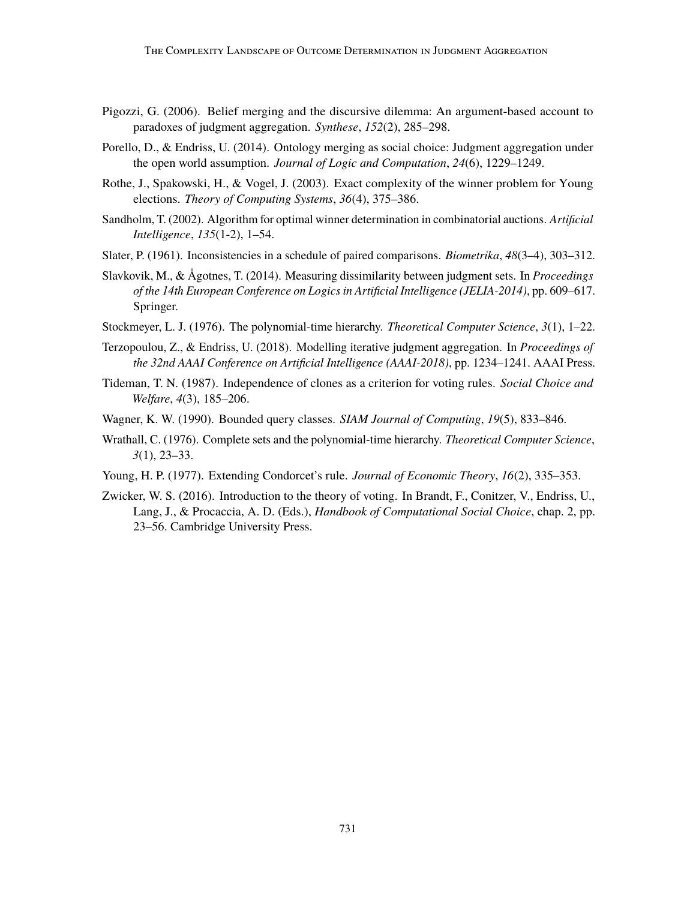Pigozzi, G. (2006). Belief merging and the discursive dilemma: An argument-based account to paradoxes of judgment aggregation. *Synthese*, *152*(2), 285–298.

Porello, D., & Endriss, U. (2014). Ontology merging as social choice: Judgment aggregation under the open world assumption. *Journal of Logic and Computation*, *24*(6), 1229–1249.

Rothe, J., Spakowski, H., & Vogel, J. (2003). Exact complexity of the winner problem for Young elections. *Theory of Computing Systems*, *36*(4), 375–386.

Sandholm, T. (2002). Algorithm for optimal winner determination in combinatorial auctions. *Artificial Intelligence*, *135*(1-2), 1–54.

Slater, P. (1961). Inconsistencies in a schedule of paired comparisons. *Biometrika*, *48*(3–4), 303–312.

Slavkovik, M., & Ågotnes, T. (2014). Measuring dissimilarity between judgment sets. In *Proceedings of the 14th European Conference on Logics in Artificial Intelligence (JELIA-2014)*, pp. 609–617. Springer.

Stockmeyer, L. J. (1976). The polynomial-time hierarchy. *Theoretical Computer Science*, *3*(1), 1–22.

Terzopoulou, Z., & Endriss, U. (2018). Modelling iterative judgment aggregation. In *Proceedings of the 32nd AAAI Conference on Artificial Intelligence (AAAI-2018)*, pp. 1234–1241. AAAI Press.

Tideman, T. N. (1987). Independence of clones as a criterion for voting rules. *Social Choice and Welfare*, *4*(3), 185–206.

Wagner, K. W. (1990). Bounded query classes. *SIAM Journal of Computing*, *19*(5), 833–846.

Wrathall, C. (1976). Complete sets and the polynomial-time hierarchy. *Theoretical Computer Science*, *3*(1), 23–33.

Young, H. P. (1977). Extending Condorcet's rule. *Journal of Economic Theory*, *16*(2), 335–353.

Zwicker, W. S. (2016). Introduction to the theory of voting. In Brandt, F., Conitzer, V., Endriss, U., Lang, J., & Procaccia, A. D. (Eds.), *Handbook of Computational Social Choice*, chap. 2, pp. 23–56. Cambridge University Press.